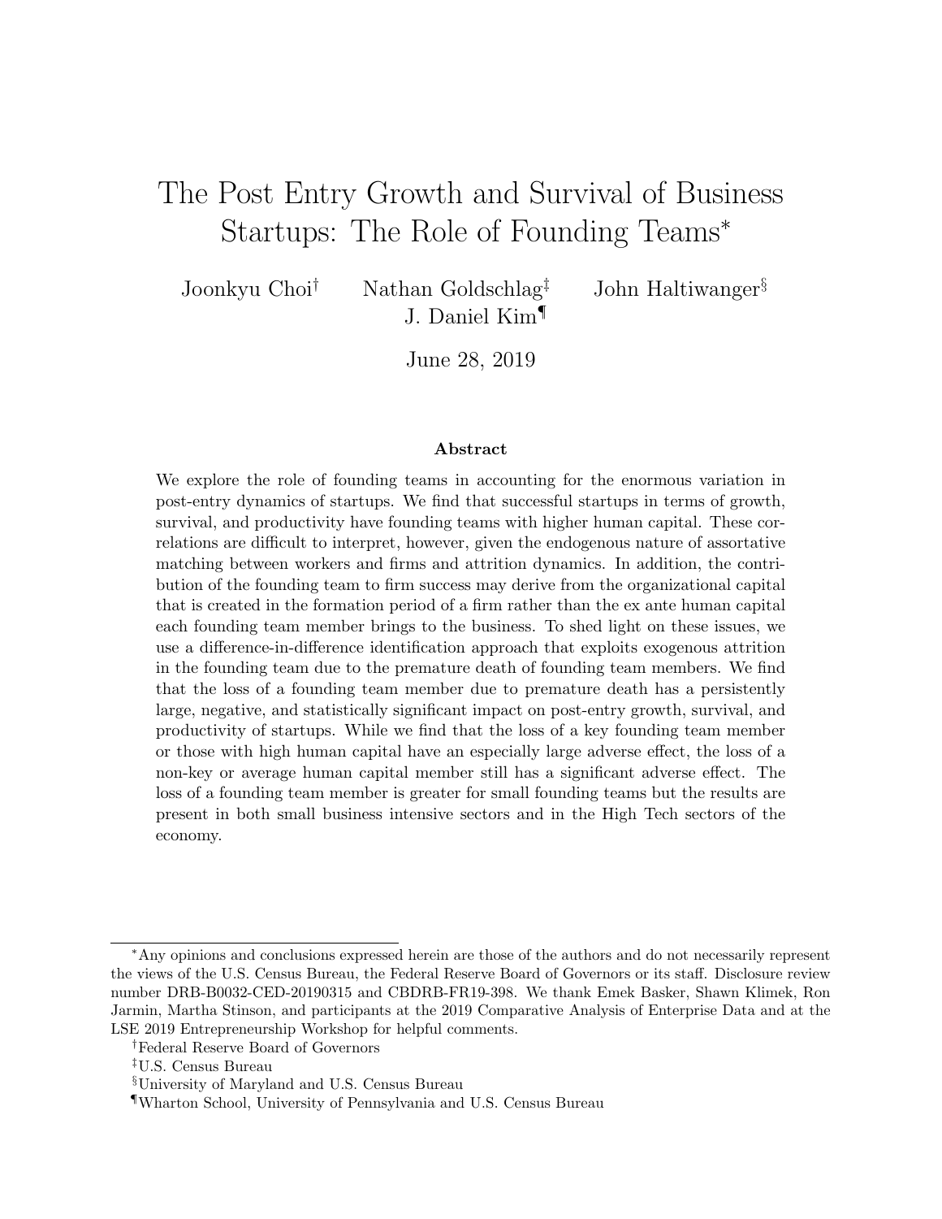# The Post Entry Growth and Survival of Business Startups: The Role of Founding Teams*

Joonkyu Choi† Nathan Goldschlag‡ John Haltiwanger§ J. Daniel Kim¶

June 28, 2019

### Abstract

We explore the role of founding teams in accounting for the enormous variation in post-entry dynamics of startups. We find that successful startups in terms of growth, survival, and productivity have founding teams with higher human capital. These correlations are difficult to interpret, however, given the endogenous nature of assortative matching between workers and firms and attrition dynamics. In addition, the contribution of the founding team to firm success may derive from the organizational capital that is created in the formation period of a firm rather than the ex ante human capital each founding team member brings to the business. To shed light on these issues, we use a difference-in-difference identification approach that exploits exogenous attrition in the founding team due to the premature death of founding team members. We find that the loss of a founding team member due to premature death has a persistently large, negative, and statistically significant impact on post-entry growth, survival, and productivity of startups. While we find that the loss of a key founding team member or those with high human capital have an especially large adverse effect, the loss of a non-key or average human capital member still has a significant adverse effect. The loss of a founding team member is greater for small founding teams but the results are present in both small business intensive sectors and in the High Tech sectors of the economy.

---

*Any opinions and conclusions expressed herein are those of the authors and do not necessarily represent the views of the U.S. Census Bureau, the Federal Reserve Board of Governors or its staff. Disclosure review number DRB-B0032-CED-20190315 and CBDRB-FR19-398. We thank Emek Basker, Shawn Klimek, Ron Jarmin, Martha Stinson, and participants at the 2019 Comparative Analysis of Enterprise Data and at the LSE 2019 Entrepreneurship Workshop for helpful comments.

†Federal Reserve Board of Governors

‡U.S. Census Bureau

§University of Maryland and U.S. Census Bureau

¶Wharton School, University of Pennsylvania and U.S. Census Bureau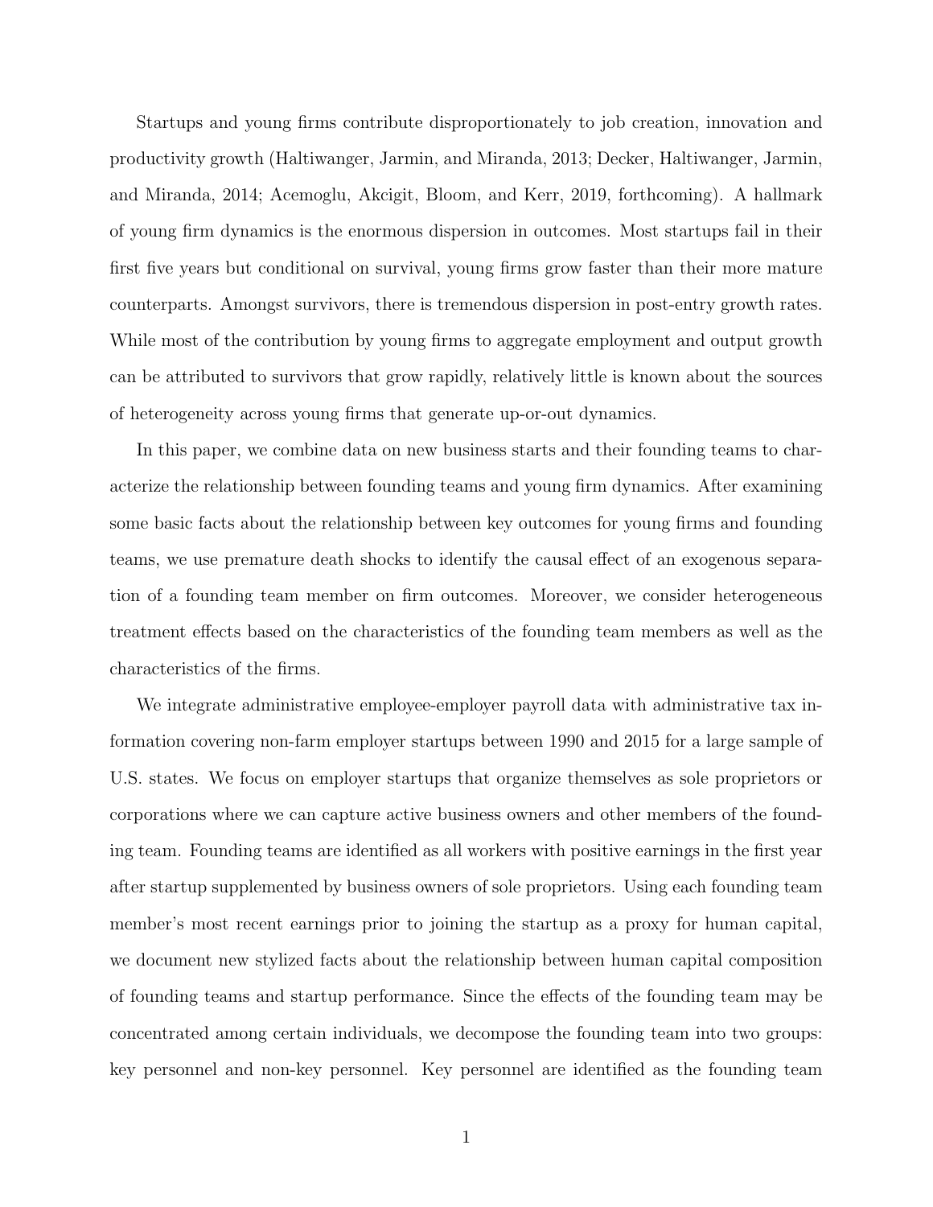Startups and young firms contribute disproportionately to job creation, innovation and productivity growth (Haltiwanger, Jarmin, and Miranda, 2013; Decker, Haltiwanger, Jarmin, and Miranda, 2014; Acemoglu, Akcigit, Bloom, and Kerr, 2019, forthcoming). A hallmark of young firm dynamics is the enormous dispersion in outcomes. Most startups fail in their first five years but conditional on survival, young firms grow faster than their more mature counterparts. Amongst survivors, there is tremendous dispersion in post-entry growth rates. While most of the contribution by young firms to aggregate employment and output growth can be attributed to survivors that grow rapidly, relatively little is known about the sources of heterogeneity across young firms that generate up-or-out dynamics.

In this paper, we combine data on new business starts and their founding teams to characterize the relationship between founding teams and young firm dynamics. After examining some basic facts about the relationship between key outcomes for young firms and founding teams, we use premature death shocks to identify the causal effect of an exogenous separation of a founding team member on firm outcomes. Moreover, we consider heterogeneous treatment effects based on the characteristics of the founding team members as well as the characteristics of the firms.

We integrate administrative employee-employer payroll data with administrative tax information covering non-farm employer startups between 1990 and 2015 for a large sample of U.S. states. We focus on employer startups that organize themselves as sole proprietors or corporations where we can capture active business owners and other members of the founding team. Founding teams are identified as all workers with positive earnings in the first year after startup supplemented by business owners of sole proprietors. Using each founding team member's most recent earnings prior to joining the startup as a proxy for human capital, we document new stylized facts about the relationship between human capital composition of founding teams and startup performance. Since the effects of the founding team may be concentrated among certain individuals, we decompose the founding team into two groups: key personnel and non-key personnel. Key personnel are identified as the founding team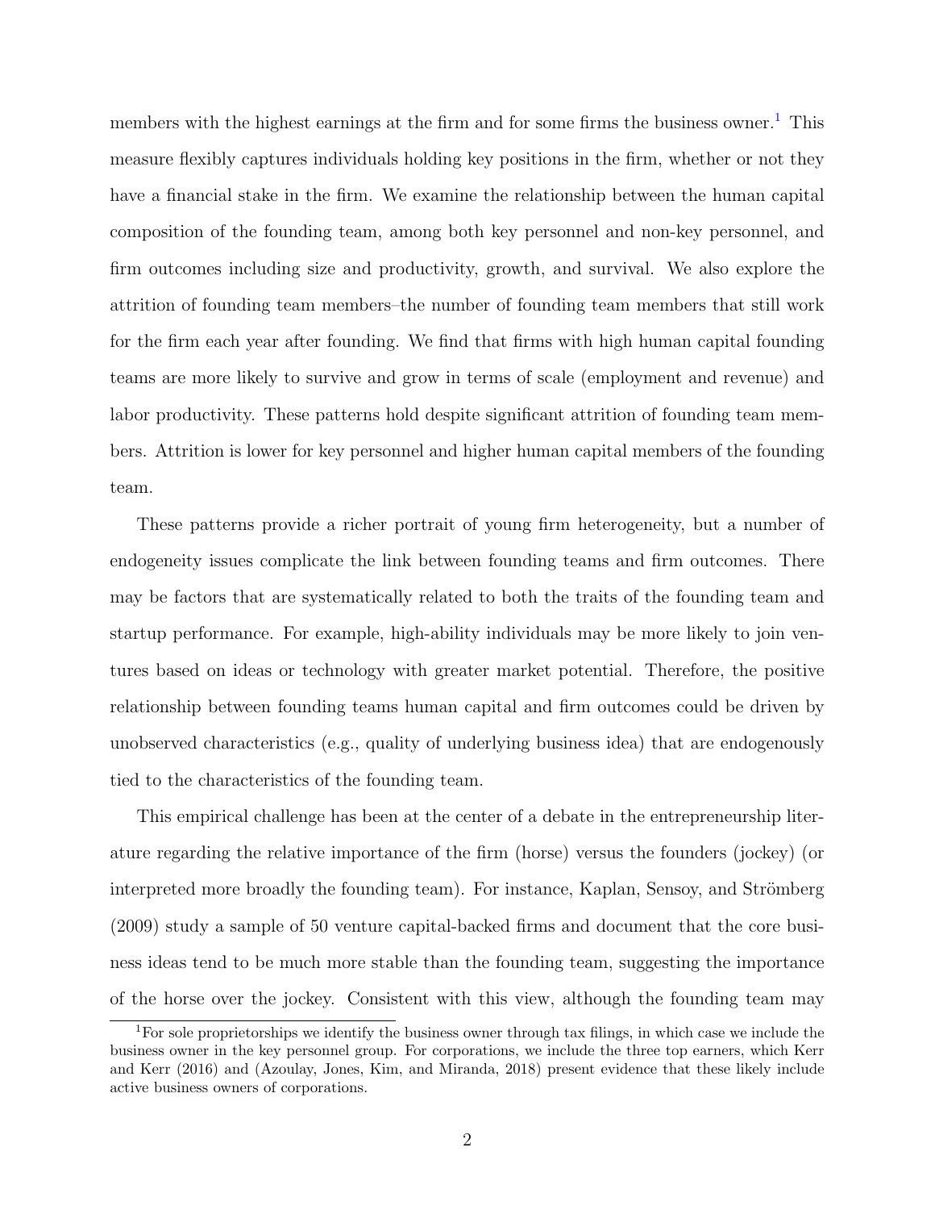members with the highest earnings at the firm and for some firms the business owner.[1] This measure flexibly captures individuals holding key positions in the firm, whether or not they have a financial stake in the firm. We examine the relationship between the human capital composition of the founding team, among both key personnel and non-key personnel, and firm outcomes including size and productivity, growth, and survival. We also explore the attrition of founding team members–the number of founding team members that still work for the firm each year after founding. We find that firms with high human capital founding teams are more likely to survive and grow in terms of scale (employment and revenue) and labor productivity. These patterns hold despite significant attrition of founding team members. Attrition is lower for key personnel and higher human capital members of the founding team.

These patterns provide a richer portrait of young firm heterogeneity, but a number of endogeneity issues complicate the link between founding teams and firm outcomes. There may be factors that are systematically related to both the traits of the founding team and startup performance. For example, high-ability individuals may be more likely to join ventures based on ideas or technology with greater market potential. Therefore, the positive relationship between founding teams human capital and firm outcomes could be driven by unobserved characteristics (e.g., quality of underlying business idea) that are endogenously tied to the characteristics of the founding team.

This empirical challenge has been at the center of a debate in the entrepreneurship literature regarding the relative importance of the firm (horse) versus the founders (jockey) (or interpreted more broadly the founding team). For instance, Kaplan, Sensoy, and Strömberg (2009) study a sample of 50 venture capital-backed firms and document that the core business ideas tend to be much more stable than the founding team, suggesting the importance of the horse over the jockey. Consistent with this view, although the founding team may

[1] For sole proprietorships we identify the business owner through tax filings, in which case we include the business owner in the key personnel group. For corporations, we include the three top earners, which Kerr and Kerr (2016) and (Azoulay, Jones, Kim, and Miranda, 2018) present evidence that these likely include active business owners of corporations.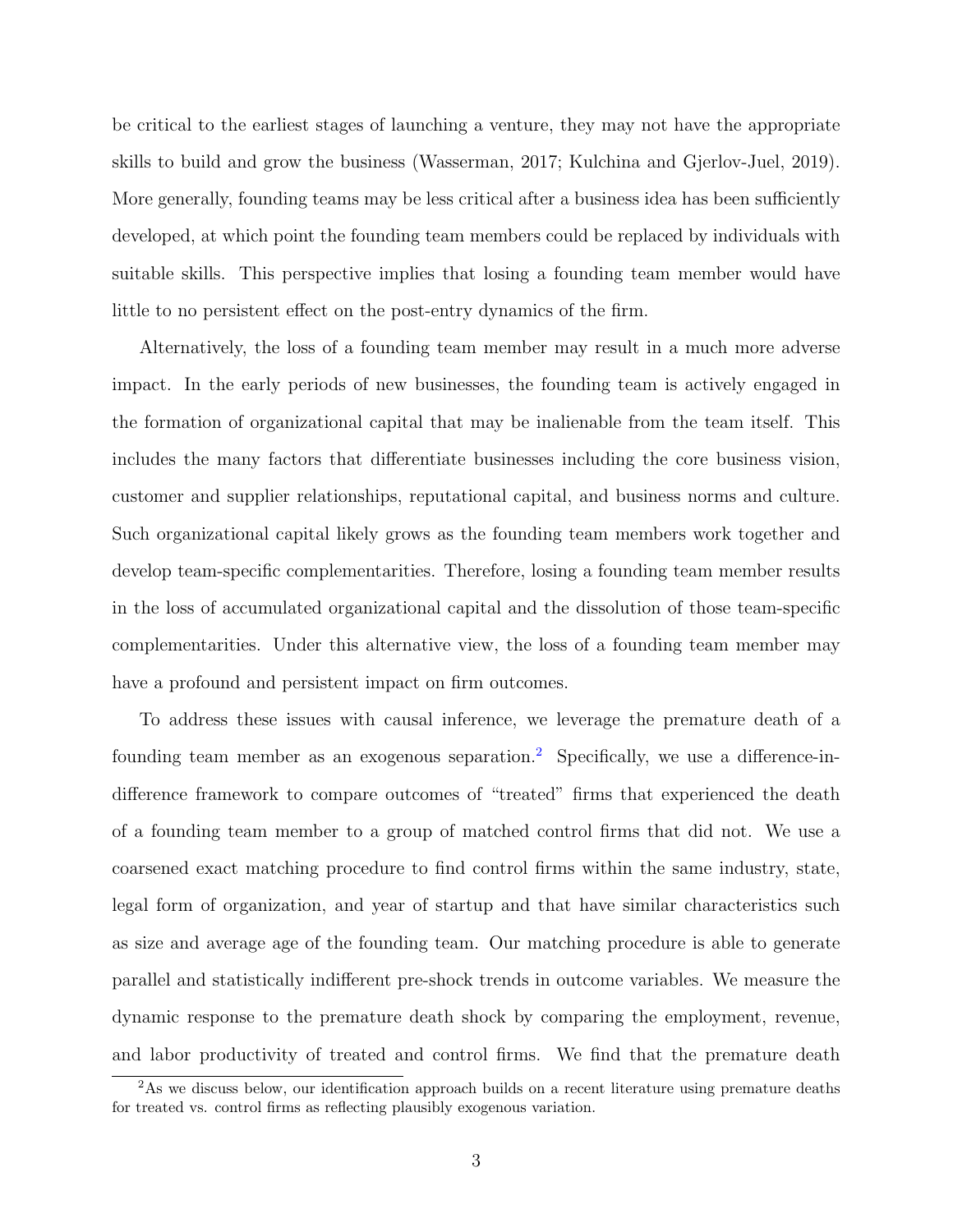be critical to the earliest stages of launching a venture, they may not have the appropriate skills to build and grow the business (Wasserman, 2017; Kulchina and Gjerlov-Juel, 2019). More generally, founding teams may be less critical after a business idea has been sufficiently developed, at which point the founding team members could be replaced by individuals with suitable skills. This perspective implies that losing a founding team member would have little to no persistent effect on the post-entry dynamics of the firm.

Alternatively, the loss of a founding team member may result in a much more adverse impact. In the early periods of new businesses, the founding team is actively engaged in the formation of organizational capital that may be inalienable from the team itself. This includes the many factors that differentiate businesses including the core business vision, customer and supplier relationships, reputational capital, and business norms and culture. Such organizational capital likely grows as the founding team members work together and develop team-specific complementarities. Therefore, losing a founding team member results in the loss of accumulated organizational capital and the dissolution of those team-specific complementarities. Under this alternative view, the loss of a founding team member may have a profound and persistent impact on firm outcomes.

To address these issues with causal inference, we leverage the premature death of a founding team member as an exogenous separation.[2] Specifically, we use a difference-in-difference framework to compare outcomes of "treated" firms that experienced the death of a founding team member to a group of matched control firms that did not. We use a coarsened exact matching procedure to find control firms within the same industry, state, legal form of organization, and year of startup and that have similar characteristics such as size and average age of the founding team. Our matching procedure is able to generate parallel and statistically indifferent pre-shock trends in outcome variables. We measure the dynamic response to the premature death shock by comparing the employment, revenue, and labor productivity of treated and control firms. We find that the premature death

[2] As we discuss below, our identification approach builds on a recent literature using premature deaths for treated vs. control firms as reflecting plausibly exogenous variation.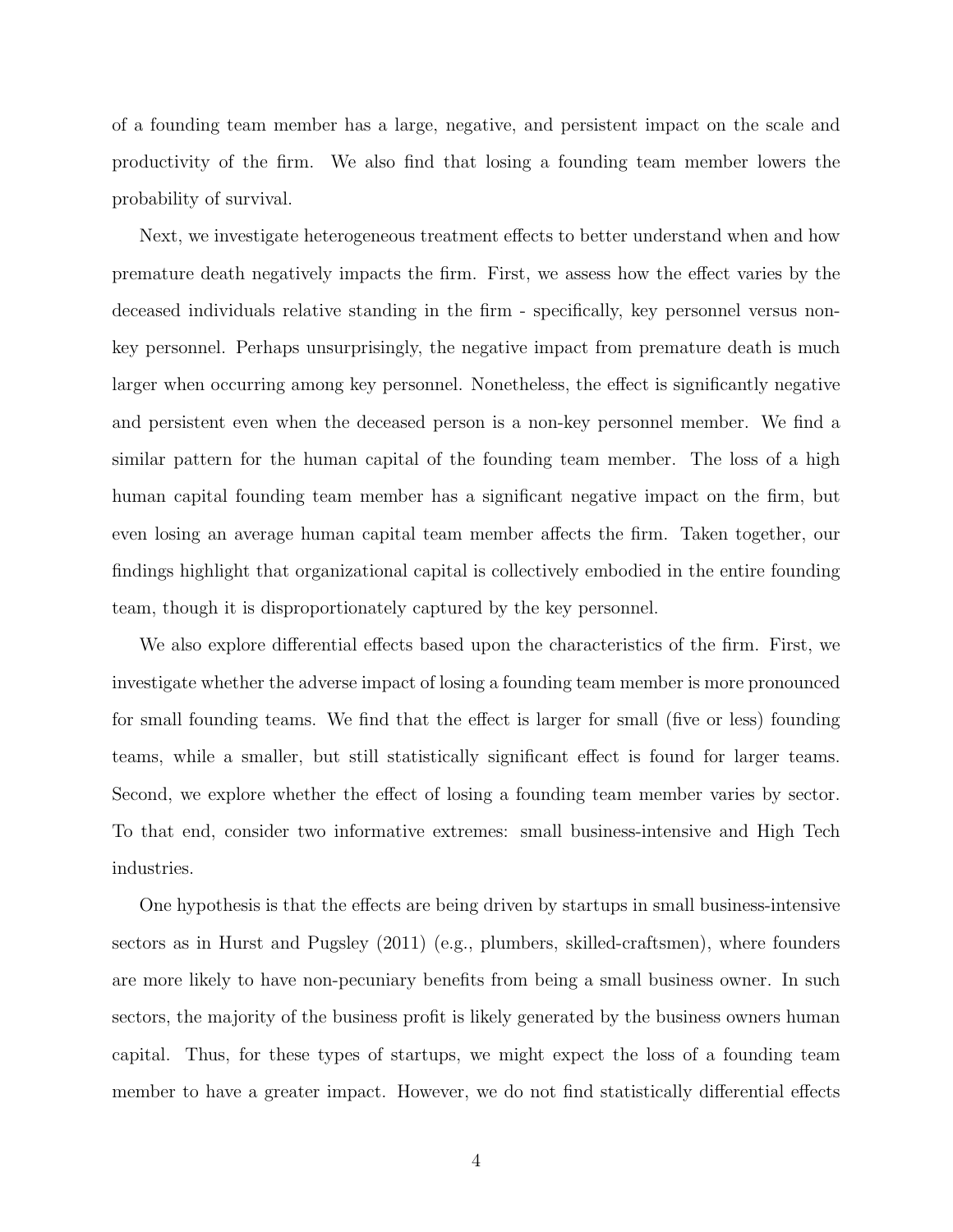of a founding team member has a large, negative, and persistent impact on the scale and productivity of the firm. We also find that losing a founding team member lowers the probability of survival.

Next, we investigate heterogeneous treatment effects to better understand when and how premature death negatively impacts the firm. First, we assess how the effect varies by the deceased individuals relative standing in the firm - specifically, key personnel versus non-key personnel. Perhaps unsurprisingly, the negative impact from premature death is much larger when occurring among key personnel. Nonetheless, the effect is significantly negative and persistent even when the deceased person is a non-key personnel member. We find a similar pattern for the human capital of the founding team member. The loss of a high human capital founding team member has a significant negative impact on the firm, but even losing an average human capital team member affects the firm. Taken together, our findings highlight that organizational capital is collectively embodied in the entire founding team, though it is disproportionately captured by the key personnel.

We also explore differential effects based upon the characteristics of the firm. First, we investigate whether the adverse impact of losing a founding team member is more pronounced for small founding teams. We find that the effect is larger for small (five or less) founding teams, while a smaller, but still statistically significant effect is found for larger teams. Second, we explore whether the effect of losing a founding team member varies by sector. To that end, consider two informative extremes: small business-intensive and High Tech industries.

One hypothesis is that the effects are being driven by startups in small business-intensive sectors as in Hurst and Pugsley (2011) (e.g., plumbers, skilled-craftsmen), where founders are more likely to have non-pecuniary benefits from being a small business owner. In such sectors, the majority of the business profit is likely generated by the business owners human capital. Thus, for these types of startups, we might expect the loss of a founding team member to have a greater impact. However, we do not find statistically differential effects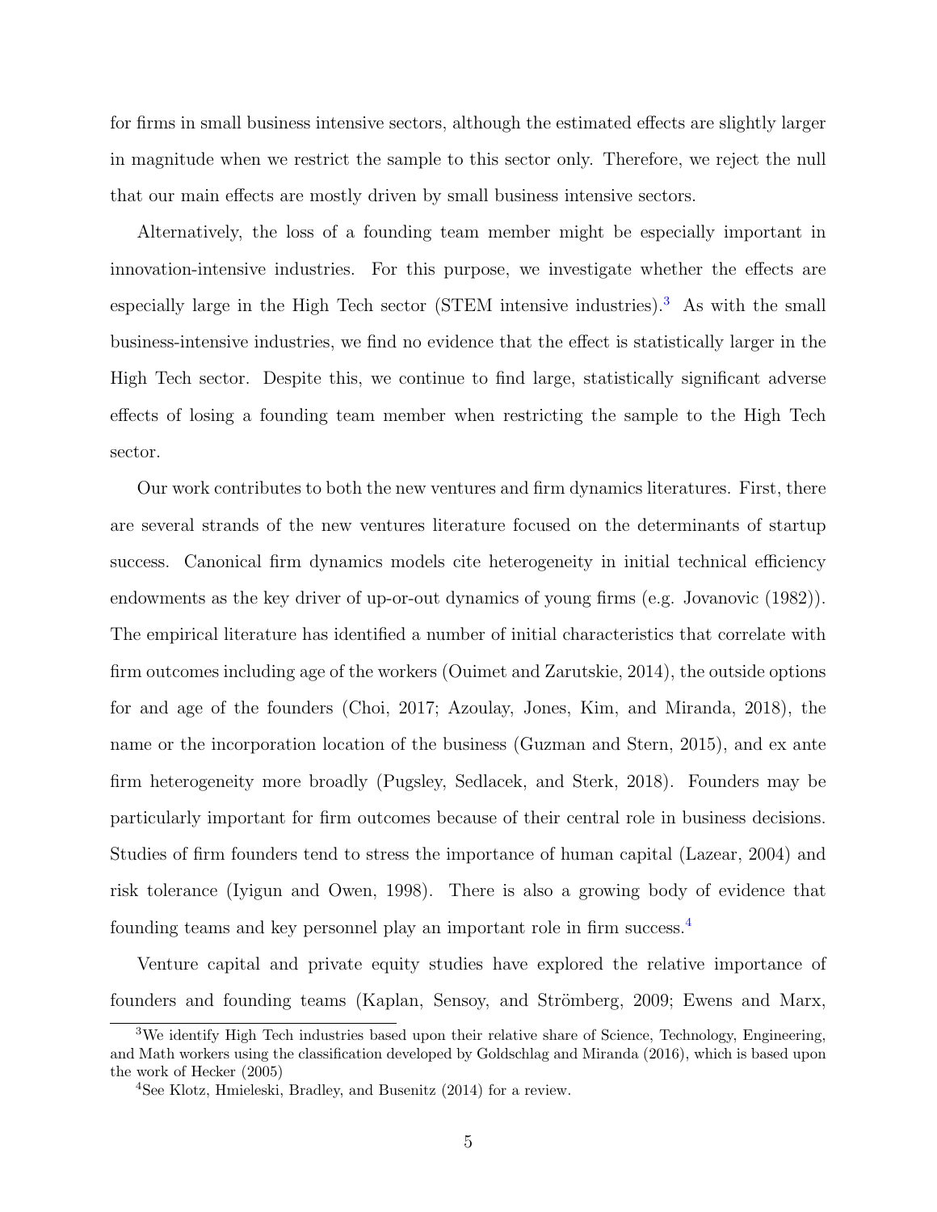for firms in small business intensive sectors, although the estimated effects are slightly larger in magnitude when we restrict the sample to this sector only. Therefore, we reject the null that our main effects are mostly driven by small business intensive sectors.

Alternatively, the loss of a founding team member might be especially important in innovation-intensive industries. For this purpose, we investigate whether the effects are especially large in the High Tech sector (STEM intensive industries).[3] As with the small business-intensive industries, we find no evidence that the effect is statistically larger in the High Tech sector. Despite this, we continue to find large, statistically significant adverse effects of losing a founding team member when restricting the sample to the High Tech sector.

Our work contributes to both the new ventures and firm dynamics literatures. First, there are several strands of the new ventures literature focused on the determinants of startup success. Canonical firm dynamics models cite heterogeneity in initial technical efficiency endowments as the key driver of up-or-out dynamics of young firms (e.g. Jovanovic (1982)). The empirical literature has identified a number of initial characteristics that correlate with firm outcomes including age of the workers (Ouimet and Zarutskie, 2014), the outside options for and age of the founders (Choi, 2017; Azoulay, Jones, Kim, and Miranda, 2018), the name or the incorporation location of the business (Guzman and Stern, 2015), and ex ante firm heterogeneity more broadly (Pugsley, Sedlacek, and Sterk, 2018). Founders may be particularly important for firm outcomes because of their central role in business decisions. Studies of firm founders tend to stress the importance of human capital (Lazear, 2004) and risk tolerance (Iyigun and Owen, 1998). There is also a growing body of evidence that founding teams and key personnel play an important role in firm success.[4]

Venture capital and private equity studies have explored the relative importance of founders and founding teams (Kaplan, Sensoy, and Strömberg, 2009; Ewens and Marx,

[3] We identify High Tech industries based upon their relative share of Science, Technology, Engineering, and Math workers using the classification developed by Goldschlag and Miranda (2016), which is based upon the work of Hecker (2005)

[4] See Klotz, Hmieleski, Bradley, and Busenitz (2014) for a review.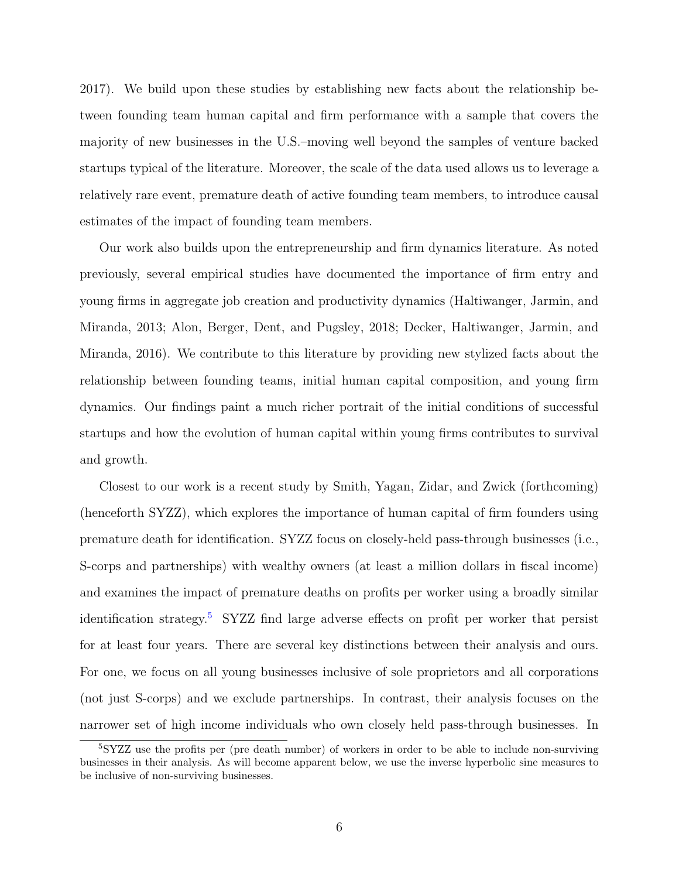2017). We build upon these studies by establishing new facts about the relationship between founding team human capital and firm performance with a sample that covers the majority of new businesses in the U.S.–moving well beyond the samples of venture backed startups typical of the literature. Moreover, the scale of the data used allows us to leverage a relatively rare event, premature death of active founding team members, to introduce causal estimates of the impact of founding team members.

Our work also builds upon the entrepreneurship and firm dynamics literature. As noted previously, several empirical studies have documented the importance of firm entry and young firms in aggregate job creation and productivity dynamics (Haltiwanger, Jarmin, and Miranda, 2013; Alon, Berger, Dent, and Pugsley, 2018; Decker, Haltiwanger, Jarmin, and Miranda, 2016). We contribute to this literature by providing new stylized facts about the relationship between founding teams, initial human capital composition, and young firm dynamics. Our findings paint a much richer portrait of the initial conditions of successful startups and how the evolution of human capital within young firms contributes to survival and growth.

Closest to our work is a recent study by Smith, Yagan, Zidar, and Zwick (forthcoming) (henceforth SYZZ), which explores the importance of human capital of firm founders using premature death for identification. SYZZ focus on closely-held pass-through businesses (i.e., S-corps and partnerships) with wealthy owners (at least a million dollars in fiscal income) and examines the impact of premature deaths on profits per worker using a broadly similar identification strategy.[5] SYZZ find large adverse effects on profit per worker that persist for at least four years. There are several key distinctions between their analysis and ours. For one, we focus on all young businesses inclusive of sole proprietors and all corporations (not just S-corps) and we exclude partnerships. In contrast, their analysis focuses on the narrower set of high income individuals who own closely held pass-through businesses. In

[5] SYZZ use the profits per (pre death number) of workers in order to be able to include non-surviving businesses in their analysis. As will become apparent below, we use the inverse hyperbolic sine measures to be inclusive of non-surviving businesses.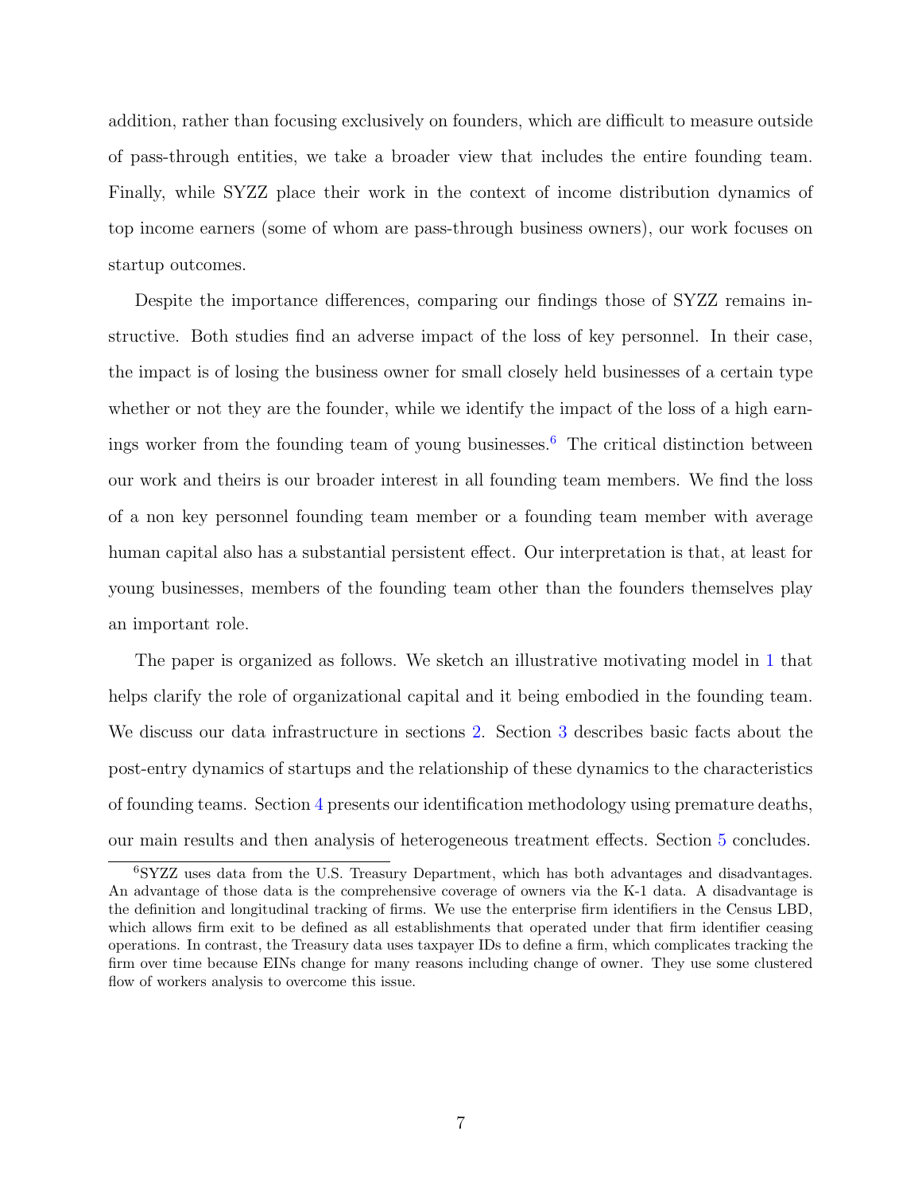addition, rather than focusing exclusively on founders, which are difficult to measure outside of pass-through entities, we take a broader view that includes the entire founding team. Finally, while SYZZ place their work in the context of income distribution dynamics of top income earners (some of whom are pass-through business owners), our work focuses on startup outcomes.

Despite the importance differences, comparing our findings those of SYZZ remains instructive. Both studies find an adverse impact of the loss of key personnel. In their case, the impact is of losing the business owner for small closely held businesses of a certain type whether or not they are the founder, while we identify the impact of the loss of a high earnings worker from the founding team of young businesses.[6] The critical distinction between our work and theirs is our broader interest in all founding team members. We find the loss of a non key personnel founding team member or a founding team member with average human capital also has a substantial persistent effect. Our interpretation is that, at least for young businesses, members of the founding team other than the founders themselves play an important role.

The paper is organized as follows. We sketch an illustrative motivating model in 1 that helps clarify the role of organizational capital and it being embodied in the founding team. We discuss our data infrastructure in sections 2. Section 3 describes basic facts about the post-entry dynamics of startups and the relationship of these dynamics to the characteristics of founding teams. Section 4 presents our identification methodology using premature deaths, our main results and then analysis of heterogeneous treatment effects. Section 5 concludes.

[6] SYZZ uses data from the U.S. Treasury Department, which has both advantages and disadvantages. An advantage of those data is the comprehensive coverage of owners via the K-1 data. A disadvantage is the definition and longitudinal tracking of firms. We use the enterprise firm identifiers in the Census LBD, which allows firm exit to be defined as all establishments that operated under that firm identifier ceasing operations. In contrast, the Treasury data uses taxpayer IDs to define a firm, which complicates tracking the firm over time because EINs change for many reasons including change of owner. They use some clustered flow of workers analysis to overcome this issue.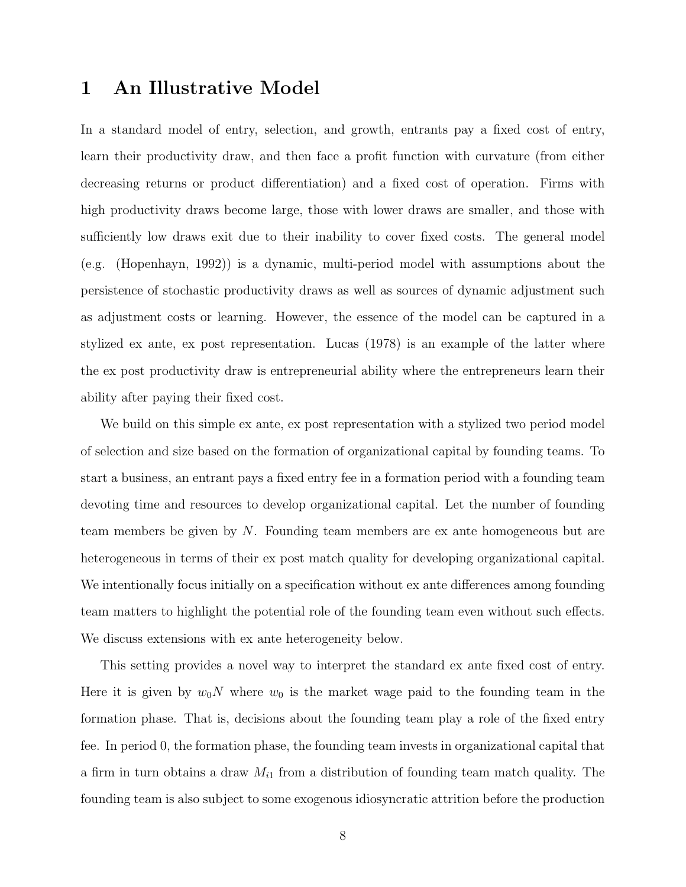# 1 An Illustrative Model

In a standard model of entry, selection, and growth, entrants pay a fixed cost of entry, learn their productivity draw, and then face a profit function with curvature (from either decreasing returns or product differentiation) and a fixed cost of operation. Firms with high productivity draws become large, those with lower draws are smaller, and those with sufficiently low draws exit due to their inability to cover fixed costs. The general model (e.g. (Hopenhayn, 1992)) is a dynamic, multi-period model with assumptions about the persistence of stochastic productivity draws as well as sources of dynamic adjustment such as adjustment costs or learning. However, the essence of the model can be captured in a stylized ex ante, ex post representation. Lucas (1978) is an example of the latter where the ex post productivity draw is entrepreneurial ability where the entrepreneurs learn their ability after paying their fixed cost.

We build on this simple ex ante, ex post representation with a stylized two period model of selection and size based on the formation of organizational capital by founding teams. To start a business, an entrant pays a fixed entry fee in a formation period with a founding team devoting time and resources to develop organizational capital. Let the number of founding team members be given by $N$. Founding team members are ex ante homogeneous but are heterogeneous in terms of their ex post match quality for developing organizational capital. We intentionally focus initially on a specification without ex ante differences among founding team matters to highlight the potential role of the founding team even without such effects. We discuss extensions with ex ante heterogeneity below.

This setting provides a novel way to interpret the standard ex ante fixed cost of entry. Here it is given by $w_0 N$ where $w_0$ is the market wage paid to the founding team in the formation phase. That is, decisions about the founding team play a role of the fixed entry fee. In period 0, the formation phase, the founding team invests in organizational capital that a firm in turn obtains a draw $M_{i1}$ from a distribution of founding team match quality. The founding team is also subject to some exogenous idiosyncratic attrition before the production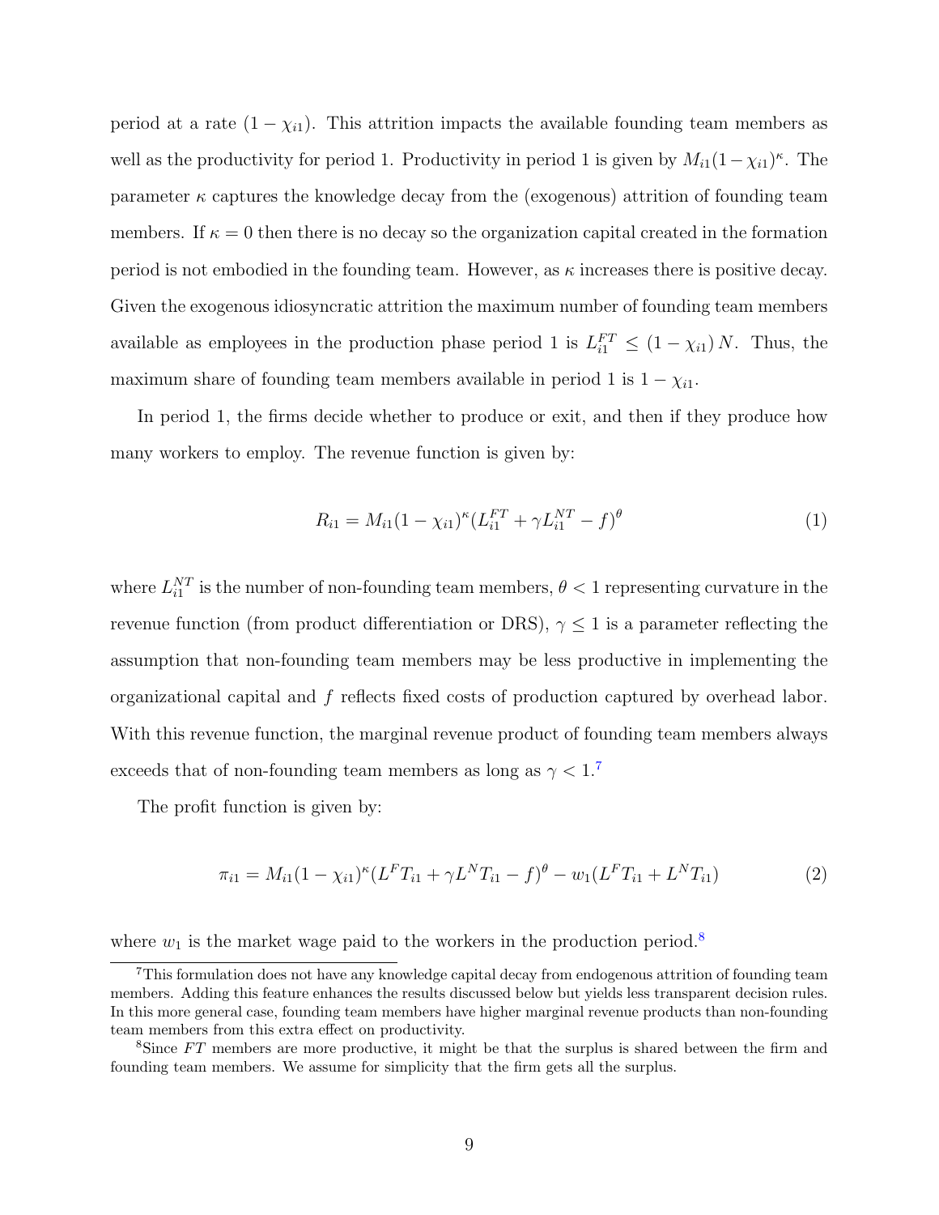period at a rate $(1 - \chi_{i1})$. This attrition impacts the available founding team members as well as the productivity for period 1. Productivity in period 1 is given by $M_{i1}(1-\chi_{i1})^{\kappa}$. The parameter $\kappa$ captures the knowledge decay from the (exogenous) attrition of founding team members. If $\kappa = 0$ then there is no decay so the organization capital created in the formation period is not embodied in the founding team. However, as $\kappa$ increases there is positive decay. Given the exogenous idiosyncratic attrition the maximum number of founding team members available as employees in the production phase period 1 is $L_{i1}^{FT} \leq (1 - \chi_{i1}) N$. Thus, the maximum share of founding team members available in period 1 is $1 - \chi_{i1}$.

In period 1, the firms decide whether to produce or exit, and then if they produce how many workers to employ. The revenue function is given by:

$$R_{i1} = M_{i1}(1-\chi_{i1})^{\kappa}(L_{i1}^{FT} + \gamma L_{i1}^{NT} - f)^{\theta} \tag{1}$$

where $L_{i1}^{NT}$ is the number of non-founding team members, $\theta < 1$ representing curvature in the revenue function (from product differentiation or DRS), $\gamma \leq 1$ is a parameter reflecting the assumption that non-founding team members may be less productive in implementing the organizational capital and $f$ reflects fixed costs of production captured by overhead labor. With this revenue function, the marginal revenue product of founding team members always exceeds that of non-founding team members as long as $\gamma < 1$.[7]

The profit function is given by:

$$\pi_{i1} = M_{i1}(1-\chi_{i1})^{\kappa}(L^{F}T_{i1} + \gamma L^{N}T_{i1} - f)^{\theta} - w_1(L^{F}T_{i1} + L^{N}T_{i1}) \tag{2}$$

where $w_1$ is the market wage paid to the workers in the production period.[8]

[7] This formulation does not have any knowledge capital decay from endogenous attrition of founding team members. Adding this feature enhances the results discussed below but yields less transparent decision rules. In this more general case, founding team members have higher marginal revenue products than non-founding team members from this extra effect on productivity.

[8] Since $FT$ members are more productive, it might be that the surplus is shared between the firm and founding team members. We assume for simplicity that the firm gets all the surplus.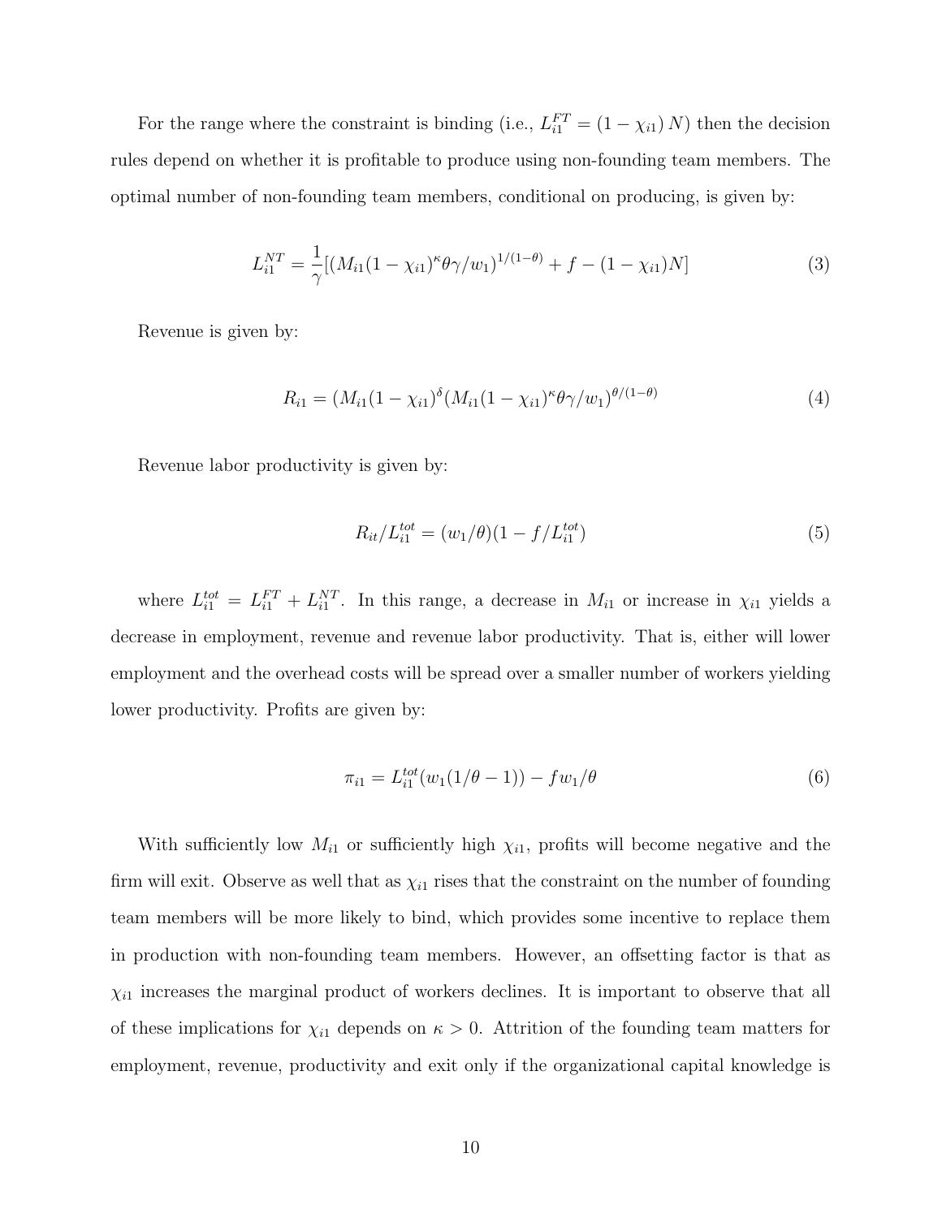For the range where the constraint is binding (i.e., $L_{i1}^{FT} = (1 - \chi_{i1})\, N$) then the decision rules depend on whether it is profitable to produce using non-founding team members. The optimal number of non-founding team members, conditional on producing, is given by:

$$L_{i1}^{NT} = \frac{1}{\gamma}[(M_{i1}(1-\chi_{i1})^{\kappa}\theta\gamma/w_1)^{1/(1-\theta)} + f - (1-\chi_{i1})N] \tag{3}$$

Revenue is given by:

$$R_{i1} = (M_{i1}(1-\chi_{i1})^{\delta}(M_{i1}(1-\chi_{i1})^{\kappa}\theta\gamma/w_1)^{\theta/(1-\theta)} \tag{4}$$

Revenue labor productivity is given by:

$$R_{it}/L_{i1}^{tot} = (w_1/\theta)(1 - f/L_{i1}^{tot}) \tag{5}$$

where $L_{i1}^{tot} = L_{i1}^{FT} + L_{i1}^{NT}$. In this range, a decrease in $M_{i1}$ or increase in $\chi_{i1}$ yields a decrease in employment, revenue and revenue labor productivity. That is, either will lower employment and the overhead costs will be spread over a smaller number of workers yielding lower productivity. Profits are given by:

$$\pi_{i1} = L_{i1}^{tot}(w_1(1/\theta - 1)) - fw_1/\theta \tag{6}$$

With sufficiently low $M_{i1}$ or sufficiently high $\chi_{i1}$, profits will become negative and the firm will exit. Observe as well that as $\chi_{i1}$ rises that the constraint on the number of founding team members will be more likely to bind, which provides some incentive to replace them in production with non-founding team members. However, an offsetting factor is that as $\chi_{i1}$ increases the marginal product of workers declines. It is important to observe that all of these implications for $\chi_{i1}$ depends on $\kappa > 0$. Attrition of the founding team matters for employment, revenue, productivity and exit only if the organizational capital knowledge is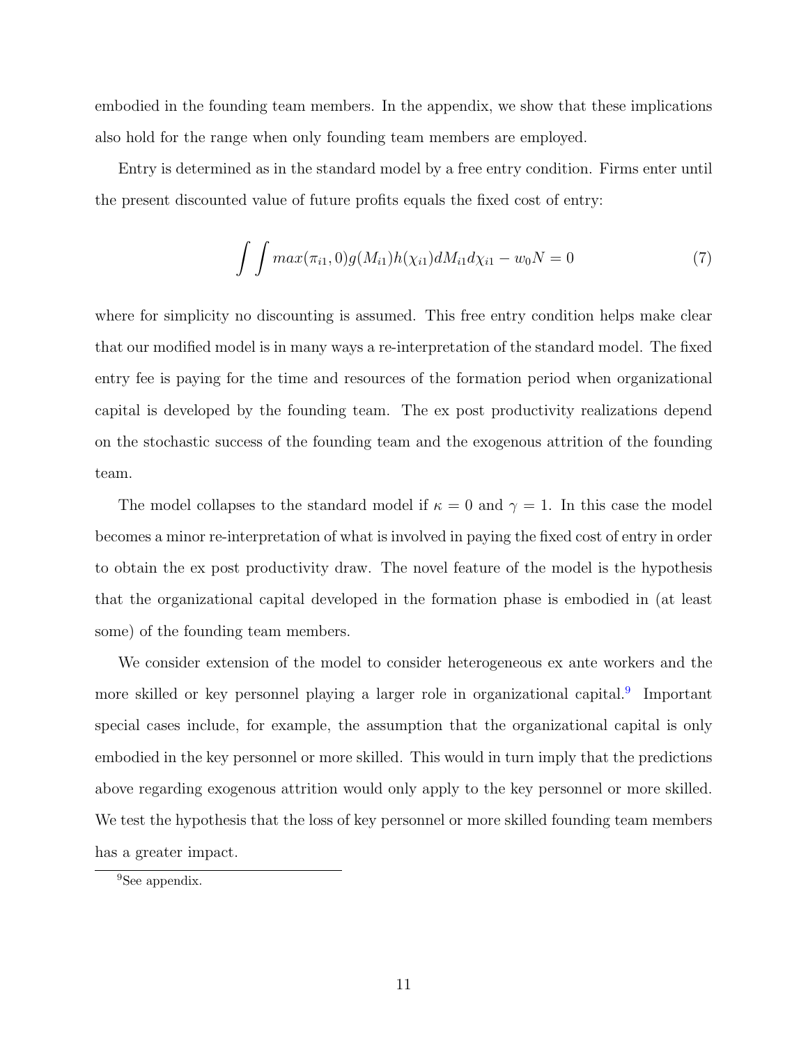embodied in the founding team members. In the appendix, we show that these implications also hold for the range when only founding team members are employed.

Entry is determined as in the standard model by a free entry condition. Firms enter until the present discounted value of future profits equals the fixed cost of entry:

$$\int\int max(\pi_{i1}, 0)g(M_{i1})h(\chi_{i1})dM_{i1}d\chi_{i1} - w_0 N = 0 \tag{7}$$

where for simplicity no discounting is assumed. This free entry condition helps make clear that our modified model is in many ways a re-interpretation of the standard model. The fixed entry fee is paying for the time and resources of the formation period when organizational capital is developed by the founding team. The ex post productivity realizations depend on the stochastic success of the founding team and the exogenous attrition of the founding team.

The model collapses to the standard model if $\kappa = 0$ and $\gamma = 1$. In this case the model becomes a minor re-interpretation of what is involved in paying the fixed cost of entry in order to obtain the ex post productivity draw. The novel feature of the model is the hypothesis that the organizational capital developed in the formation phase is embodied in (at least some) of the founding team members.

We consider extension of the model to consider heterogeneous ex ante workers and the more skilled or key personnel playing a larger role in organizational capital.[9] Important special cases include, for example, the assumption that the organizational capital is only embodied in the key personnel or more skilled. This would in turn imply that the predictions above regarding exogenous attrition would only apply to the key personnel or more skilled. We test the hypothesis that the loss of key personnel or more skilled founding team members has a greater impact.

[9] See appendix.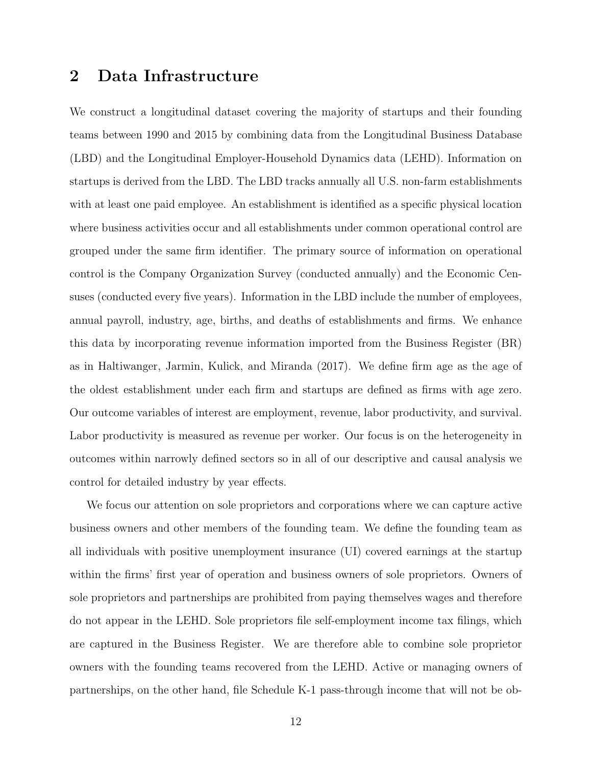## 2 Data Infrastructure

We construct a longitudinal dataset covering the majority of startups and their founding teams between 1990 and 2015 by combining data from the Longitudinal Business Database (LBD) and the Longitudinal Employer-Household Dynamics data (LEHD). Information on startups is derived from the LBD. The LBD tracks annually all U.S. non-farm establishments with at least one paid employee. An establishment is identified as a specific physical location where business activities occur and all establishments under common operational control are grouped under the same firm identifier. The primary source of information on operational control is the Company Organization Survey (conducted annually) and the Economic Censuses (conducted every five years). Information in the LBD include the number of employees, annual payroll, industry, age, births, and deaths of establishments and firms. We enhance this data by incorporating revenue information imported from the Business Register (BR) as in Haltiwanger, Jarmin, Kulick, and Miranda (2017). We define firm age as the age of the oldest establishment under each firm and startups are defined as firms with age zero. Our outcome variables of interest are employment, revenue, labor productivity, and survival. Labor productivity is measured as revenue per worker. Our focus is on the heterogeneity in outcomes within narrowly defined sectors so in all of our descriptive and causal analysis we control for detailed industry by year effects.

We focus our attention on sole proprietors and corporations where we can capture active business owners and other members of the founding team. We define the founding team as all individuals with positive unemployment insurance (UI) covered earnings at the startup within the firms' first year of operation and business owners of sole proprietors. Owners of sole proprietors and partnerships are prohibited from paying themselves wages and therefore do not appear in the LEHD. Sole proprietors file self-employment income tax filings, which are captured in the Business Register. We are therefore able to combine sole proprietor owners with the founding teams recovered from the LEHD. Active or managing owners of partnerships, on the other hand, file Schedule K-1 pass-through income that will not be ob-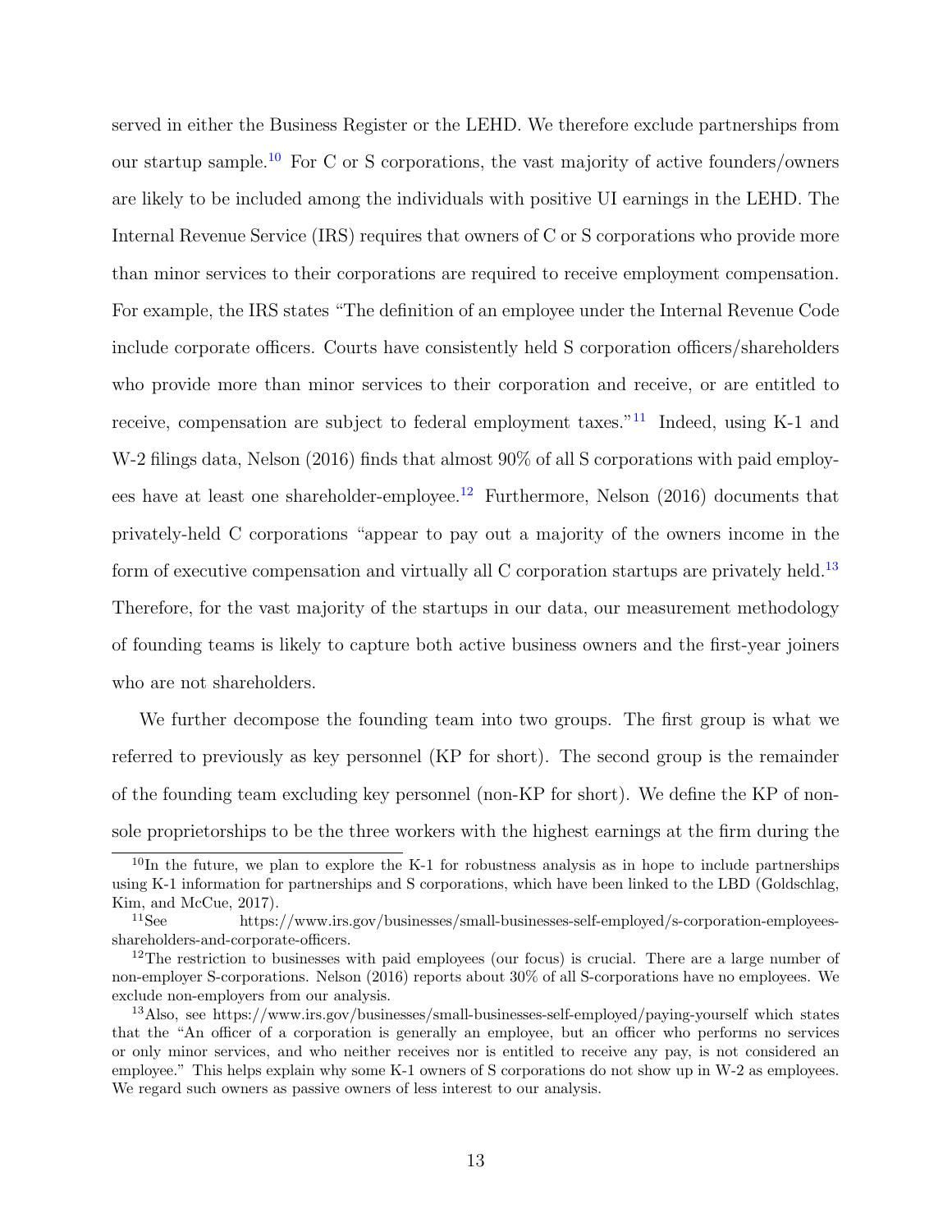served in either the Business Register or the LEHD. We therefore exclude partnerships from our startup sample.[10] For C or S corporations, the vast majority of active founders/owners are likely to be included among the individuals with positive UI earnings in the LEHD. The Internal Revenue Service (IRS) requires that owners of C or S corporations who provide more than minor services to their corporations are required to receive employment compensation. For example, the IRS states "The definition of an employee under the Internal Revenue Code include corporate officers. Courts have consistently held S corporation officers/shareholders who provide more than minor services to their corporation and receive, or are entitled to receive, compensation are subject to federal employment taxes."[11] Indeed, using K-1 and W-2 filings data, Nelson (2016) finds that almost 90% of all S corporations with paid employees have at least one shareholder-employee.[12] Furthermore, Nelson (2016) documents that privately-held C corporations "appear to pay out a majority of the owners income in the form of executive compensation and virtually all C corporation startups are privately held.[13] Therefore, for the vast majority of the startups in our data, our measurement methodology of founding teams is likely to capture both active business owners and the first-year joiners who are not shareholders.

We further decompose the founding team into two groups. The first group is what we referred to previously as key personnel (KP for short). The second group is the remainder of the founding team excluding key personnel (non-KP for short). We define the KP of non-sole proprietorships to be the three workers with the highest earnings at the firm during the

[10] In the future, we plan to explore the K-1 for robustness analysis as in hope to include partnerships using K-1 information for partnerships and S corporations, which have been linked to the LBD (Goldschlag, Kim, and McCue, 2017).

[11] See https://www.irs.gov/businesses/small-businesses-self-employed/s-corporation-employees-shareholders-and-corporate-officers.

[12] The restriction to businesses with paid employees (our focus) is crucial. There are a large number of non-employer S-corporations. Nelson (2016) reports about 30% of all S-corporations have no employees. We exclude non-employers from our analysis.

[13] Also, see https://www.irs.gov/businesses/small-businesses-self-employed/paying-yourself which states that the "An officer of a corporation is generally an employee, but an officer who performs no services or only minor services, and who neither receives nor is entitled to receive any pay, is not considered an employee." This helps explain why some K-1 owners of S corporations do not show up in W-2 as employees. We regard such owners as passive owners of less interest to our analysis.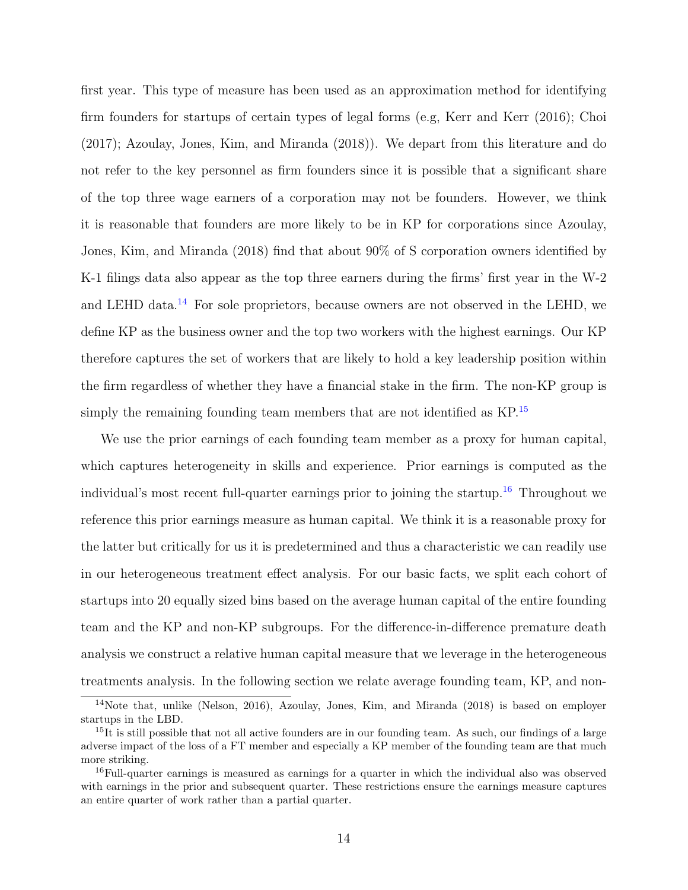first year. This type of measure has been used as an approximation method for identifying firm founders for startups of certain types of legal forms (e.g, Kerr and Kerr (2016); Choi (2017); Azoulay, Jones, Kim, and Miranda (2018)). We depart from this literature and do not refer to the key personnel as firm founders since it is possible that a significant share of the top three wage earners of a corporation may not be founders. However, we think it is reasonable that founders are more likely to be in KP for corporations since Azoulay, Jones, Kim, and Miranda (2018) find that about 90% of S corporation owners identified by K-1 filings data also appear as the top three earners during the firms' first year in the W-2 and LEHD data.[14] For sole proprietors, because owners are not observed in the LEHD, we define KP as the business owner and the top two workers with the highest earnings. Our KP therefore captures the set of workers that are likely to hold a key leadership position within the firm regardless of whether they have a financial stake in the firm. The non-KP group is simply the remaining founding team members that are not identified as KP.[15]

We use the prior earnings of each founding team member as a proxy for human capital, which captures heterogeneity in skills and experience. Prior earnings is computed as the individual's most recent full-quarter earnings prior to joining the startup.[16] Throughout we reference this prior earnings measure as human capital. We think it is a reasonable proxy for the latter but critically for us it is predetermined and thus a characteristic we can readily use in our heterogeneous treatment effect analysis. For our basic facts, we split each cohort of startups into 20 equally sized bins based on the average human capital of the entire founding team and the KP and non-KP subgroups. For the difference-in-difference premature death analysis we construct a relative human capital measure that we leverage in the heterogeneous treatments analysis. In the following section we relate average founding team, KP, and non-

[14] Note that, unlike (Nelson, 2016), Azoulay, Jones, Kim, and Miranda (2018) is based on employer startups in the LBD.

[15] It is still possible that not all active founders are in our founding team. As such, our findings of a large adverse impact of the loss of a FT member and especially a KP member of the founding team are that much more striking.

[16] Full-quarter earnings is measured as earnings for a quarter in which the individual also was observed with earnings in the prior and subsequent quarter. These restrictions ensure the earnings measure captures an entire quarter of work rather than a partial quarter.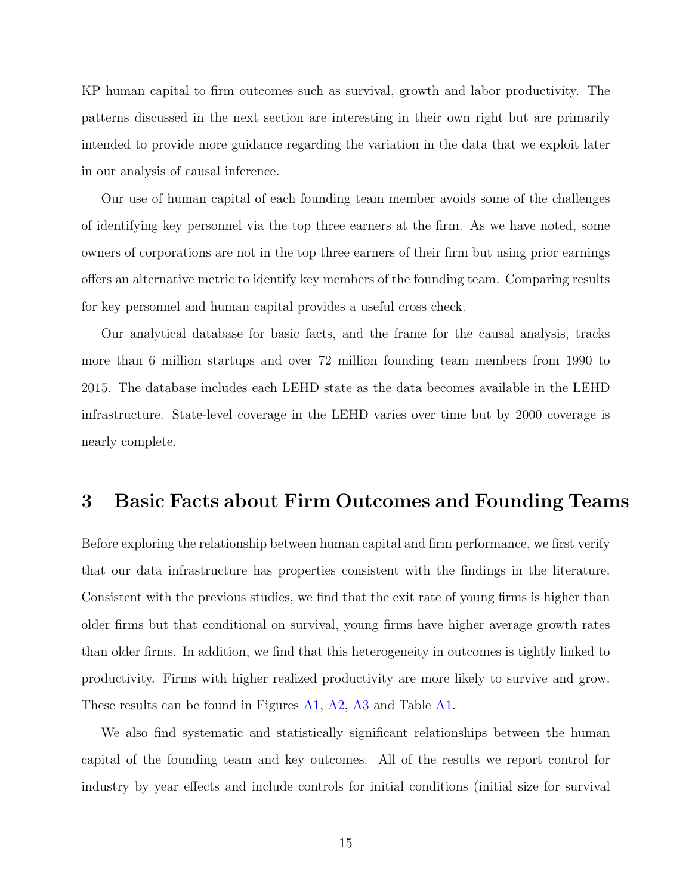KP human capital to firm outcomes such as survival, growth and labor productivity. The patterns discussed in the next section are interesting in their own right but are primarily intended to provide more guidance regarding the variation in the data that we exploit later in our analysis of causal inference.

Our use of human capital of each founding team member avoids some of the challenges of identifying key personnel via the top three earners at the firm. As we have noted, some owners of corporations are not in the top three earners of their firm but using prior earnings offers an alternative metric to identify key members of the founding team. Comparing results for key personnel and human capital provides a useful cross check.

Our analytical database for basic facts, and the frame for the causal analysis, tracks more than 6 million startups and over 72 million founding team members from 1990 to 2015. The database includes each LEHD state as the data becomes available in the LEHD infrastructure. State-level coverage in the LEHD varies over time but by 2000 coverage is nearly complete.

# 3 Basic Facts about Firm Outcomes and Founding Teams

Before exploring the relationship between human capital and firm performance, we first verify that our data infrastructure has properties consistent with the findings in the literature. Consistent with the previous studies, we find that the exit rate of young firms is higher than older firms but that conditional on survival, young firms have higher average growth rates than older firms. In addition, we find that this heterogeneity in outcomes is tightly linked to productivity. Firms with higher realized productivity are more likely to survive and grow. These results can be found in Figures A1, A2, A3 and Table A1.

We also find systematic and statistically significant relationships between the human capital of the founding team and key outcomes. All of the results we report control for industry by year effects and include controls for initial conditions (initial size for survival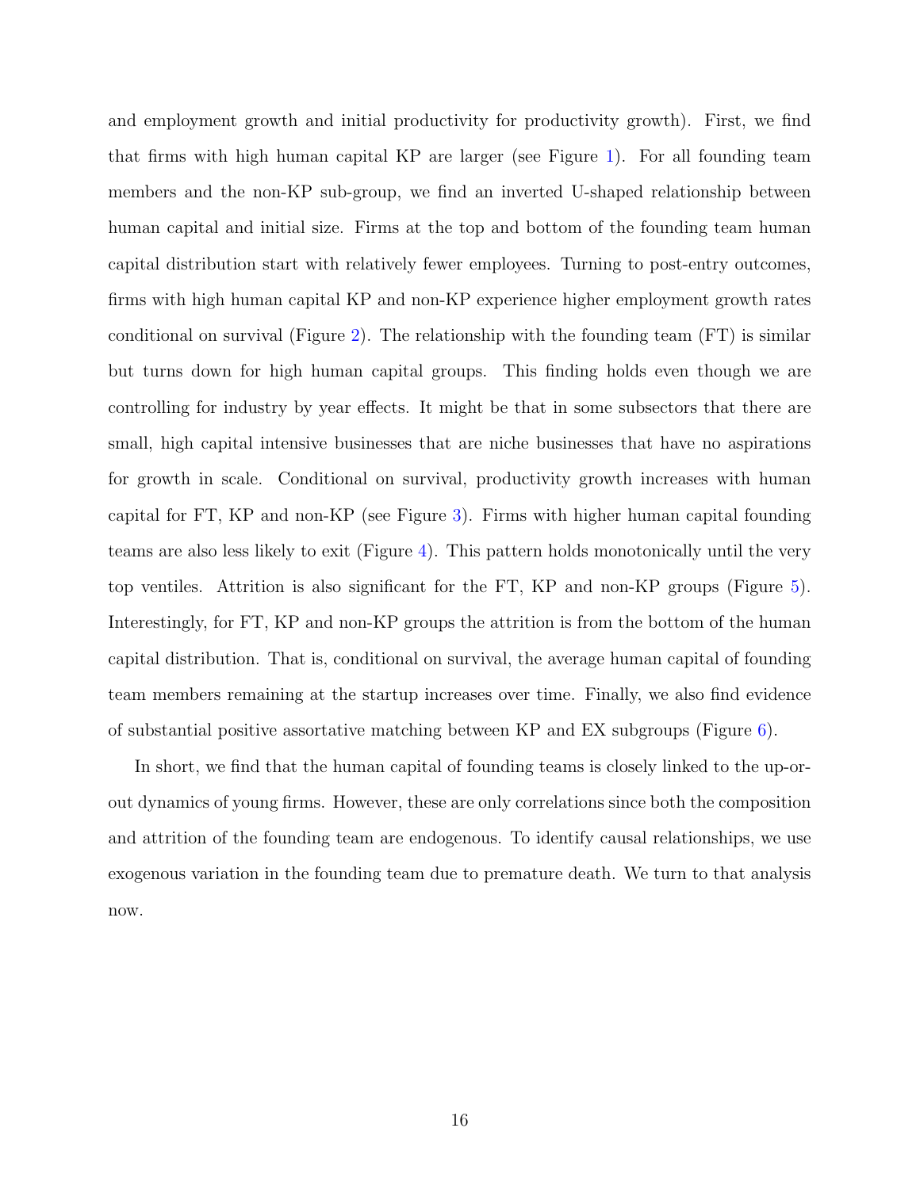and employment growth and initial productivity for productivity growth). First, we find that firms with high human capital KP are larger (see Figure 1). For all founding team members and the non-KP sub-group, we find an inverted U-shaped relationship between human capital and initial size. Firms at the top and bottom of the founding team human capital distribution start with relatively fewer employees. Turning to post-entry outcomes, firms with high human capital KP and non-KP experience higher employment growth rates conditional on survival (Figure 2). The relationship with the founding team (FT) is similar but turns down for high human capital groups. This finding holds even though we are controlling for industry by year effects. It might be that in some subsectors that there are small, high capital intensive businesses that are niche businesses that have no aspirations for growth in scale. Conditional on survival, productivity growth increases with human capital for FT, KP and non-KP (see Figure 3). Firms with higher human capital founding teams are also less likely to exit (Figure 4). This pattern holds monotonically until the very top ventiles. Attrition is also significant for the FT, KP and non-KP groups (Figure 5). Interestingly, for FT, KP and non-KP groups the attrition is from the bottom of the human capital distribution. That is, conditional on survival, the average human capital of founding team members remaining at the startup increases over time. Finally, we also find evidence of substantial positive assortative matching between KP and EX subgroups (Figure 6).

In short, we find that the human capital of founding teams is closely linked to the up-or-out dynamics of young firms. However, these are only correlations since both the composition and attrition of the founding team are endogenous. To identify causal relationships, we use exogenous variation in the founding team due to premature death. We turn to that analysis now.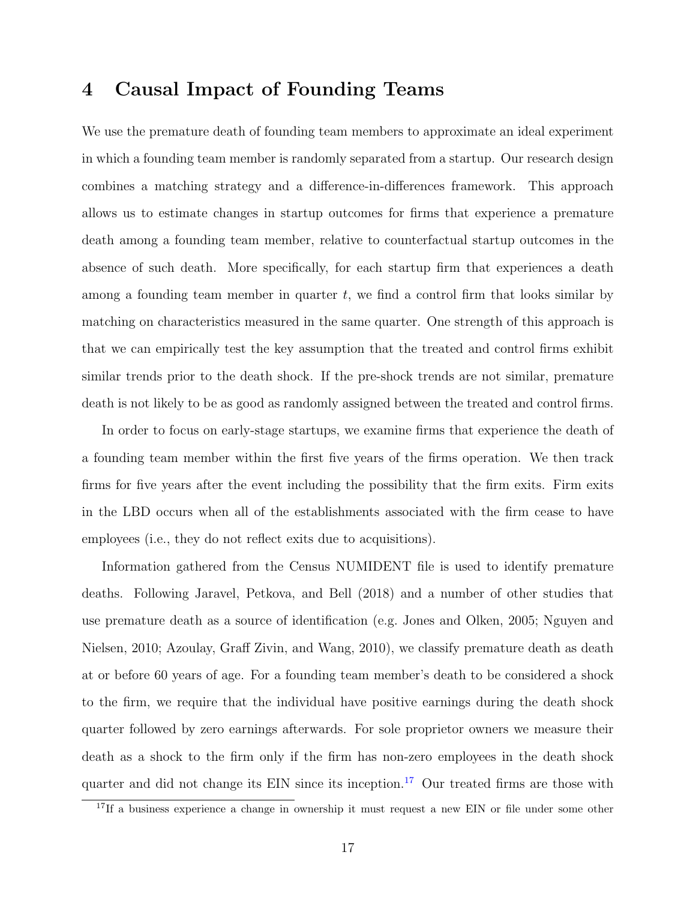# 4 Causal Impact of Founding Teams

We use the premature death of founding team members to approximate an ideal experiment in which a founding team member is randomly separated from a startup. Our research design combines a matching strategy and a difference-in-differences framework. This approach allows us to estimate changes in startup outcomes for firms that experience a premature death among a founding team member, relative to counterfactual startup outcomes in the absence of such death. More specifically, for each startup firm that experiences a death among a founding team member in quarter $t$, we find a control firm that looks similar by matching on characteristics measured in the same quarter. One strength of this approach is that we can empirically test the key assumption that the treated and control firms exhibit similar trends prior to the death shock. If the pre-shock trends are not similar, premature death is not likely to be as good as randomly assigned between the treated and control firms.

In order to focus on early-stage startups, we examine firms that experience the death of a founding team member within the first five years of the firms operation. We then track firms for five years after the event including the possibility that the firm exits. Firm exits in the LBD occurs when all of the establishments associated with the firm cease to have employees (i.e., they do not reflect exits due to acquisitions).

Information gathered from the Census NUMIDENT file is used to identify premature deaths. Following Jaravel, Petkova, and Bell (2018) and a number of other studies that use premature death as a source of identification (e.g. Jones and Olken, 2005; Nguyen and Nielsen, 2010; Azoulay, Graff Zivin, and Wang, 2010), we classify premature death as death at or before 60 years of age. For a founding team member's death to be considered a shock to the firm, we require that the individual have positive earnings during the death shock quarter followed by zero earnings afterwards. For sole proprietor owners we measure their death as a shock to the firm only if the firm has non-zero employees in the death shock quarter and did not change its EIN since its inception.[17] Our treated firms are those with

[17] If a business experience a change in ownership it must request a new EIN or file under some other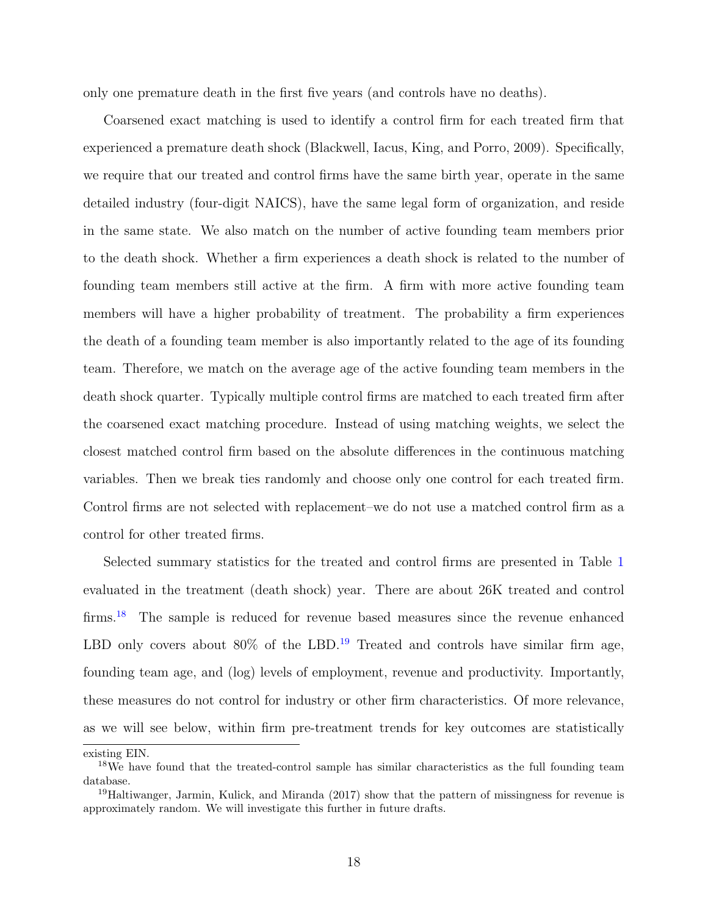only one premature death in the first five years (and controls have no deaths).

Coarsened exact matching is used to identify a control firm for each treated firm that experienced a premature death shock (Blackwell, Iacus, King, and Porro, 2009). Specifically, we require that our treated and control firms have the same birth year, operate in the same detailed industry (four-digit NAICS), have the same legal form of organization, and reside in the same state. We also match on the number of active founding team members prior to the death shock. Whether a firm experiences a death shock is related to the number of founding team members still active at the firm. A firm with more active founding team members will have a higher probability of treatment. The probability a firm experiences the death of a founding team member is also importantly related to the age of its founding team. Therefore, we match on the average age of the active founding team members in the death shock quarter. Typically multiple control firms are matched to each treated firm after the coarsened exact matching procedure. Instead of using matching weights, we select the closest matched control firm based on the absolute differences in the continuous matching variables. Then we break ties randomly and choose only one control for each treated firm. Control firms are not selected with replacement–we do not use a matched control firm as a control for other treated firms.

Selected summary statistics for the treated and control firms are presented in Table 1 evaluated in the treatment (death shock) year. There are about 26K treated and control firms.[18] The sample is reduced for revenue based measures since the revenue enhanced LBD only covers about 80% of the LBD.[19] Treated and controls have similar firm age, founding team age, and (log) levels of employment, revenue and productivity. Importantly, these measures do not control for industry or other firm characteristics. Of more relevance, as we will see below, within firm pre-treatment trends for key outcomes are statistically

existing EIN.

[18] We have found that the treated-control sample has similar characteristics as the full founding team database.

[19] Haltiwanger, Jarmin, Kulick, and Miranda (2017) show that the pattern of missingness for revenue is approximately random. We will investigate this further in future drafts.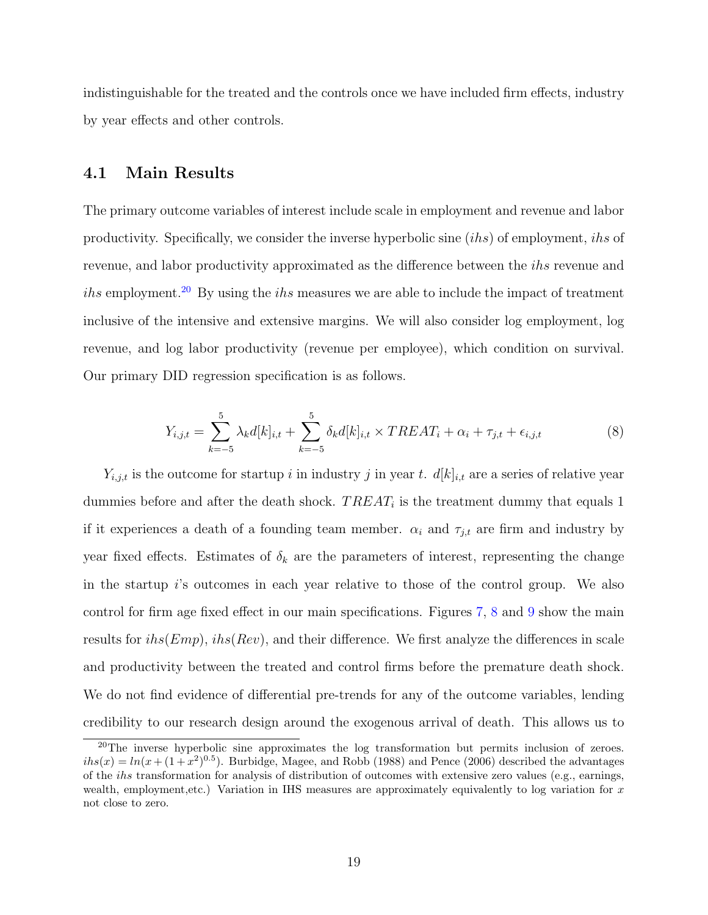indistinguishable for the treated and the controls once we have included firm effects, industry by year effects and other controls.

## 4.1 Main Results

The primary outcome variables of interest include scale in employment and revenue and labor productivity. Specifically, we consider the inverse hyperbolic sine (*ihs*) of employment, *ihs* of revenue, and labor productivity approximated as the difference between the *ihs* revenue and *ihs* employment.[20] By using the *ihs* measures we are able to include the impact of treatment inclusive of the intensive and extensive margins. We will also consider log employment, log revenue, and log labor productivity (revenue per employee), which condition on survival. Our primary DID regression specification is as follows.

$$Y_{i,j,t} = \sum_{k=-5}^{5} \lambda_k d[k]_{i,t} + \sum_{k=-5}^{5} \delta_k d[k]_{i,t} \times TREAT_i + \alpha_i + \tau_{j,t} + \epsilon_{i,j,t} \tag{8}$$

$Y_{i,j,t}$ is the outcome for startup $i$ in industry $j$ in year $t$. $d[k]_{i,t}$ are a series of relative year dummies before and after the death shock. $TREAT_i$ is the treatment dummy that equals 1 if it experiences a death of a founding team member. $\alpha_i$ and $\tau_{j,t}$ are firm and industry by year fixed effects. Estimates of $\delta_k$ are the parameters of interest, representing the change in the startup $i$'s outcomes in each year relative to those of the control group. We also control for firm age fixed effect in our main specifications. Figures 7, 8 and 9 show the main results for $ihs(Emp)$, $ihs(Rev)$, and their difference. We first analyze the differences in scale and productivity between the treated and control firms before the premature death shock. We do not find evidence of differential pre-trends for any of the outcome variables, lending credibility to our research design around the exogenous arrival of death. This allows us to

[20] The inverse hyperbolic sine approximates the log transformation but permits inclusion of zeroes. $ihs(x) = ln(x + (1 + x^2)^{0.5})$. Burbidge, Magee, and Robb (1988) and Pence (2006) described the advantages of the *ihs* transformation for analysis of distribution of outcomes with extensive zero values (e.g., earnings, wealth, employment,etc.) Variation in IHS measures are approximately equivalently to log variation for $x$ not close to zero.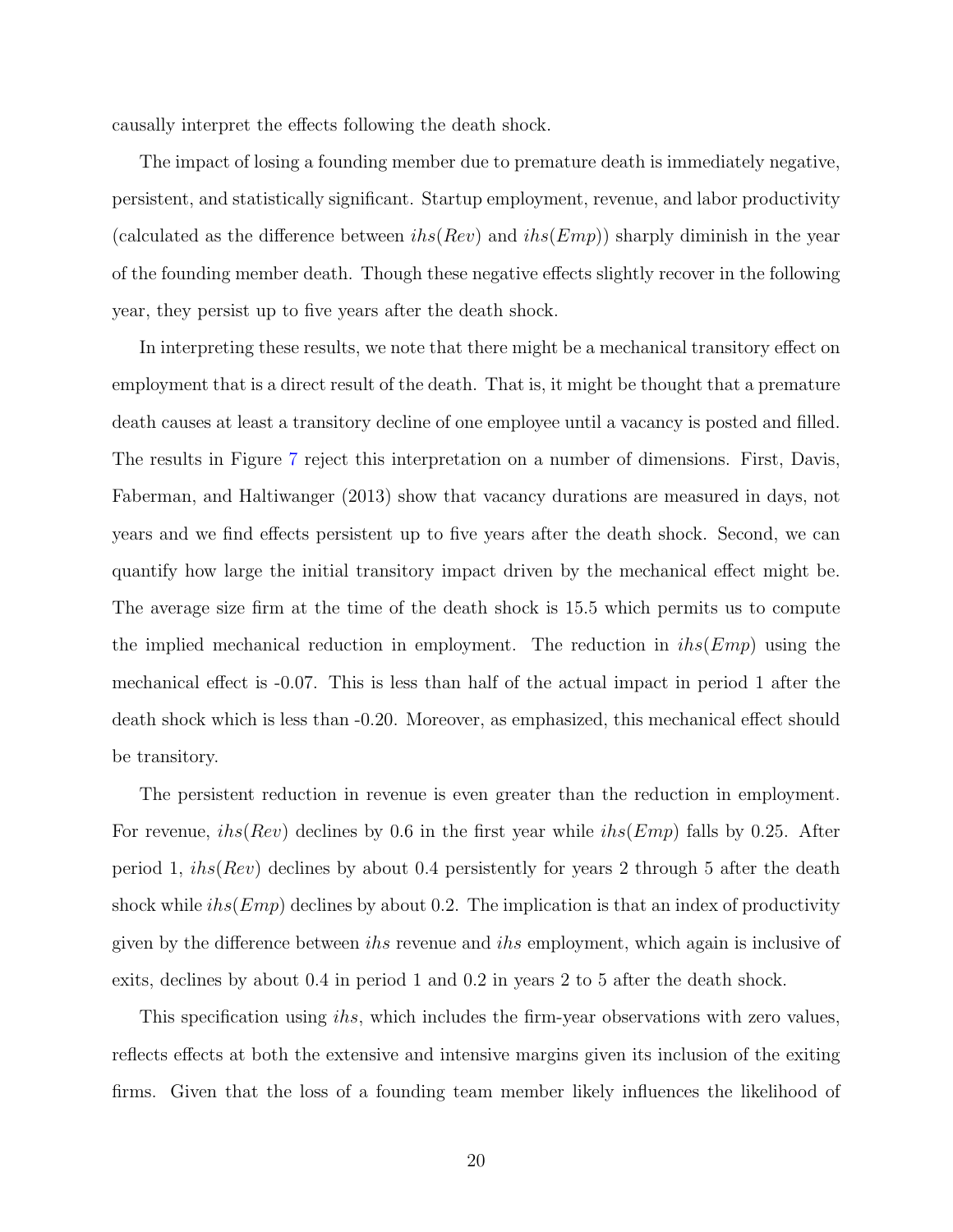causally interpret the effects following the death shock.

The impact of losing a founding member due to premature death is immediately negative, persistent, and statistically significant. Startup employment, revenue, and labor productivity (calculated as the difference between $ihs(Rev)$ and $ihs(Emp)$) sharply diminish in the year of the founding member death. Though these negative effects slightly recover in the following year, they persist up to five years after the death shock.

In interpreting these results, we note that there might be a mechanical transitory effect on employment that is a direct result of the death. That is, it might be thought that a premature death causes at least a transitory decline of one employee until a vacancy is posted and filled. The results in Figure 7 reject this interpretation on a number of dimensions. First, Davis, Faberman, and Haltiwanger (2013) show that vacancy durations are measured in days, not years and we find effects persistent up to five years after the death shock. Second, we can quantify how large the initial transitory impact driven by the mechanical effect might be. The average size firm at the time of the death shock is 15.5 which permits us to compute the implied mechanical reduction in employment. The reduction in $ihs(Emp)$ using the mechanical effect is -0.07. This is less than half of the actual impact in period 1 after the death shock which is less than -0.20. Moreover, as emphasized, this mechanical effect should be transitory.

The persistent reduction in revenue is even greater than the reduction in employment. For revenue, $ihs(Rev)$ declines by 0.6 in the first year while $ihs(Emp)$ falls by 0.25. After period 1, $ihs(Rev)$ declines by about 0.4 persistently for years 2 through 5 after the death shock while $ihs(Emp)$ declines by about 0.2. The implication is that an index of productivity given by the difference between *ihs* revenue and *ihs* employment, which again is inclusive of exits, declines by about 0.4 in period 1 and 0.2 in years 2 to 5 after the death shock.

This specification using *ihs*, which includes the firm-year observations with zero values, reflects effects at both the extensive and intensive margins given its inclusion of the exiting firms. Given that the loss of a founding team member likely influences the likelihood of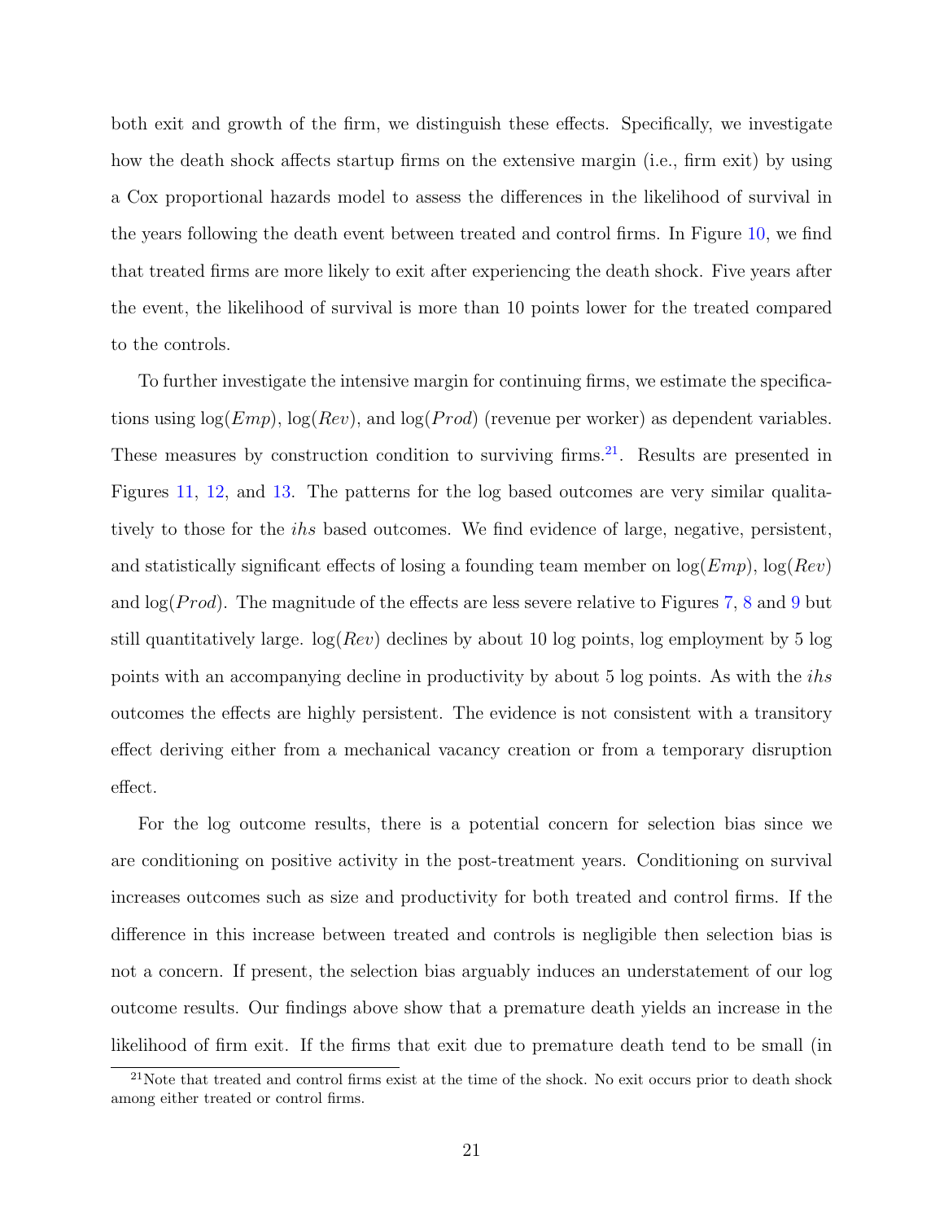both exit and growth of the firm, we distinguish these effects. Specifically, we investigate how the death shock affects startup firms on the extensive margin (i.e., firm exit) by using a Cox proportional hazards model to assess the differences in the likelihood of survival in the years following the death event between treated and control firms. In Figure 10, we find that treated firms are more likely to exit after experiencing the death shock. Five years after the event, the likelihood of survival is more than 10 points lower for the treated compared to the controls.

To further investigate the intensive margin for continuing firms, we estimate the specifications using $\log(Emp)$, $\log(Rev)$, and $\log(Prod)$ (revenue per worker) as dependent variables. These measures by construction condition to surviving firms.[21]. Results are presented in Figures 11, 12, and 13. The patterns for the log based outcomes are very similar qualitatively to those for the *ihs* based outcomes. We find evidence of large, negative, persistent, and statistically significant effects of losing a founding team member on $\log(Emp)$, $\log(Rev)$ and $\log(Prod)$. The magnitude of the effects are less severe relative to Figures 7, 8 and 9 but still quantitatively large. $\log(Rev)$ declines by about 10 log points, log employment by 5 log points with an accompanying decline in productivity by about 5 log points. As with the *ihs* outcomes the effects are highly persistent. The evidence is not consistent with a transitory effect deriving either from a mechanical vacancy creation or from a temporary disruption effect.

For the log outcome results, there is a potential concern for selection bias since we are conditioning on positive activity in the post-treatment years. Conditioning on survival increases outcomes such as size and productivity for both treated and control firms. If the difference in this increase between treated and controls is negligible then selection bias is not a concern. If present, the selection bias arguably induces an understatement of our log outcome results. Our findings above show that a premature death yields an increase in the likelihood of firm exit. If the firms that exit due to premature death tend to be small (in

[21]Note that treated and control firms exist at the time of the shock. No exit occurs prior to death shock among either treated or control firms.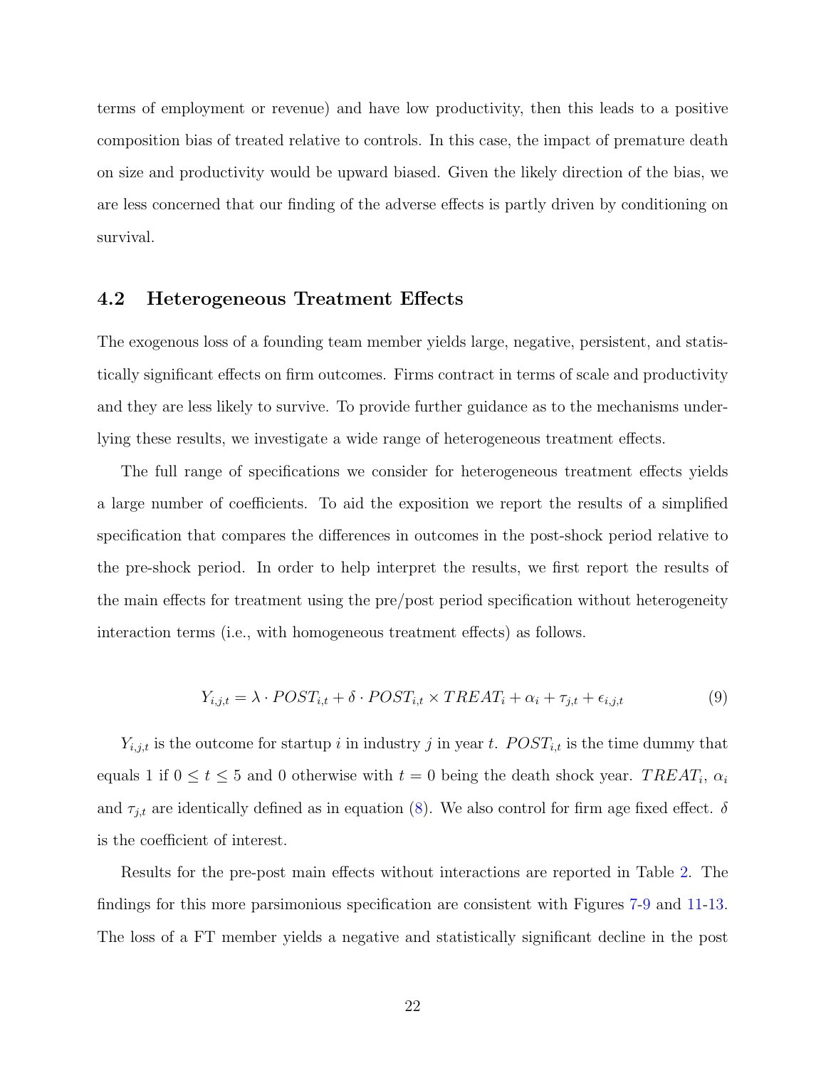terms of employment or revenue) and have low productivity, then this leads to a positive composition bias of treated relative to controls. In this case, the impact of premature death on size and productivity would be upward biased. Given the likely direction of the bias, we are less concerned that our finding of the adverse effects is partly driven by conditioning on survival.

## 4.2 Heterogeneous Treatment Effects

The exogenous loss of a founding team member yields large, negative, persistent, and statistically significant effects on firm outcomes. Firms contract in terms of scale and productivity and they are less likely to survive. To provide further guidance as to the mechanisms underlying these results, we investigate a wide range of heterogeneous treatment effects.

The full range of specifications we consider for heterogeneous treatment effects yields a large number of coefficients. To aid the exposition we report the results of a simplified specification that compares the differences in outcomes in the post-shock period relative to the pre-shock period. In order to help interpret the results, we first report the results of the main effects for treatment using the pre/post period specification without heterogeneity interaction terms (i.e., with homogeneous treatment effects) as follows.

$$Y_{i,j,t} = \lambda \cdot POST_{i,t} + \delta \cdot POST_{i,t} \times TREAT_i + \alpha_i + \tau_{j,t} + \epsilon_{i,j,t} \tag{9}$$

$Y_{i,j,t}$ is the outcome for startup $i$ in industry $j$ in year $t$. $POST_{i,t}$ is the time dummy that equals 1 if $0 \leq t \leq 5$ and 0 otherwise with $t = 0$ being the death shock year. $TREAT_i$, $\alpha_i$ and $\tau_{j,t}$ are identically defined as in equation (8). We also control for firm age fixed effect. $\delta$ is the coefficient of interest.

Results for the pre-post main effects without interactions are reported in Table 2. The findings for this more parsimonious specification are consistent with Figures 7-9 and 11-13. The loss of a FT member yields a negative and statistically significant decline in the post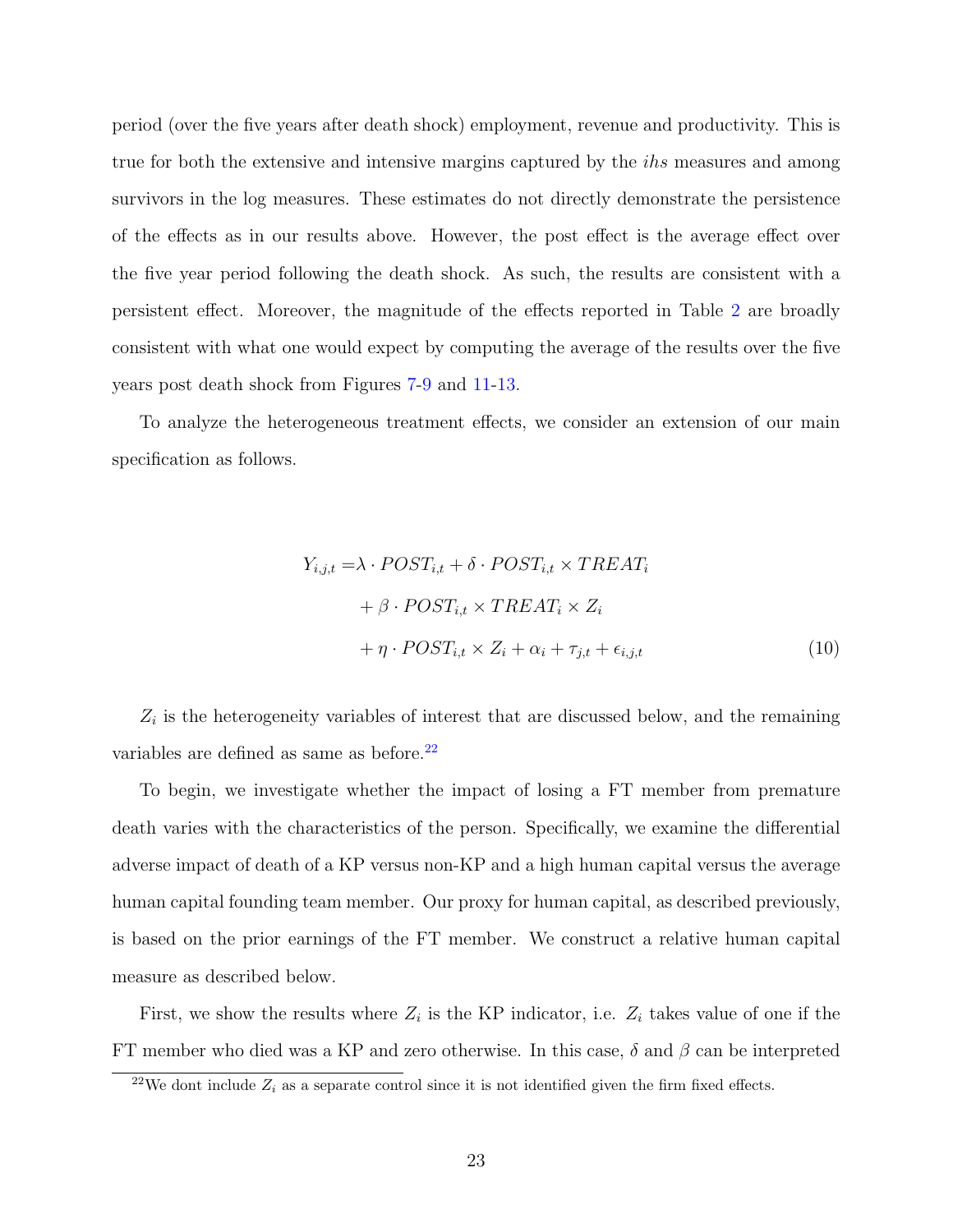period (over the five years after death shock) employment, revenue and productivity. This is true for both the extensive and intensive margins captured by the *ihs* measures and among survivors in the log measures. These estimates do not directly demonstrate the persistence of the effects as in our results above. However, the post effect is the average effect over the five year period following the death shock. As such, the results are consistent with a persistent effect. Moreover, the magnitude of the effects reported in Table 2 are broadly consistent with what one would expect by computing the average of the results over the five years post death shock from Figures 7-9 and 11-13.

To analyze the heterogeneous treatment effects, we consider an extension of our main specification as follows.

$$
\begin{aligned}
Y_{i,j,t} =& \lambda \cdot POST_{i,t} + \delta \cdot POST_{i,t} \times TREAT_i \\
&+ \beta \cdot POST_{i,t} \times TREAT_i \times Z_i \\
&+ \eta \cdot POST_{i,t} \times Z_i + \alpha_i + \tau_{j,t} + \epsilon_{i,j,t}
\end{aligned}
\tag{10}
$$

$Z_i$ is the heterogeneity variables of interest that are discussed below, and the remaining variables are defined as same as before.[22]

To begin, we investigate whether the impact of losing a FT member from premature death varies with the characteristics of the person. Specifically, we examine the differential adverse impact of death of a KP versus non-KP and a high human capital versus the average human capital founding team member. Our proxy for human capital, as described previously, is based on the prior earnings of the FT member. We construct a relative human capital measure as described below.

First, we show the results where $Z_i$ is the KP indicator, i.e. $Z_i$ takes value of one if the FT member who died was a KP and zero otherwise. In this case, $\delta$ and $\beta$ can be interpreted

[22]We dont include $Z_i$ as a separate control since it is not identified given the firm fixed effects.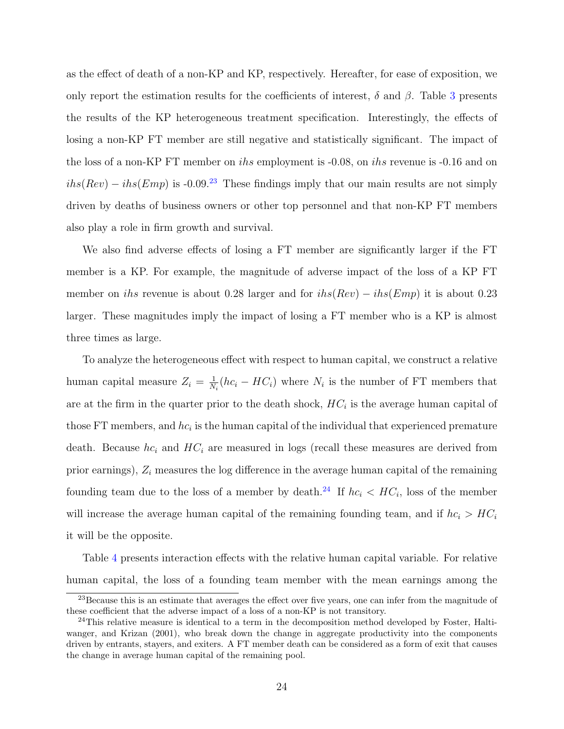as the effect of death of a non-KP and KP, respectively. Hereafter, for ease of exposition, we only report the estimation results for the coefficients of interest, $\delta$ and $\beta$. Table 3 presents the results of the KP heterogeneous treatment specification. Interestingly, the effects of losing a non-KP FT member are still negative and statistically significant. The impact of the loss of a non-KP FT member on *ihs* employment is -0.08, on *ihs* revenue is -0.16 and on $ihs(Rev) - ihs(Emp)$ is -0.09.[23] These findings imply that our main results are not simply driven by deaths of business owners or other top personnel and that non-KP FT members also play a role in firm growth and survival.

We also find adverse effects of losing a FT member are significantly larger if the FT member is a KP. For example, the magnitude of adverse impact of the loss of a KP FT member on *ihs* revenue is about 0.28 larger and for $ihs(Rev) - ihs(Emp)$ it is about 0.23 larger. These magnitudes imply the impact of losing a FT member who is a KP is almost three times as large.

To analyze the heterogeneous effect with respect to human capital, we construct a relative human capital measure $Z_i = \frac{1}{N_i}(hc_i - HC_i)$ where $N_i$ is the number of FT members that are at the firm in the quarter prior to the death shock, $HC_i$ is the average human capital of those FT members, and $hc_i$ is the human capital of the individual that experienced premature death. Because $hc_i$ and $HC_i$ are measured in logs (recall these measures are derived from prior earnings), $Z_i$ measures the log difference in the average human capital of the remaining founding team due to the loss of a member by death.[24] If $hc_i < HC_i$, loss of the member will increase the average human capital of the remaining founding team, and if $hc_i > HC_i$ it will be the opposite.

Table 4 presents interaction effects with the relative human capital variable. For relative human capital, the loss of a founding team member with the mean earnings among the

[23] Because this is an estimate that averages the effect over five years, one can infer from the magnitude of these coefficient that the adverse impact of a loss of a non-KP is not transitory.

[24] This relative measure is identical to a term in the decomposition method developed by Foster, Haltiwanger, and Krizan (2001), who break down the change in aggregate productivity into the components driven by entrants, stayers, and exiters. A FT member death can be considered as a form of exit that causes the change in average human capital of the remaining pool.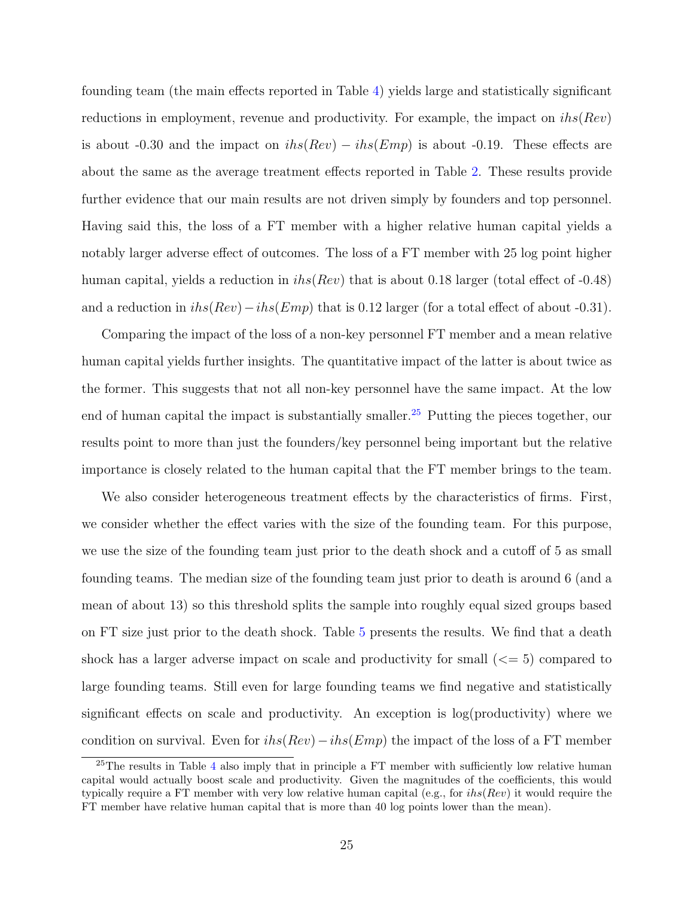founding team (the main effects reported in Table 4) yields large and statistically significant reductions in employment, revenue and productivity. For example, the impact on $ihs(Rev)$ is about -0.30 and the impact on $ihs(Rev) - ihs(Emp)$ is about -0.19. These effects are about the same as the average treatment effects reported in Table 2. These results provide further evidence that our main results are not driven simply by founders and top personnel. Having said this, the loss of a FT member with a higher relative human capital yields a notably larger adverse effect of outcomes. The loss of a FT member with 25 log point higher human capital, yields a reduction in $ihs(Rev)$ that is about 0.18 larger (total effect of -0.48) and a reduction in $ihs(Rev) - ihs(Emp)$ that is 0.12 larger (for a total effect of about -0.31).

Comparing the impact of the loss of a non-key personnel FT member and a mean relative human capital yields further insights. The quantitative impact of the latter is about twice as the former. This suggests that not all non-key personnel have the same impact. At the low end of human capital the impact is substantially smaller.[25] Putting the pieces together, our results point to more than just the founders/key personnel being important but the relative importance is closely related to the human capital that the FT member brings to the team.

We also consider heterogeneous treatment effects by the characteristics of firms. First, we consider whether the effect varies with the size of the founding team. For this purpose, we use the size of the founding team just prior to the death shock and a cutoff of 5 as small founding teams. The median size of the founding team just prior to death is around 6 (and a mean of about 13) so this threshold splits the sample into roughly equal sized groups based on FT size just prior to the death shock. Table 5 presents the results. We find that a death shock has a larger adverse impact on scale and productivity for small ($<= 5$) compared to large founding teams. Still even for large founding teams we find negative and statistically significant effects on scale and productivity. An exception is log(productivity) where we condition on survival. Even for $ihs(Rev) - ihs(Emp)$ the impact of the loss of a FT member

[25] The results in Table 4 also imply that in principle a FT member with sufficiently low relative human capital would actually boost scale and productivity. Given the magnitudes of the coefficients, this would typically require a FT member with very low relative human capital (e.g., for $ihs(Rev)$ it would require the FT member have relative human capital that is more than 40 log points lower than the mean).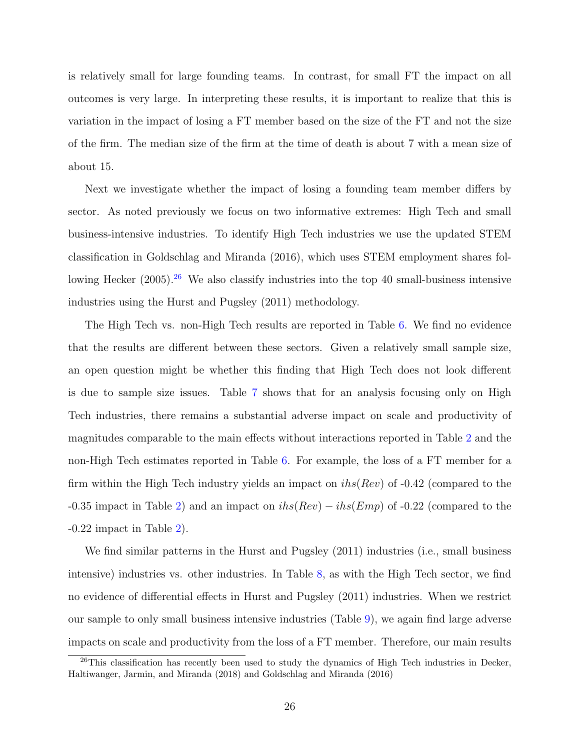is relatively small for large founding teams. In contrast, for small FT the impact on all outcomes is very large. In interpreting these results, it is important to realize that this is variation in the impact of losing a FT member based on the size of the FT and not the size of the firm. The median size of the firm at the time of death is about 7 with a mean size of about 15.

Next we investigate whether the impact of losing a founding team member differs by sector. As noted previously we focus on two informative extremes: High Tech and small business-intensive industries. To identify High Tech industries we use the updated STEM classification in Goldschlag and Miranda (2016), which uses STEM employment shares following Hecker (2005).[26] We also classify industries into the top 40 small-business intensive industries using the Hurst and Pugsley (2011) methodology.

The High Tech vs. non-High Tech results are reported in Table 6. We find no evidence that the results are different between these sectors. Given a relatively small sample size, an open question might be whether this finding that High Tech does not look different is due to sample size issues. Table 7 shows that for an analysis focusing only on High Tech industries, there remains a substantial adverse impact on scale and productivity of magnitudes comparable to the main effects without interactions reported in Table 2 and the non-High Tech estimates reported in Table 6. For example, the loss of a FT member for a firm within the High Tech industry yields an impact on $ihs(Rev)$ of -0.42 (compared to the -0.35 impact in Table 2) and an impact on $ihs(Rev) - ihs(Emp)$ of -0.22 (compared to the -0.22 impact in Table 2).

We find similar patterns in the Hurst and Pugsley (2011) industries (i.e., small business intensive) industries vs. other industries. In Table 8, as with the High Tech sector, we find no evidence of differential effects in Hurst and Pugsley (2011) industries. When we restrict our sample to only small business intensive industries (Table 9), we again find large adverse impacts on scale and productivity from the loss of a FT member. Therefore, our main results

[26] This classification has recently been used to study the dynamics of High Tech industries in Decker, Haltiwanger, Jarmin, and Miranda (2018) and Goldschlag and Miranda (2016)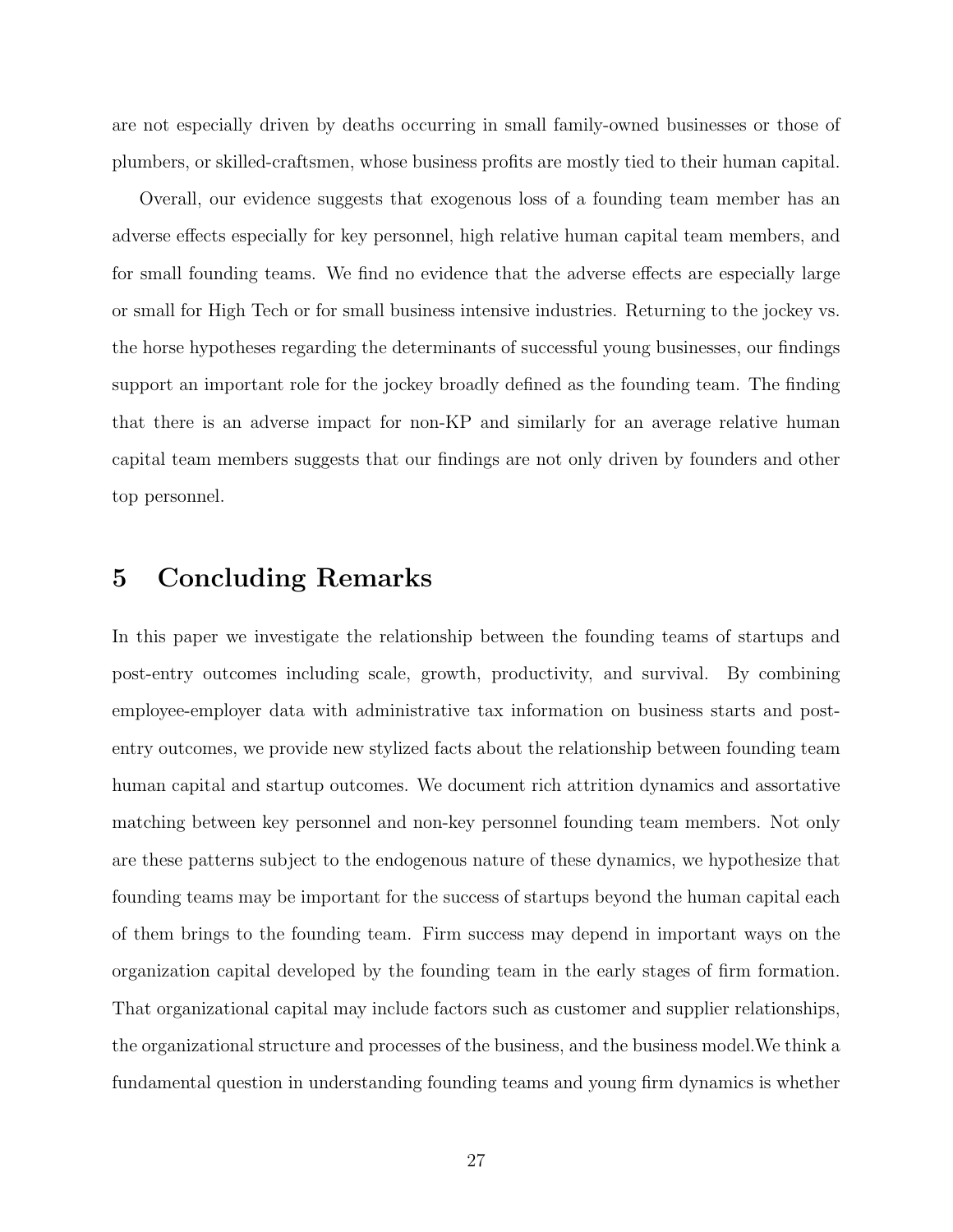are not especially driven by deaths occurring in small family-owned businesses or those of plumbers, or skilled-craftsmen, whose business profits are mostly tied to their human capital.

Overall, our evidence suggests that exogenous loss of a founding team member has an adverse effects especially for key personnel, high relative human capital team members, and for small founding teams. We find no evidence that the adverse effects are especially large or small for High Tech or for small business intensive industries. Returning to the jockey vs. the horse hypotheses regarding the determinants of successful young businesses, our findings support an important role for the jockey broadly defined as the founding team. The finding that there is an adverse impact for non-KP and similarly for an average relative human capital team members suggests that our findings are not only driven by founders and other top personnel.

# 5 Concluding Remarks

In this paper we investigate the relationship between the founding teams of startups and post-entry outcomes including scale, growth, productivity, and survival. By combining employee-employer data with administrative tax information on business starts and post-entry outcomes, we provide new stylized facts about the relationship between founding team human capital and startup outcomes. We document rich attrition dynamics and assortative matching between key personnel and non-key personnel founding team members. Not only are these patterns subject to the endogenous nature of these dynamics, we hypothesize that founding teams may be important for the success of startups beyond the human capital each of them brings to the founding team. Firm success may depend in important ways on the organization capital developed by the founding team in the early stages of firm formation. That organizational capital may include factors such as customer and supplier relationships, the organizational structure and processes of the business, and the business model.We think a fundamental question in understanding founding teams and young firm dynamics is whether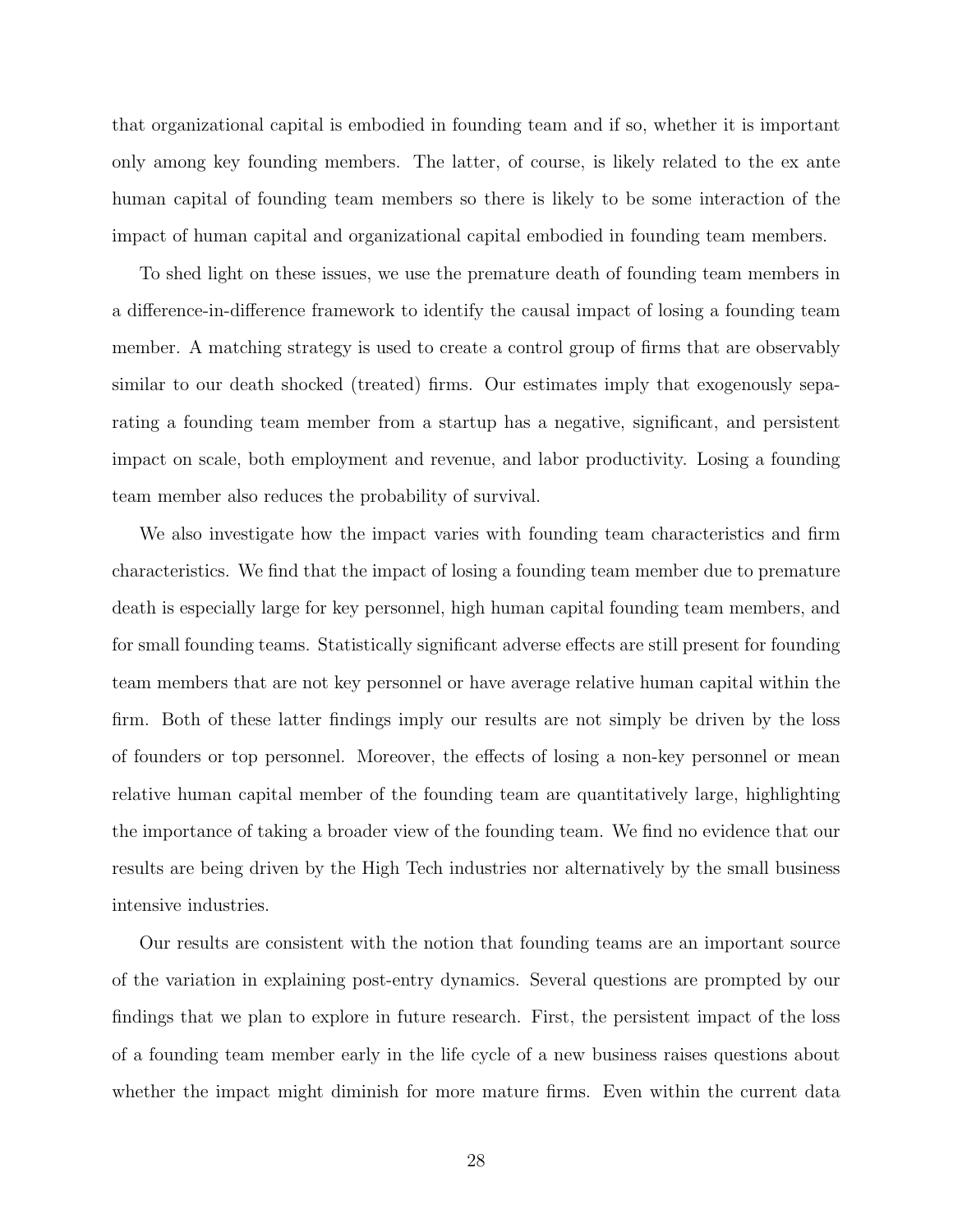that organizational capital is embodied in founding team and if so, whether it is important only among key founding members. The latter, of course, is likely related to the ex ante human capital of founding team members so there is likely to be some interaction of the impact of human capital and organizational capital embodied in founding team members.

To shed light on these issues, we use the premature death of founding team members in a difference-in-difference framework to identify the causal impact of losing a founding team member. A matching strategy is used to create a control group of firms that are observably similar to our death shocked (treated) firms. Our estimates imply that exogenously separating a founding team member from a startup has a negative, significant, and persistent impact on scale, both employment and revenue, and labor productivity. Losing a founding team member also reduces the probability of survival.

We also investigate how the impact varies with founding team characteristics and firm characteristics. We find that the impact of losing a founding team member due to premature death is especially large for key personnel, high human capital founding team members, and for small founding teams. Statistically significant adverse effects are still present for founding team members that are not key personnel or have average relative human capital within the firm. Both of these latter findings imply our results are not simply be driven by the loss of founders or top personnel. Moreover, the effects of losing a non-key personnel or mean relative human capital member of the founding team are quantitatively large, highlighting the importance of taking a broader view of the founding team. We find no evidence that our results are being driven by the High Tech industries nor alternatively by the small business intensive industries.

Our results are consistent with the notion that founding teams are an important source of the variation in explaining post-entry dynamics. Several questions are prompted by our findings that we plan to explore in future research. First, the persistent impact of the loss of a founding team member early in the life cycle of a new business raises questions about whether the impact might diminish for more mature firms. Even within the current data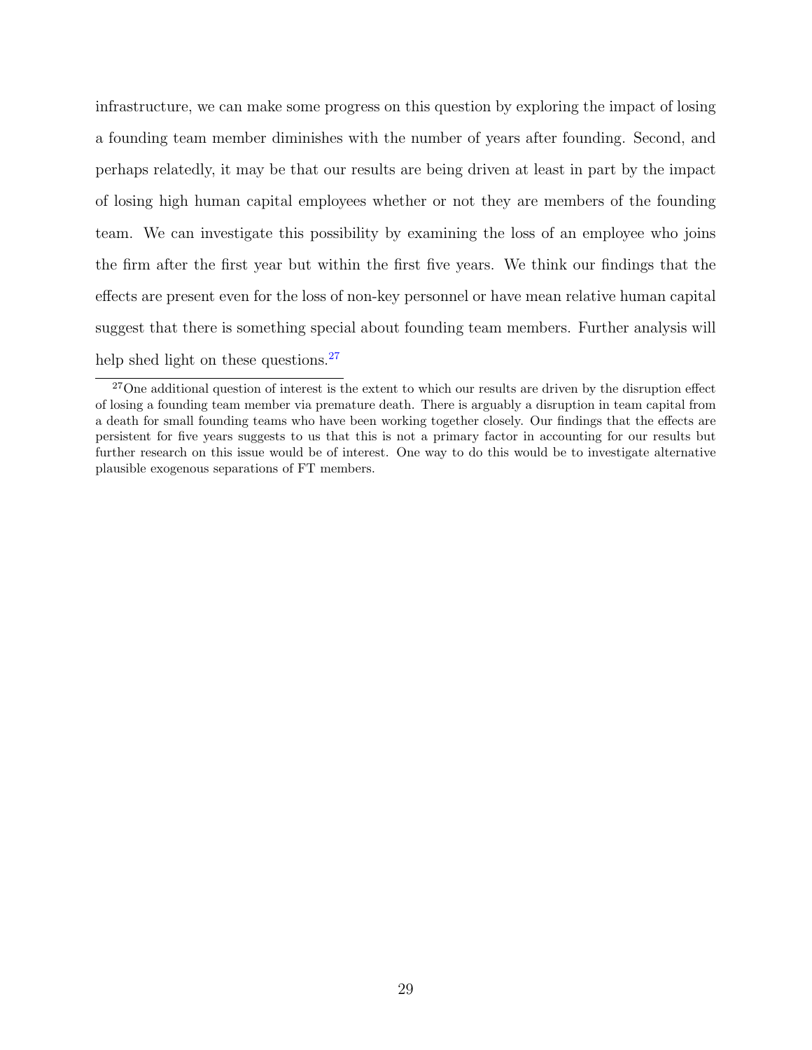infrastructure, we can make some progress on this question by exploring the impact of losing a founding team member diminishes with the number of years after founding. Second, and perhaps relatedly, it may be that our results are being driven at least in part by the impact of losing high human capital employees whether or not they are members of the founding team. We can investigate this possibility by examining the loss of an employee who joins the firm after the first year but within the first five years. We think our findings that the effects are present even for the loss of non-key personnel or have mean relative human capital suggest that there is something special about founding team members. Further analysis will help shed light on these questions.[27]

[27] One additional question of interest is the extent to which our results are driven by the disruption effect of losing a founding team member via premature death. There is arguably a disruption in team capital from a death for small founding teams who have been working together closely. Our findings that the effects are persistent for five years suggests to us that this is not a primary factor in accounting for our results but further research on this issue would be of interest. One way to do this would be to investigate alternative plausible exogenous separations of FT members.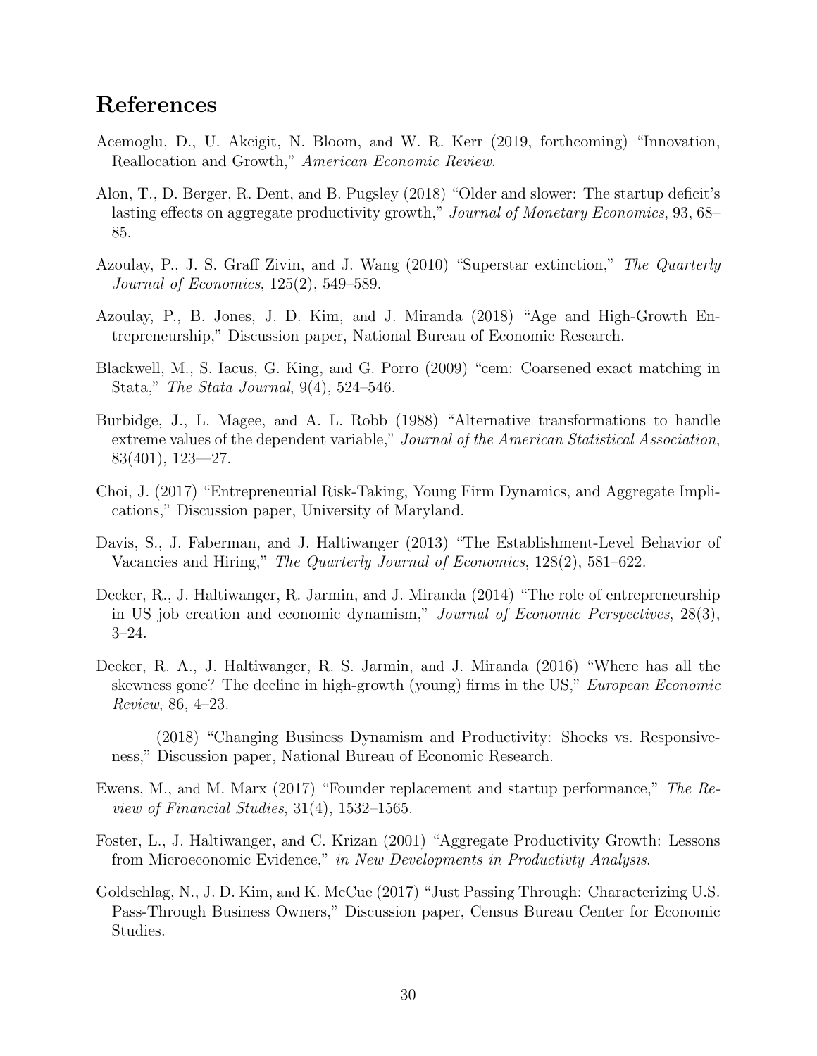# References

Acemoglu, D., U. Akcigit, N. Bloom, and W. R. Kerr (2019, forthcoming) "Innovation, Reallocation and Growth," *American Economic Review*.

Alon, T., D. Berger, R. Dent, and B. Pugsley (2018) "Older and slower: The startup deficit's lasting effects on aggregate productivity growth," *Journal of Monetary Economics*, 93, 68–85.

Azoulay, P., J. S. Graff Zivin, and J. Wang (2010) "Superstar extinction," *The Quarterly Journal of Economics*, 125(2), 549–589.

Azoulay, P., B. Jones, J. D. Kim, and J. Miranda (2018) "Age and High-Growth Entrepreneurship," Discussion paper, National Bureau of Economic Research.

Blackwell, M., S. Iacus, G. King, and G. Porro (2009) "cem: Coarsened exact matching in Stata," *The Stata Journal*, 9(4), 524–546.

Burbidge, J., L. Magee, and A. L. Robb (1988) "Alternative transformations to handle extreme values of the dependent variable," *Journal of the American Statistical Association*, 83(401), 123—27.

Choi, J. (2017) "Entrepreneurial Risk-Taking, Young Firm Dynamics, and Aggregate Implications," Discussion paper, University of Maryland.

Davis, S., J. Faberman, and J. Haltiwanger (2013) "The Establishment-Level Behavior of Vacancies and Hiring," *The Quarterly Journal of Economics*, 128(2), 581–622.

Decker, R., J. Haltiwanger, R. Jarmin, and J. Miranda (2014) "The role of entrepreneurship in US job creation and economic dynamism," *Journal of Economic Perspectives*, 28(3), 3–24.

Decker, R. A., J. Haltiwanger, R. S. Jarmin, and J. Miranda (2016) "Where has all the skewness gone? The decline in high-growth (young) firms in the US," *European Economic Review*, 86, 4–23.

——— (2018) "Changing Business Dynamism and Productivity: Shocks vs. Responsiveness," Discussion paper, National Bureau of Economic Research.

Ewens, M., and M. Marx (2017) "Founder replacement and startup performance," *The Review of Financial Studies*, 31(4), 1532–1565.

Foster, L., J. Haltiwanger, and C. Krizan (2001) "Aggregate Productivity Growth: Lessons from Microeconomic Evidence," *in New Developments in Productivty Analysis*.

Goldschlag, N., J. D. Kim, and K. McCue (2017) "Just Passing Through: Characterizing U.S. Pass-Through Business Owners," Discussion paper, Census Bureau Center for Economic Studies.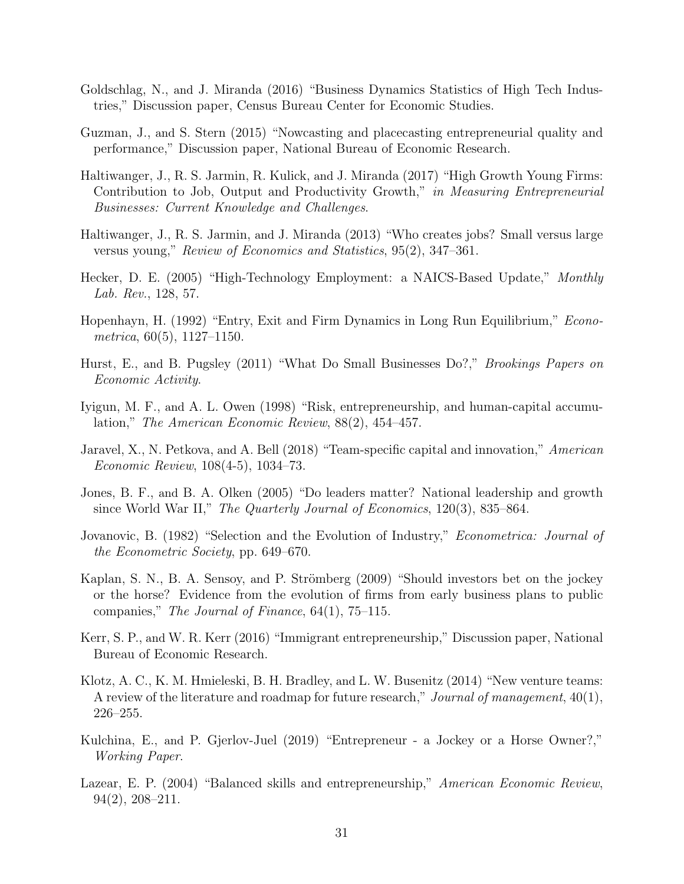Goldschlag, N., and J. Miranda (2016) "Business Dynamics Statistics of High Tech Industries," Discussion paper, Census Bureau Center for Economic Studies.

Guzman, J., and S. Stern (2015) "Nowcasting and placecasting entrepreneurial quality and performance," Discussion paper, National Bureau of Economic Research.

Haltiwanger, J., R. S. Jarmin, R. Kulick, and J. Miranda (2017) "High Growth Young Firms: Contribution to Job, Output and Productivity Growth," *in Measuring Entrepreneurial Businesses: Current Knowledge and Challenges*.

Haltiwanger, J., R. S. Jarmin, and J. Miranda (2013) "Who creates jobs? Small versus large versus young," *Review of Economics and Statistics*, 95(2), 347–361.

Hecker, D. E. (2005) "High-Technology Employment: a NAICS-Based Update," *Monthly Lab. Rev.*, 128, 57.

Hopenhayn, H. (1992) "Entry, Exit and Firm Dynamics in Long Run Equilibrium," *Econometrica*, 60(5), 1127–1150.

Hurst, E., and B. Pugsley (2011) "What Do Small Businesses Do?," *Brookings Papers on Economic Activity*.

Iyigun, M. F., and A. L. Owen (1998) "Risk, entrepreneurship, and human-capital accumulation," *The American Economic Review*, 88(2), 454–457.

Jaravel, X., N. Petkova, and A. Bell (2018) "Team-specific capital and innovation," *American Economic Review*, 108(4-5), 1034–73.

Jones, B. F., and B. A. Olken (2005) "Do leaders matter? National leadership and growth since World War II," *The Quarterly Journal of Economics*, 120(3), 835–864.

Jovanovic, B. (1982) "Selection and the Evolution of Industry," *Econometrica: Journal of the Econometric Society*, pp. 649–670.

Kaplan, S. N., B. A. Sensoy, and P. Strömberg (2009) "Should investors bet on the jockey or the horse? Evidence from the evolution of firms from early business plans to public companies," *The Journal of Finance*, 64(1), 75–115.

Kerr, S. P., and W. R. Kerr (2016) "Immigrant entrepreneurship," Discussion paper, National Bureau of Economic Research.

Klotz, A. C., K. M. Hmieleski, B. H. Bradley, and L. W. Busenitz (2014) "New venture teams: A review of the literature and roadmap for future research," *Journal of management*, 40(1), 226–255.

Kulchina, E., and P. Gjerlov-Juel (2019) "Entrepreneur - a Jockey or a Horse Owner?," *Working Paper*.

Lazear, E. P. (2004) "Balanced skills and entrepreneurship," *American Economic Review*, 94(2), 208–211.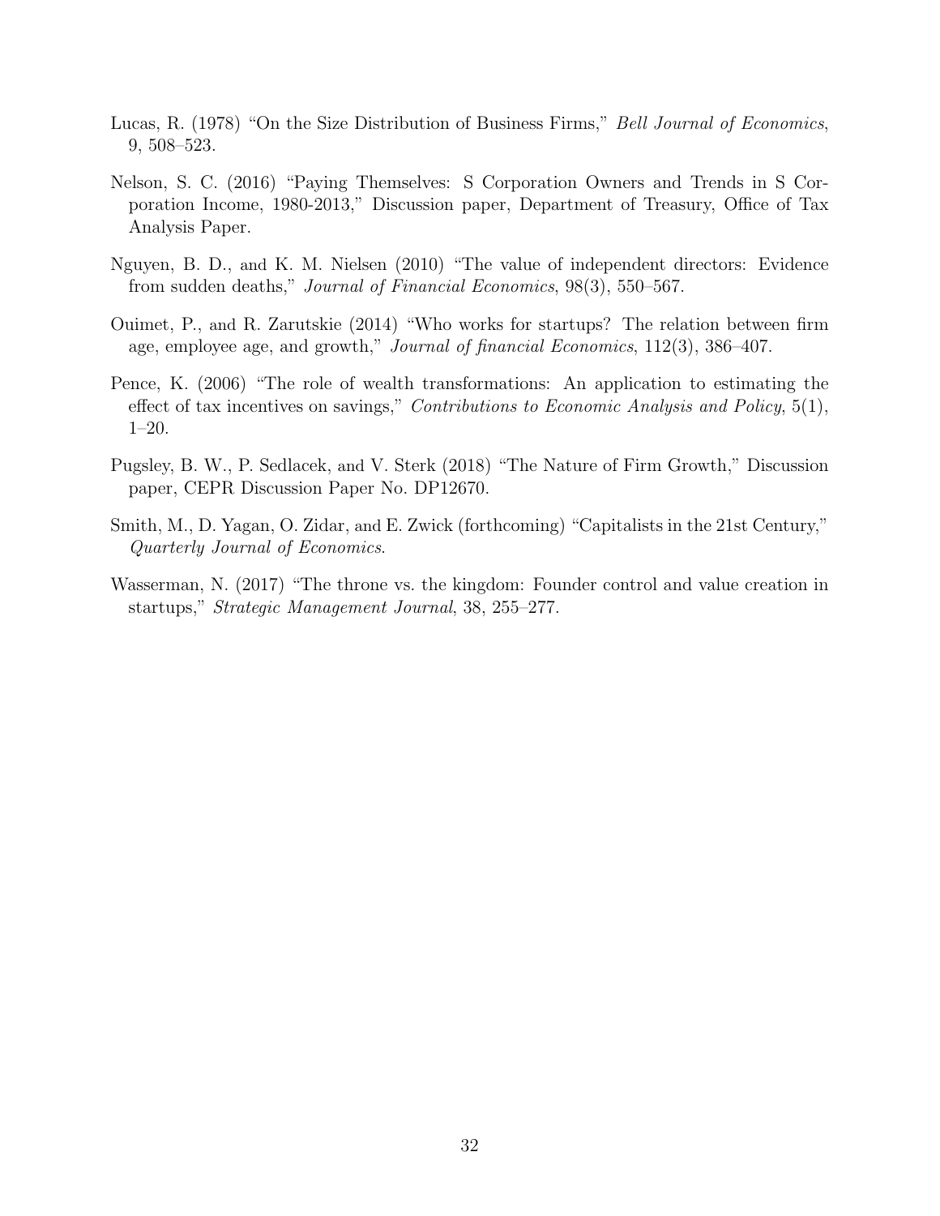Lucas, R. (1978) "On the Size Distribution of Business Firms," *Bell Journal of Economics*, 9, 508–523.

Nelson, S. C. (2016) "Paying Themselves: S Corporation Owners and Trends in S Corporation Income, 1980-2013," Discussion paper, Department of Treasury, Office of Tax Analysis Paper.

Nguyen, B. D., and K. M. Nielsen (2010) "The value of independent directors: Evidence from sudden deaths," *Journal of Financial Economics*, 98(3), 550–567.

Ouimet, P., and R. Zarutskie (2014) "Who works for startups? The relation between firm age, employee age, and growth," *Journal of financial Economics*, 112(3), 386–407.

Pence, K. (2006) "The role of wealth transformations: An application to estimating the effect of tax incentives on savings," *Contributions to Economic Analysis and Policy*, 5(1), 1–20.

Pugsley, B. W., P. Sedlacek, and V. Sterk (2018) "The Nature of Firm Growth," Discussion paper, CEPR Discussion Paper No. DP12670.

Smith, M., D. Yagan, O. Zidar, and E. Zwick (forthcoming) "Capitalists in the 21st Century," *Quarterly Journal of Economics*.

Wasserman, N. (2017) "The throne vs. the kingdom: Founder control and value creation in startups," *Strategic Management Journal*, 38, 255–277.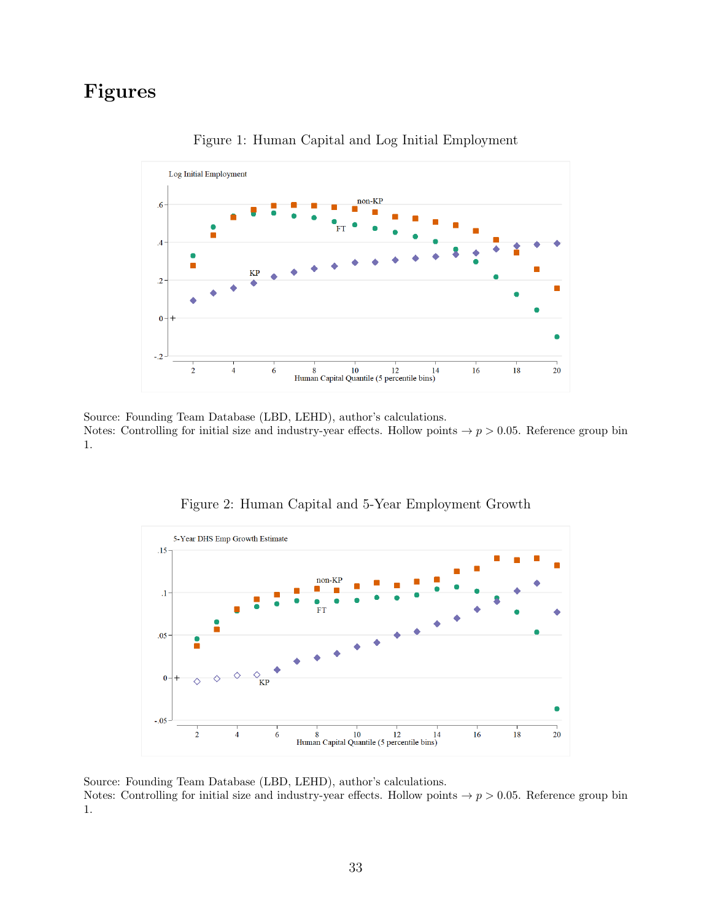# Figures

Figure 1: Human Capital and Log Initial Employment

Source: Founding Team Database (LBD, LEHD), author's calculations.
Notes: Controlling for initial size and industry-year effects. Hollow points → $p > 0.05$. Reference group bin 1.

Figure 2: Human Capital and 5-Year Employment Growth

Source: Founding Team Database (LBD, LEHD), author's calculations.
Notes: Controlling for initial size and industry-year effects. Hollow points → $p > 0.05$. Reference group bin 1.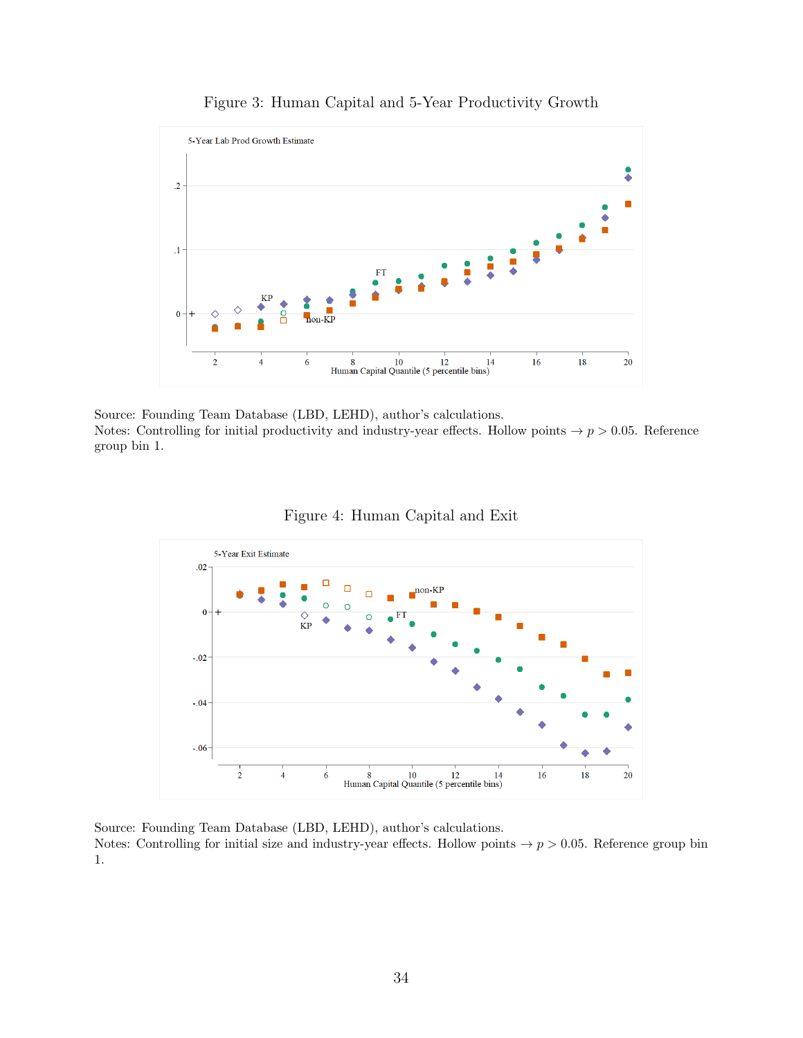Figure 3: Human Capital and 5-Year Productivity Growth

Source: Founding Team Database (LBD, LEHD), author's calculations.
Notes: Controlling for initial productivity and industry-year effects. Hollow points → $p > 0.05$. Reference group bin 1.

Figure 4: Human Capital and Exit

Source: Founding Team Database (LBD, LEHD), author's calculations.
Notes: Controlling for initial size and industry-year effects. Hollow points → $p > 0.05$. Reference group bin 1.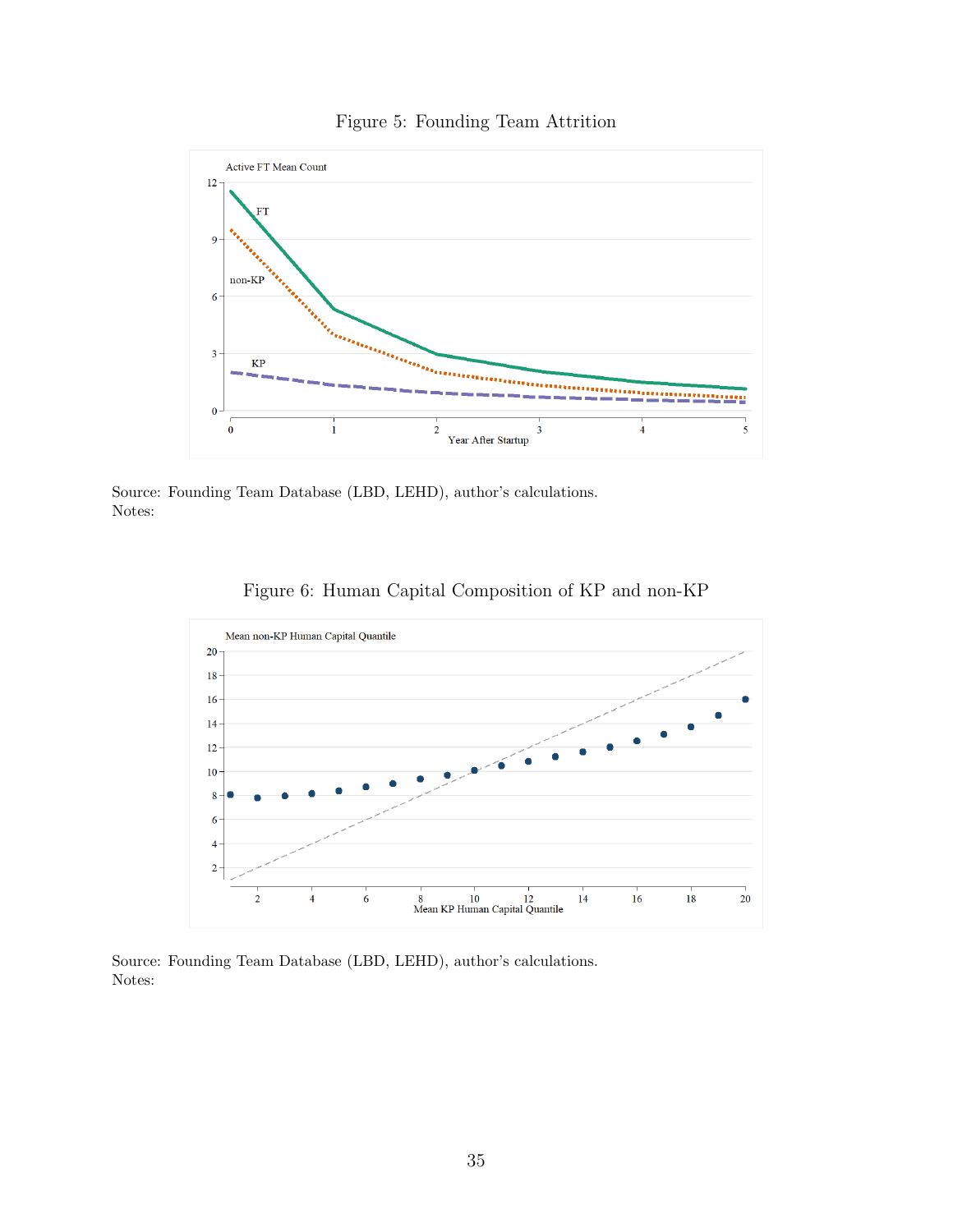Figure 5: Founding Team Attrition

Source: Founding Team Database (LBD, LEHD), author's calculations.
Notes:

Figure 6: Human Capital Composition of KP and non-KP

Source: Founding Team Database (LBD, LEHD), author's calculations.
Notes: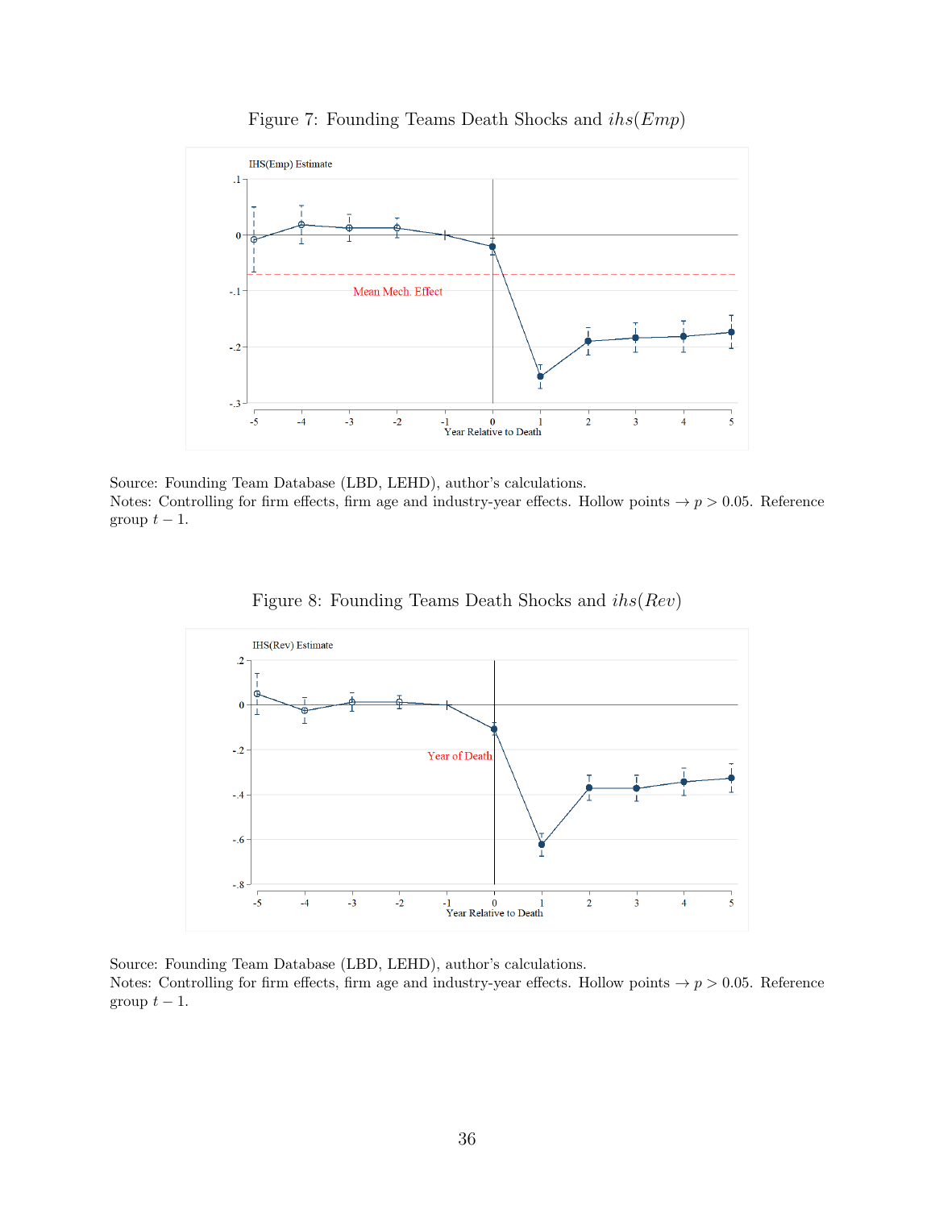Figure 7: Founding Teams Death Shocks and $ihs(Emp)$

Source: Founding Team Database (LBD, LEHD), author's calculations.
Notes: Controlling for firm effects, firm age and industry-year effects. Hollow points $\rightarrow p > 0.05$. Reference group $t-1$.

Figure 8: Founding Teams Death Shocks and $ihs(Rev)$

Source: Founding Team Database (LBD, LEHD), author's calculations.
Notes: Controlling for firm effects, firm age and industry-year effects. Hollow points $\rightarrow p > 0.05$. Reference group $t-1$.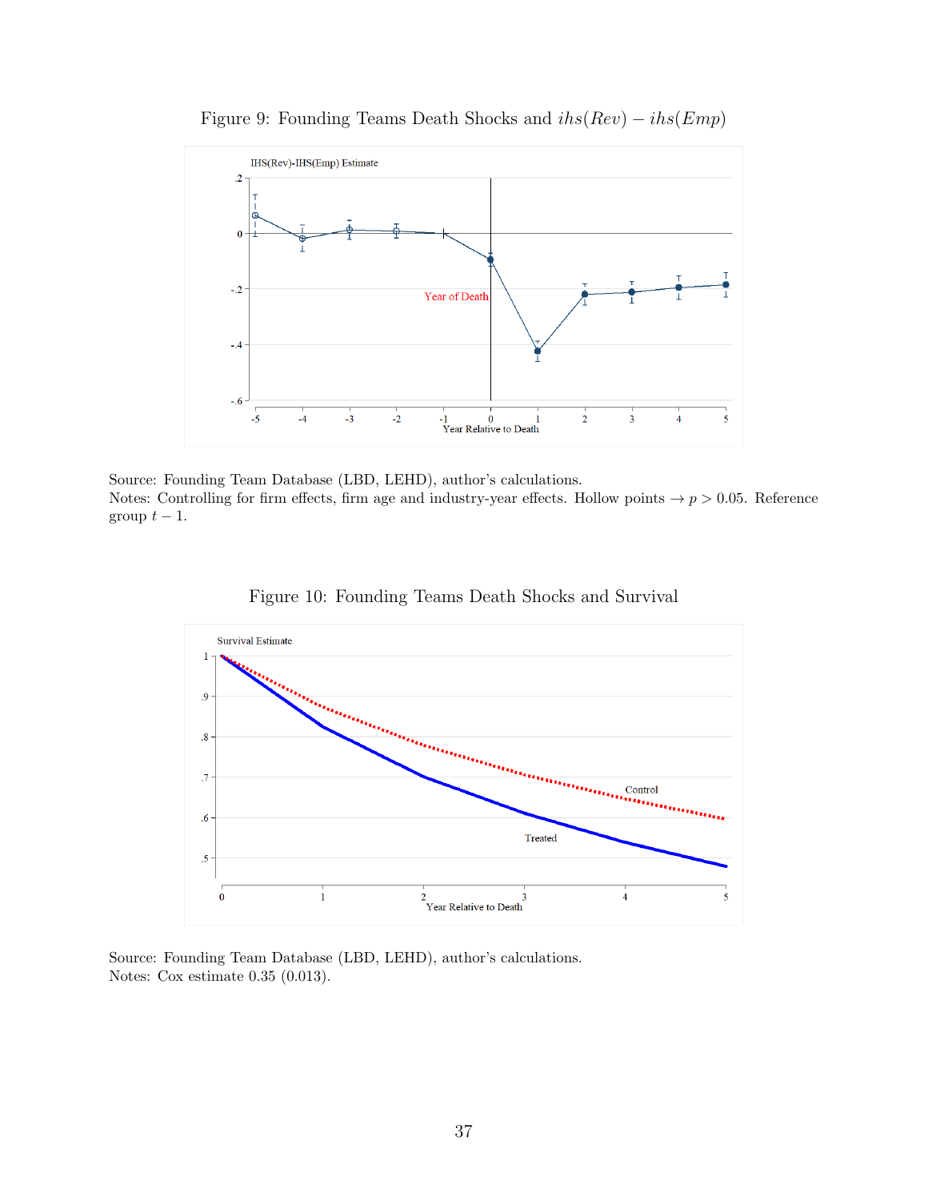Figure 9: Founding Teams Death Shocks and $ihs(Rev) - ihs(Emp)$

Source: Founding Team Database (LBD, LEHD), author's calculations.
Notes: Controlling for firm effects, firm age and industry-year effects. Hollow points $\rightarrow p > 0.05$. Reference group $t-1$.

Figure 10: Founding Teams Death Shocks and Survival

Source: Founding Team Database (LBD, LEHD), author's calculations.
Notes: Cox estimate 0.35 (0.013).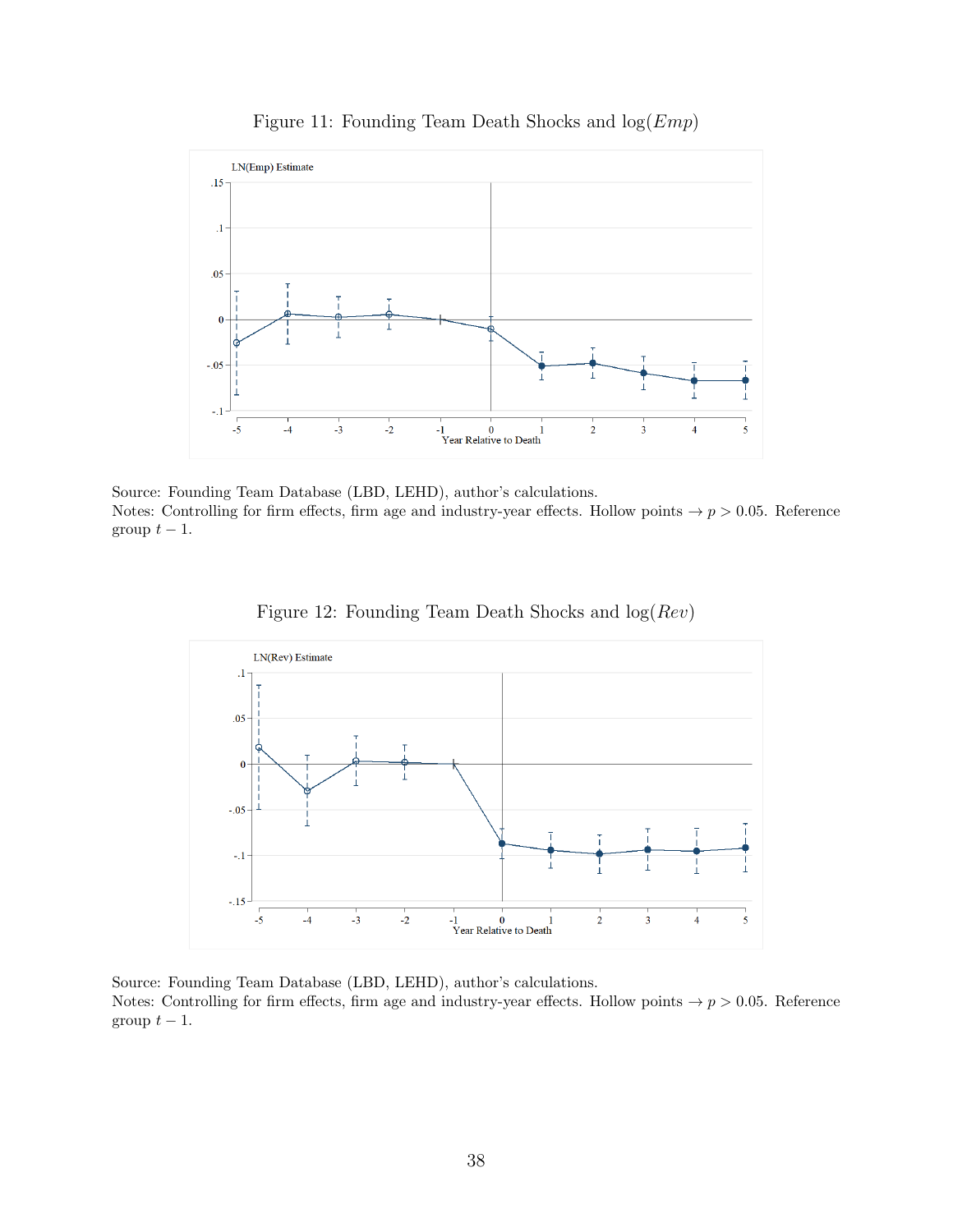Figure 11: Founding Team Death Shocks and $\log(Emp)$

Source: Founding Team Database (LBD, LEHD), author's calculations.
Notes: Controlling for firm effects, firm age and industry-year effects. Hollow points $\rightarrow p > 0.05$. Reference group $t-1$.

Figure 12: Founding Team Death Shocks and $\log(Rev)$

Source: Founding Team Database (LBD, LEHD), author's calculations.
Notes: Controlling for firm effects, firm age and industry-year effects. Hollow points $\rightarrow p > 0.05$. Reference group $t-1$.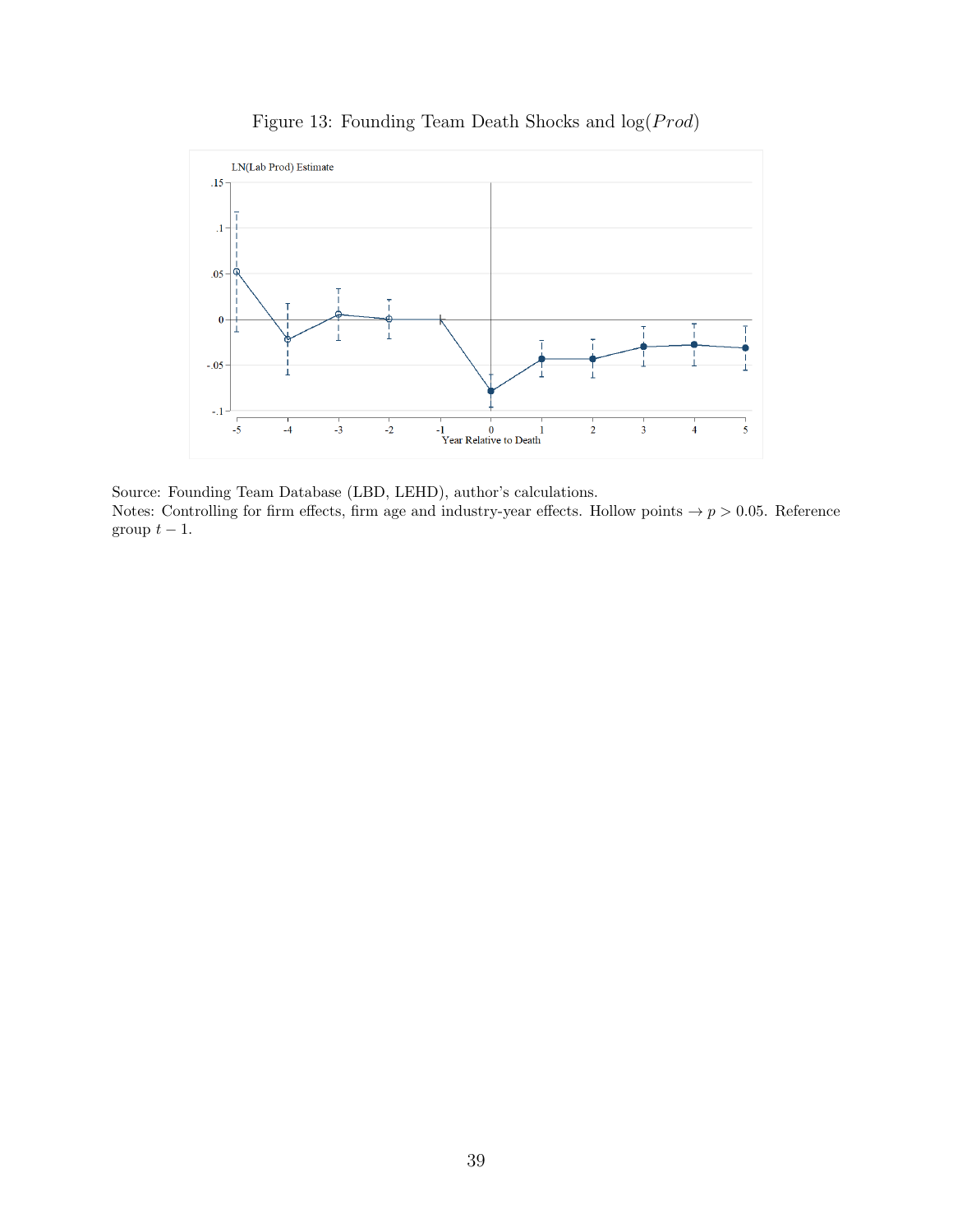Figure 13: Founding Team Death Shocks and log($Prod$)

Source: Founding Team Database (LBD, LEHD), author's calculations.
Notes: Controlling for firm effects, firm age and industry-year effects. Hollow points $\rightarrow p > 0.05$. Reference group $t-1$.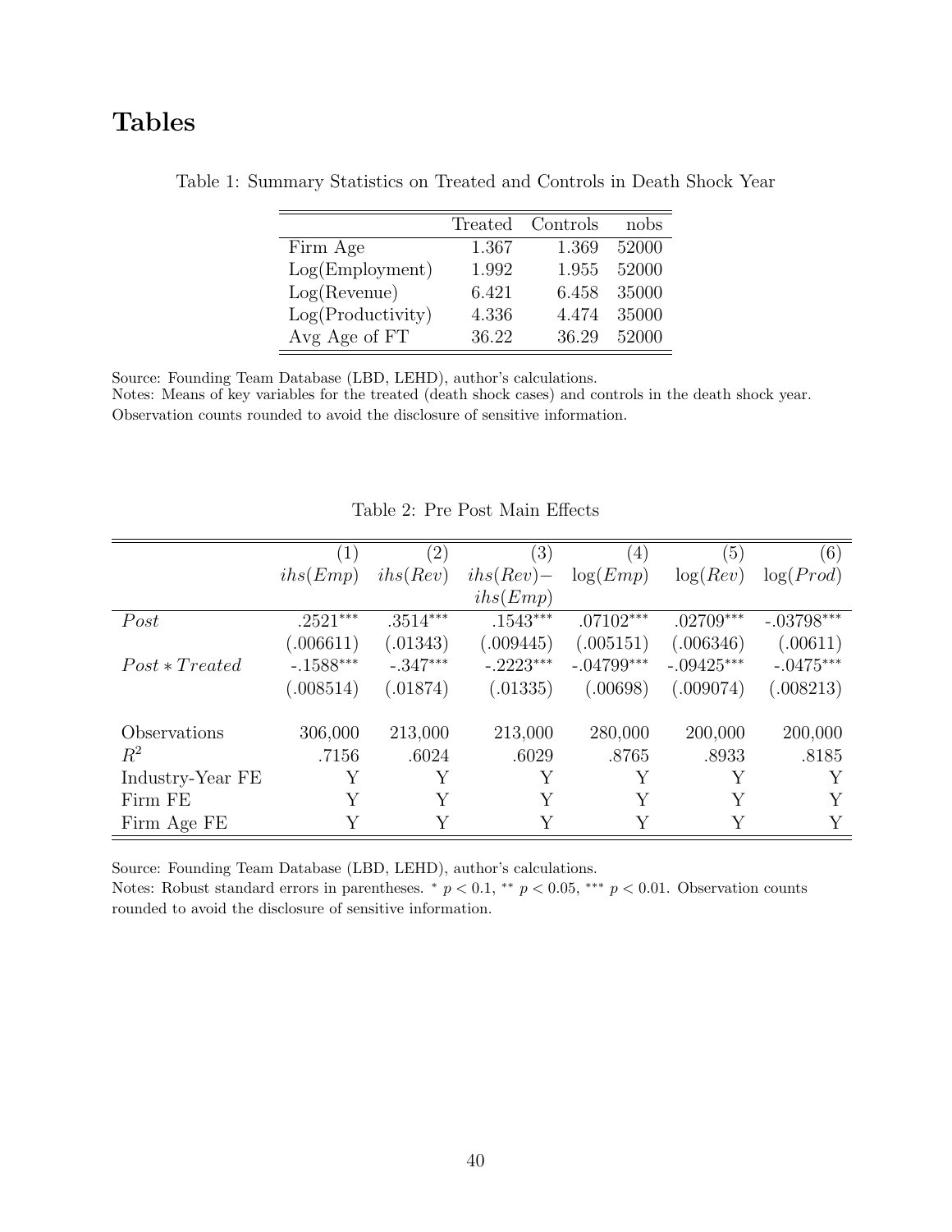# Tables

Table 1: Summary Statistics on Treated and Controls in Death Shock Year

| | Treated | Controls | nobs |
|---|---|---|---|
| Firm Age | 1.367 | 1.369 | 52000 |
| Log(Employment) | 1.992 | 1.955 | 52000 |
| Log(Revenue) | 6.421 | 6.458 | 35000 |
| Log(Productivity) | 4.336 | 4.474 | 35000 |
| Avg Age of FT | 36.22 | 36.29 | 52000 |

Source: Founding Team Database (LBD, LEHD), author's calculations.
Notes: Means of key variables for the treated (death shock cases) and controls in the death shock year. Observation counts rounded to avoid the disclosure of sensitive information.

Table 2: Pre Post Main Effects

| | (1) | (2) | (3) | (4) | (5) | (6) |
|---|---|---|---|---|---|---|
| | $ihs(Emp)$ | $ihs(Rev)$ | $ihs(Rev) - ihs(Emp)$ | $\log(Emp)$ | $\log(Rev)$ | $\log(Prod)$ |
| $Post$ | .2521*** | .3514*** | .1543*** | .07102*** | .02709*** | -.03798*** |
| | (.006611) | (.01343) | (.009445) | (.005151) | (.006346) | (.00611) |
| $Post * Treated$ | -.1588*** | -.347*** | -.2223*** | -.04799*** | -.09425*** | -.0475*** |
| | (.008514) | (.01874) | (.01335) | (.00698) | (.009074) | (.008213) |
| Observations | 306,000 | 213,000 | 213,000 | 280,000 | 200,000 | 200,000 |
| $R^2$ | .7156 | .6024 | .6029 | .8765 | .8933 | .8185 |
| Industry-Year FE | Y | Y | Y | Y | Y | Y |
| Firm FE | Y | Y | Y | Y | Y | Y |
| Firm Age FE | Y | Y | Y | Y | Y | Y |

Source: Founding Team Database (LBD, LEHD), author's calculations.
Notes: Robust standard errors in parentheses. * $p < 0.1$, ** $p < 0.05$, *** $p < 0.01$. Observation counts rounded to avoid the disclosure of sensitive information.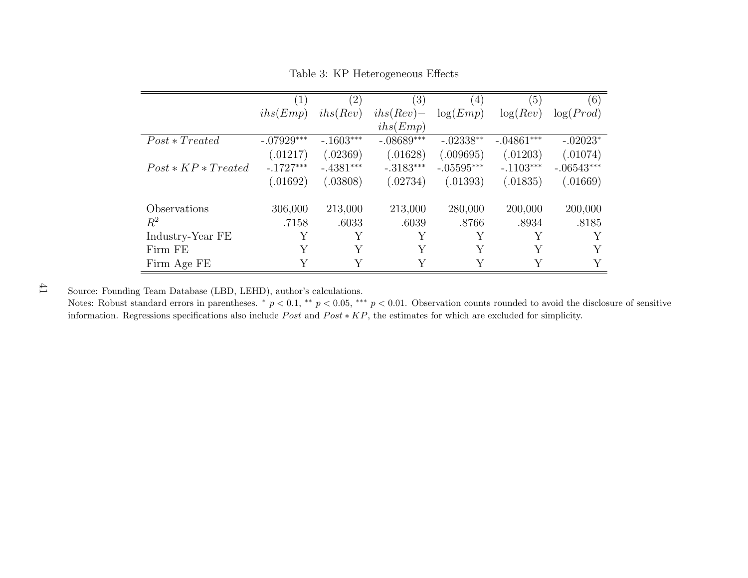Table 3: KP Heterogeneous Effects

| | (1) | (2) | (3) | (4) | (5) | (6) |
|---|---|---|---|---|---|---|
| | $ihs(Emp)$ | $ihs(Rev)$ | $ihs(Rev)-$ $ihs(Emp)$ | $\log(Emp)$ | $\log(Rev)$ | $\log(Prod)$ |
| $Post * Treated$ | -.07929*** | -.1603*** | -.08689*** | -.02338** | -.04861*** | -.02023* |
| | (.01217) | (.02369) | (.01628) | (.009695) | (.01203) | (.01074) |
| $Post * KP * Treated$ | -.1727*** | -.4381*** | -.3183*** | -.05595*** | -.1103*** | -.06543*** |
| | (.01692) | (.03808) | (.02734) | (.01393) | (.01835) | (.01669) |
| Observations | 306,000 | 213,000 | 213,000 | 280,000 | 200,000 | 200,000 |
| $R^2$ | .7158 | .6033 | .6039 | .8766 | .8934 | .8185 |
| Industry-Year FE | Y | Y | Y | Y | Y | Y |
| Firm FE | Y | Y | Y | Y | Y | Y |
| Firm Age FE | Y | Y | Y | Y | Y | Y |

Source: Founding Team Database (LBD, LEHD), author's calculations.

Notes: Robust standard errors in parentheses. * $p < 0.1$, ** $p < 0.05$, *** $p < 0.01$. Observation counts rounded to avoid the disclosure of sensitive information. Regressions specifications also include $Post$ and $Post * KP$, the estimates for which are excluded for simplicity.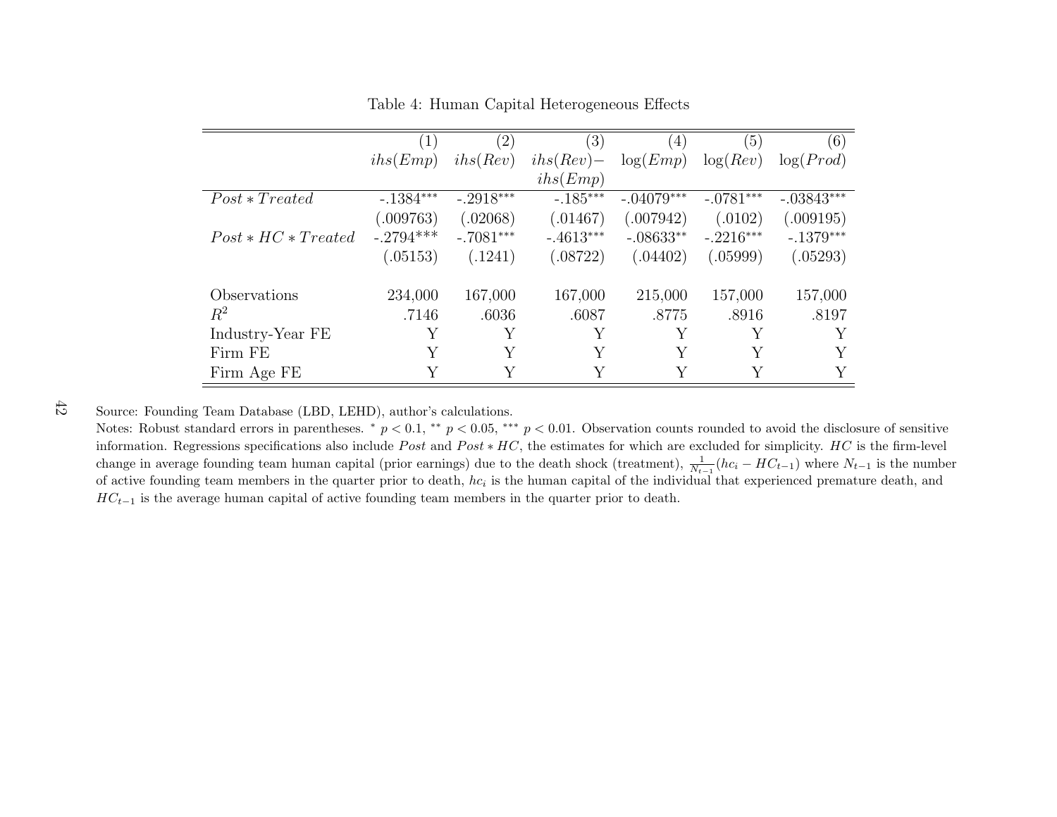Table 4: Human Capital Heterogeneous Effects

| | (1) | (2) | (3) | (4) | (5) | (6) |
|---|---|---|---|---|---|---|
| | $ihs(Emp)$ | $ihs(Rev)$ | $ihs(Rev)-ihs(Emp)$ | $\log(Emp)$ | $\log(Rev)$ | $\log(Prod)$ |
| $Post * Treated$ | -.1384*** | -.2918*** | -.185*** | -.04079*** | -.0781*** | -.03843*** |
| | (.009763) | (.02068) | (.01467) | (.007942) | (.0102) | (.009195) |
| $Post * HC * Treated$ | -.2794*** | -.7081*** | -.4613*** | -.08633** | -.2216*** | -.1379*** |
| | (.05153) | (.1241) | (.08722) | (.04402) | (.05999) | (.05293) |
| Observations | 234,000 | 167,000 | 167,000 | 215,000 | 157,000 | 157,000 |
| $R^2$ | .7146 | .6036 | .6087 | .8775 | .8916 | .8197 |
| Industry-Year FE | Y | Y | Y | Y | Y | Y |
| Firm FE | Y | Y | Y | Y | Y | Y |
| Firm Age FE | Y | Y | Y | Y | Y | Y |

Source: Founding Team Database (LBD, LEHD), author's calculations.

Notes: Robust standard errors in parentheses. * $p < 0.1$, ** $p < 0.05$, *** $p < 0.01$. Observation counts rounded to avoid the disclosure of sensitive information. Regressions specifications also include $Post$ and $Post * HC$, the estimates for which are excluded for simplicity. $HC$ is the firm-level change in average founding team human capital (prior earnings) due to the death shock (treatment), $\frac{1}{N_{t-1}}(hc_i - HC_{t-1})$ where $N_{t-1}$ is the number of active founding team members in the quarter prior to death, $hc_i$ is the human capital of the individual that experienced premature death, and $HC_{t-1}$ is the average human capital of active founding team members in the quarter prior to death.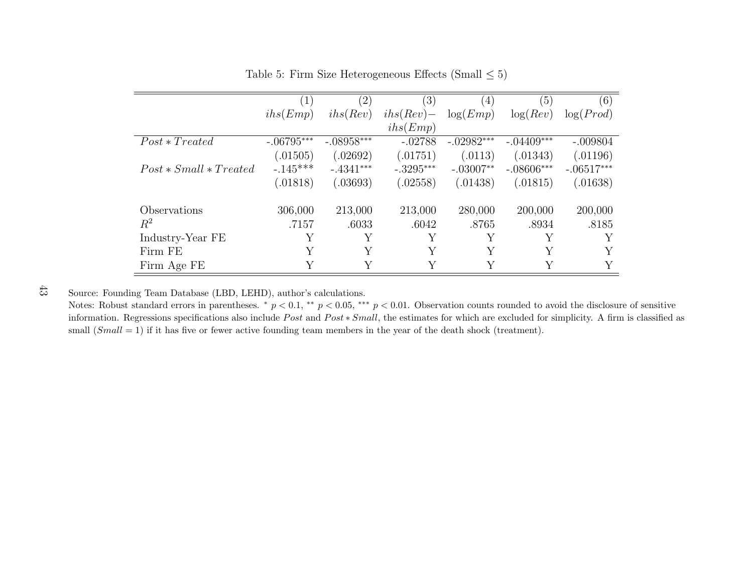Table 5: Firm Size Heterogeneous Effects (Small $\leq 5$)

| | (1) | (2) | (3) | (4) | (5) | (6) |
|---|---|---|---|---|---|---|
| | $ihs(Emp)$ | $ihs(Rev)$ | $ihs(Rev) - ihs(Emp)$ | $\log(Emp)$ | $\log(Rev)$ | $\log(Prod)$ |
| $Post * Treated$ | -.06795*** | -.08958*** | -.02788 | -.02982*** | -.04409*** | -.009804 |
| | (.01505) | (.02692) | (.01751) | (.0113) | (.01343) | (.01196) |
| $Post * Small * Treated$ | -.145*** | -.4341*** | -.3295*** | -.03007** | -.08606*** | -.06517*** |
| | (.01818) | (.03693) | (.02558) | (.01438) | (.01815) | (.01638) |
| Observations | 306,000 | 213,000 | 213,000 | 280,000 | 200,000 | 200,000 |
| $R^2$ | .7157 | .6033 | .6042 | .8765 | .8934 | .8185 |
| Industry-Year FE | Y | Y | Y | Y | Y | Y |
| Firm FE | Y | Y | Y | Y | Y | Y |
| Firm Age FE | Y | Y | Y | Y | Y | Y |

Source: Founding Team Database (LBD, LEHD), author's calculations.

Notes: Robust standard errors in parentheses. * $p < 0.1$, ** $p < 0.05$, *** $p < 0.01$. Observation counts rounded to avoid the disclosure of sensitive information. Regressions specifications also include $Post$ and $Post * Small$, the estimates for which are excluded for simplicity. A firm is classified as small ($Small = 1$) if it has five or fewer active founding team members in the year of the death shock (treatment).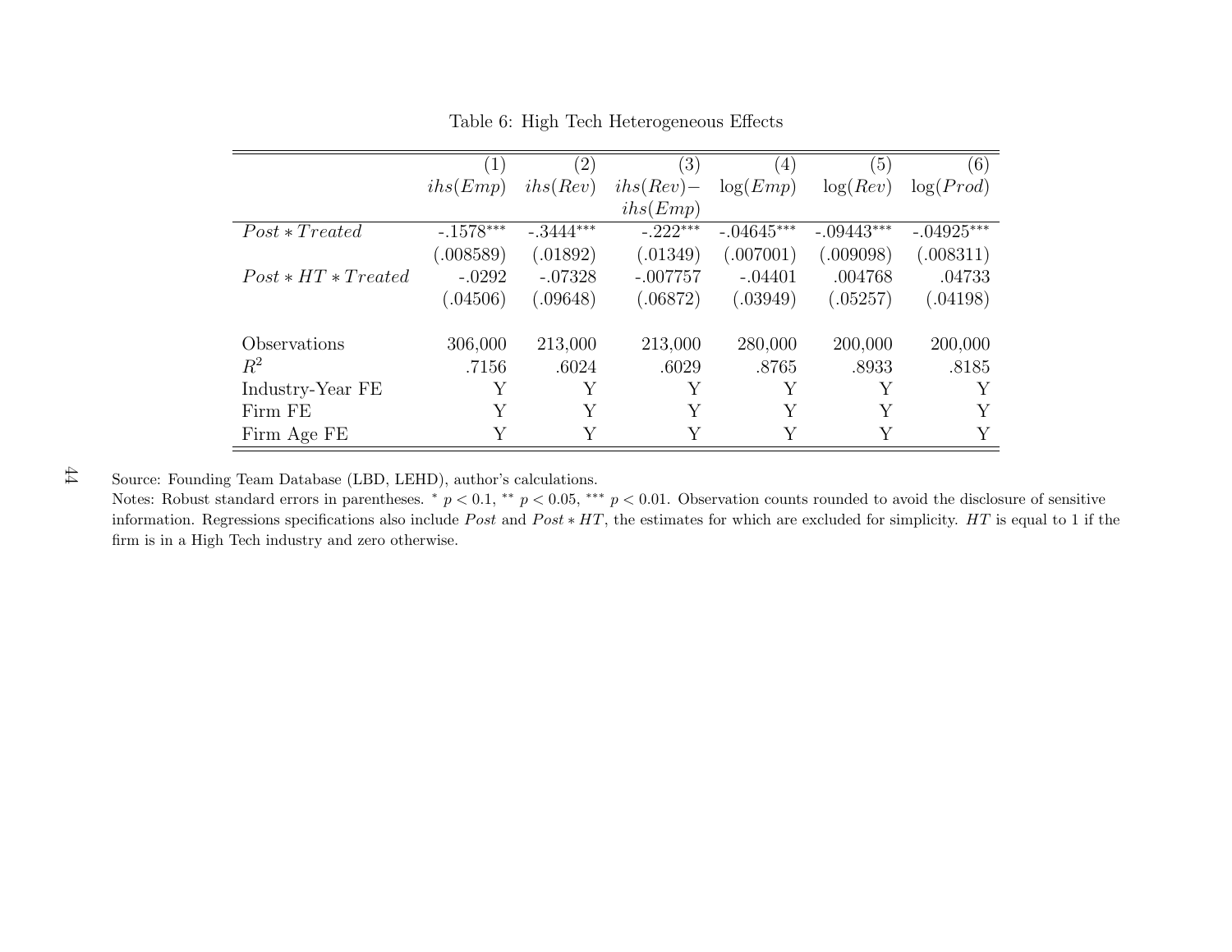Table 6: High Tech Heterogeneous Effects

| | (1) | (2) | (3) | (4) | (5) | (6) |
|---|---|---|---|---|---|---|
| | $ihs(Emp)$ | $ihs(Rev)$ | $ihs(Rev) - ihs(Emp)$ | $\log(Emp)$ | $\log(Rev)$ | $\log(Prod)$ |
| $Post * Treated$ | -.1578*** | -.3444*** | -.222*** | -.04645*** | -.09443*** | -.04925*** |
| | (.008589) | (.01892) | (.01349) | (.007001) | (.009098) | (.008311) |
| $Post * HT * Treated$ | -.0292 | -.07328 | -.007757 | -.04401 | .004768 | .04733 |
| | (.04506) | (.09648) | (.06872) | (.03949) | (.05257) | (.04198) |
| Observations | 306,000 | 213,000 | 213,000 | 280,000 | 200,000 | 200,000 |
| $R^2$ | .7156 | .6024 | .6029 | .8765 | .8933 | .8185 |
| Industry-Year FE | Y | Y | Y | Y | Y | Y |
| Firm FE | Y | Y | Y | Y | Y | Y |
| Firm Age FE | Y | Y | Y | Y | Y | Y |

Source: Founding Team Database (LBD, LEHD), author's calculations.
Notes: Robust standard errors in parentheses. * $p < 0.1$, ** $p < 0.05$, *** $p < 0.01$. Observation counts rounded to avoid the disclosure of sensitive information. Regressions specifications also include $Post$ and $Post * HT$, the estimates for which are excluded for simplicity. $HT$ is equal to 1 if the firm is in a High Tech industry and zero otherwise.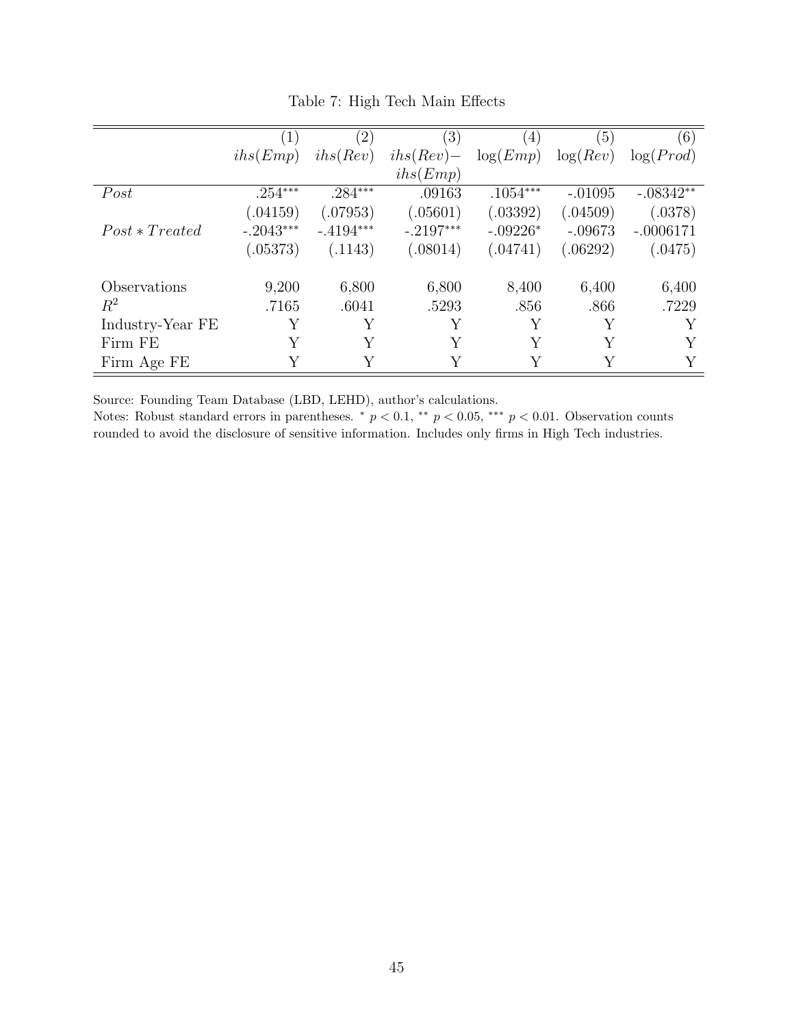Table 7: High Tech Main Effects

| | (1) | (2) | (3) | (4) | (5) | (6) |
|---|---|---|---|---|---|---|
| | $ihs(Emp)$ | $ihs(Rev)$ | $ihs(Rev)-$ $ihs(Emp)$ | $\log(Emp)$ | $\log(Rev)$ | $\log(Prod)$ |
| $Post$ | .254*** | .284*** | .09163 | .1054*** | -.01095 | -.08342** |
| | (.04159) | (.07953) | (.05601) | (.03392) | (.04509) | (.0378) |
| $Post * Treated$ | -.2043*** | -.4194*** | -.2197*** | -.09226* | -.09673 | -.0006171 |
| | (.05373) | (.1143) | (.08014) | (.04741) | (.06292) | (.0475) |
| Observations | 9,200 | 6,800 | 6,800 | 8,400 | 6,400 | 6,400 |
| $R^2$ | .7165 | .6041 | .5293 | .856 | .866 | .7229 |
| Industry-Year FE | Y | Y | Y | Y | Y | Y |
| Firm FE | Y | Y | Y | Y | Y | Y |
| Firm Age FE | Y | Y | Y | Y | Y | Y |

Source: Founding Team Database (LBD, LEHD), author's calculations.
Notes: Robust standard errors in parentheses. * $p < 0.1$, ** $p < 0.05$, *** $p < 0.01$. Observation counts rounded to avoid the disclosure of sensitive information. Includes only firms in High Tech industries.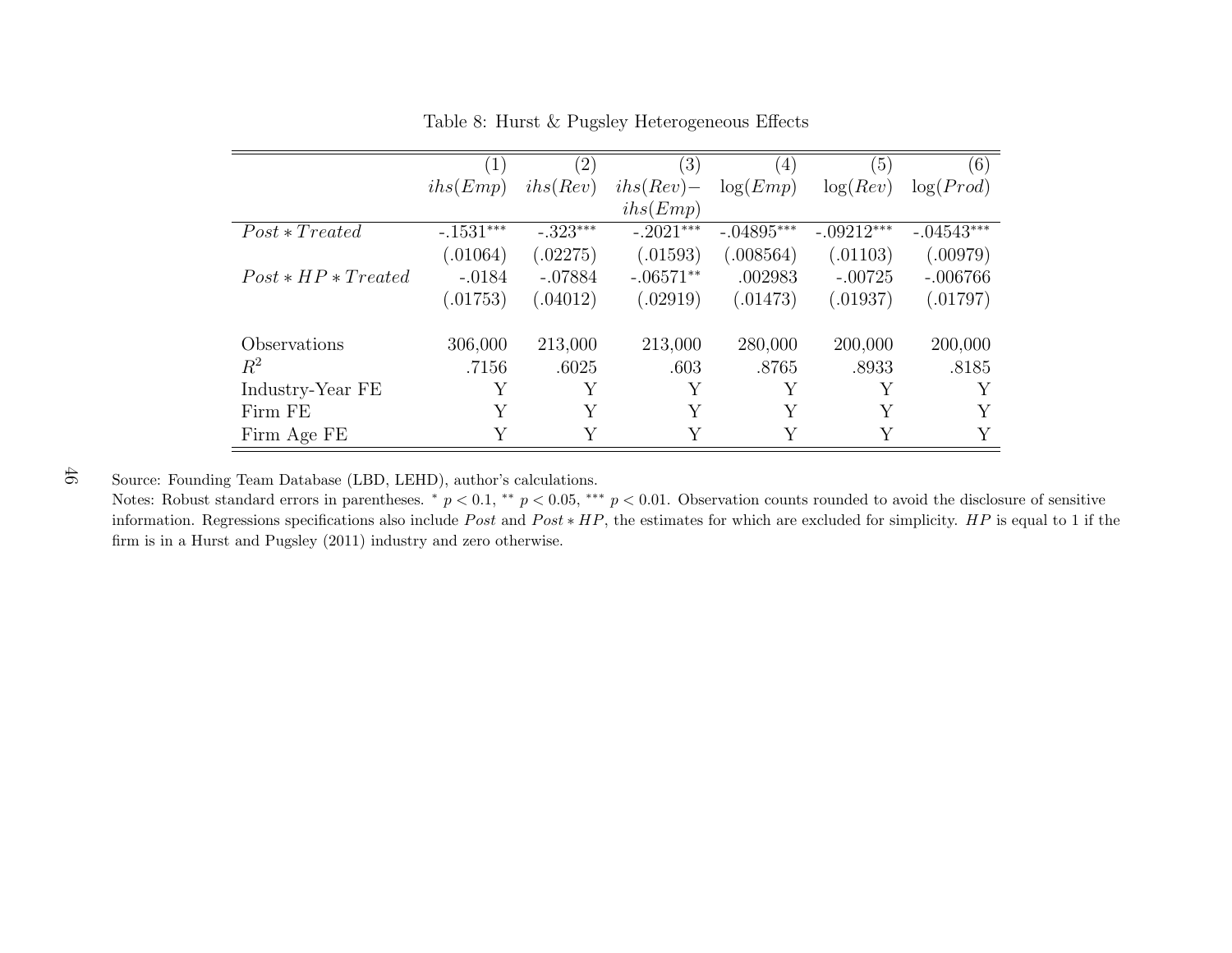Table 8: Hurst & Pugsley Heterogeneous Effects

| | (1) | (2) | (3) | (4) | (5) | (6) |
|---|---|---|---|---|---|---|
| | $ihs(Emp)$ | $ihs(Rev)$ | $ihs(Rev) - ihs(Emp)$ | $\log(Emp)$ | $\log(Rev)$ | $\log(Prod)$ |
| $Post * Treated$ | -.1531*** | -.323*** | -.2021*** | -.04895*** | -.09212*** | -.04543*** |
| | (.01064) | (.02275) | (.01593) | (.008564) | (.01103) | (.00979) |
| $Post * HP * Treated$ | -.0184 | -.07884 | -.06571** | .002983 | -.00725 | -.006766 |
| | (.01753) | (.04012) | (.02919) | (.01473) | (.01937) | (.01797) |
| Observations | 306,000 | 213,000 | 213,000 | 280,000 | 200,000 | 200,000 |
| $R^2$ | .7156 | .6025 | .603 | .8765 | .8933 | .8185 |
| Industry-Year FE | Y | Y | Y | Y | Y | Y |
| Firm FE | Y | Y | Y | Y | Y | Y |
| Firm Age FE | Y | Y | Y | Y | Y | Y |

Source: Founding Team Database (LBD, LEHD), author's calculations.

Notes: Robust standard errors in parentheses. * $p < 0.1$, ** $p < 0.05$, *** $p < 0.01$. Observation counts rounded to avoid the disclosure of sensitive information. Regressions specifications also include $Post$ and $Post * HP$, the estimates for which are excluded for simplicity. $HP$ is equal to 1 if the firm is in a Hurst and Pugsley (2011) industry and zero otherwise.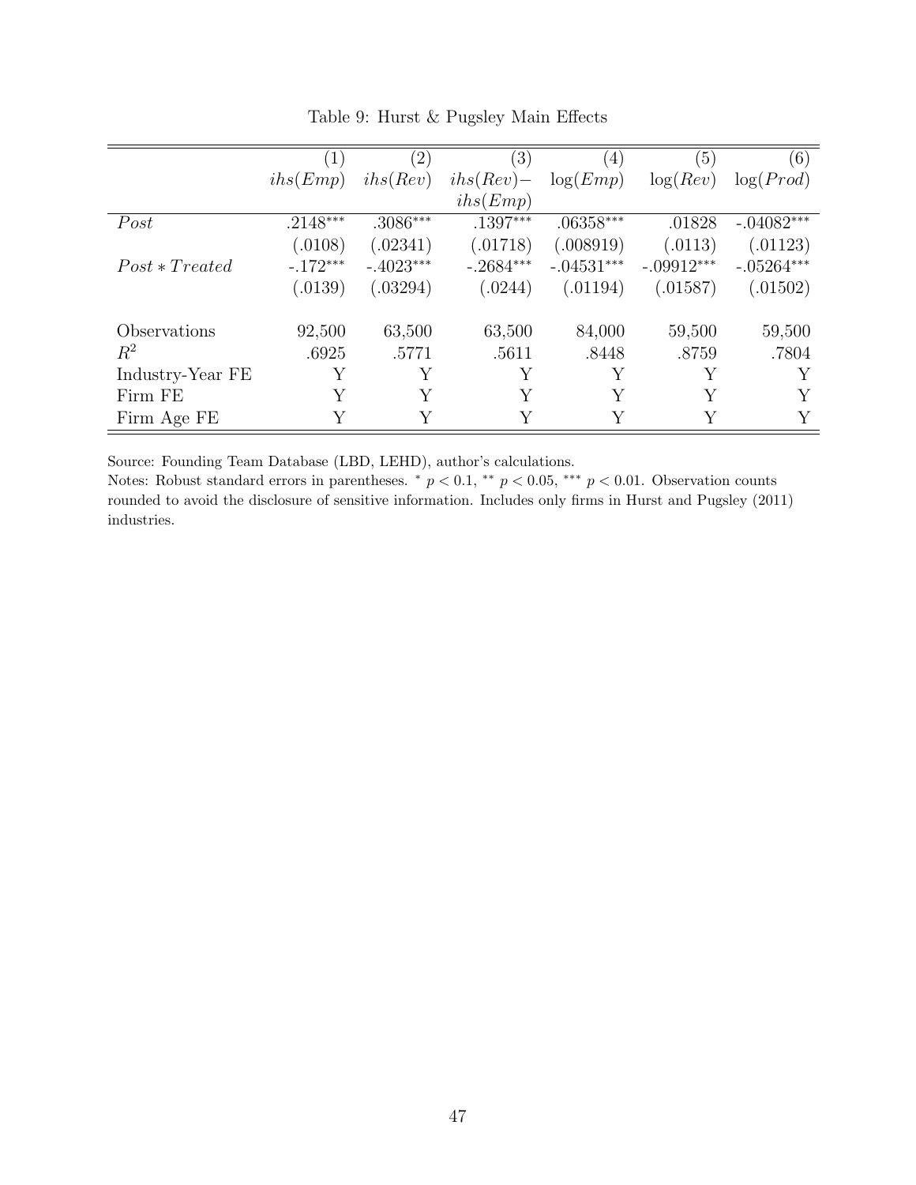Table 9: Hurst & Pugsley Main Effects

| | (1) | (2) | (3) | (4) | (5) | (6) |
|---|---|---|---|---|---|---|
| | $ihs(Emp)$ | $ihs(Rev)$ | $ihs(Rev)-$ $ihs(Emp)$ | $\log(Emp)$ | $\log(Rev)$ | $\log(Prod)$ |
| $Post$ | .2148*** | .3086*** | .1397*** | .06358*** | .01828 | -.04082*** |
| | (.0108) | (.02341) | (.01718) | (.008919) | (.0113) | (.01123) |
| $Post * Treated$ | -.172*** | -.4023*** | -.2684*** | -.04531*** | -.09912*** | -.05264*** |
| | (.0139) | (.03294) | (.0244) | (.01194) | (.01587) | (.01502) |
| Observations | 92,500 | 63,500 | 63,500 | 84,000 | 59,500 | 59,500 |
| $R^2$ | .6925 | .5771 | .5611 | .8448 | .8759 | .7804 |
| Industry-Year FE | Y | Y | Y | Y | Y | Y |
| Firm FE | Y | Y | Y | Y | Y | Y |
| Firm Age FE | Y | Y | Y | Y | Y | Y |

Source: Founding Team Database (LBD, LEHD), author's calculations.
Notes: Robust standard errors in parentheses. * $p < 0.1$, ** $p < 0.05$, *** $p < 0.01$. Observation counts rounded to avoid the disclosure of sensitive information. Includes only firms in Hurst and Pugsley (2011) industries.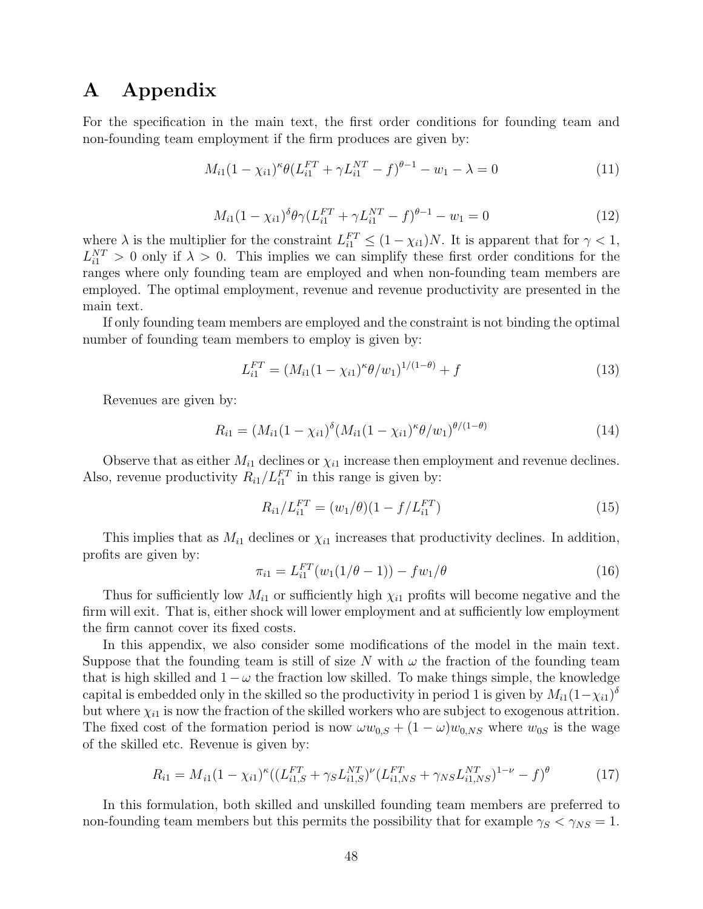# A Appendix

For the specification in the main text, the first order conditions for founding team and non-founding team employment if the firm produces are given by:

$$M_{i1}(1-\chi_{i1})^{\kappa}\theta(L_{i1}^{FT}+\gamma L_{i1}^{NT}-f)^{\theta-1}-w_1-\lambda=0 \tag{11}$$

$$M_{i1}(1-\chi_{i1})^{\delta}\theta\gamma(L_{i1}^{FT}+\gamma L_{i1}^{NT}-f)^{\theta-1}-w_1=0 \tag{12}$$

where $\lambda$ is the multiplier for the constraint $L_{i1}^{FT}\leq(1-\chi_{i1})N$. It is apparent that for $\gamma<1$, $L_{i1}^{NT}>0$ only if $\lambda>0$. This implies we can simplify these first order conditions for the ranges where only founding team are employed and when non-founding team members are employed. The optimal employment, revenue and revenue productivity are presented in the main text.

If only founding team members are employed and the constraint is not binding the optimal number of founding team members to employ is given by:

$$L_{i1}^{FT}=(M_{i1}(1-\chi_{i1})^{\kappa}\theta/w_1)^{1/(1-\theta)}+f \tag{13}$$

Revenues are given by:

$$R_{i1}=(M_{i1}(1-\chi_{i1})^{\delta}(M_{i1}(1-\chi_{i1})^{\kappa}\theta/w_1)^{\theta/(1-\theta)} \tag{14}$$

Observe that as either $M_{i1}$ declines or $\chi_{i1}$ increase then employment and revenue declines. Also, revenue productivity $R_{i1}/L_{i1}^{FT}$ in this range is given by:

$$R_{i1}/L_{i1}^{FT}=(w_1/\theta)(1-f/L_{i1}^{FT}) \tag{15}$$

This implies that as $M_{i1}$ declines or $\chi_{i1}$ increases that productivity declines. In addition, profits are given by:

$$\pi_{i1}=L_{i1}^{FT}(w_1(1/\theta-1))-fw_1/\theta \tag{16}$$

Thus for sufficiently low $M_{i1}$ or sufficiently high $\chi_{i1}$ profits will become negative and the firm will exit. That is, either shock will lower employment and at sufficiently low employment the firm cannot cover its fixed costs.

In this appendix, we also consider some modifications of the model in the main text. Suppose that the founding team is still of size $N$ with $\omega$ the fraction of the founding team that is high skilled and $1-\omega$ the fraction low skilled. To make things simple, the knowledge capital is embedded only in the skilled so the productivity in period 1 is given by $M_{i1}(1-\chi_{i1})^{\delta}$ but where $\chi_{i1}$ is now the fraction of the skilled workers who are subject to exogenous attrition. The fixed cost of the formation period is now $\omega w_{0,S}+(1-\omega)w_{0,NS}$ where $w_{0S}$ is the wage of the skilled etc. Revenue is given by:

$$R_{i1}=M_{i1}(1-\chi_{i1})^{\kappa}((L_{i1,S}^{FT}+\gamma_S L_{i1,S}^{NT})^{\nu}(L_{i1,NS}^{FT}+\gamma_{NS}L_{i1,NS}^{NT})^{1-\nu}-f)^{\theta} \tag{17}$$

In this formulation, both skilled and unskilled founding team members are preferred to non-founding team members but this permits the possibility that for example $\gamma_S<\gamma_{NS}=1$.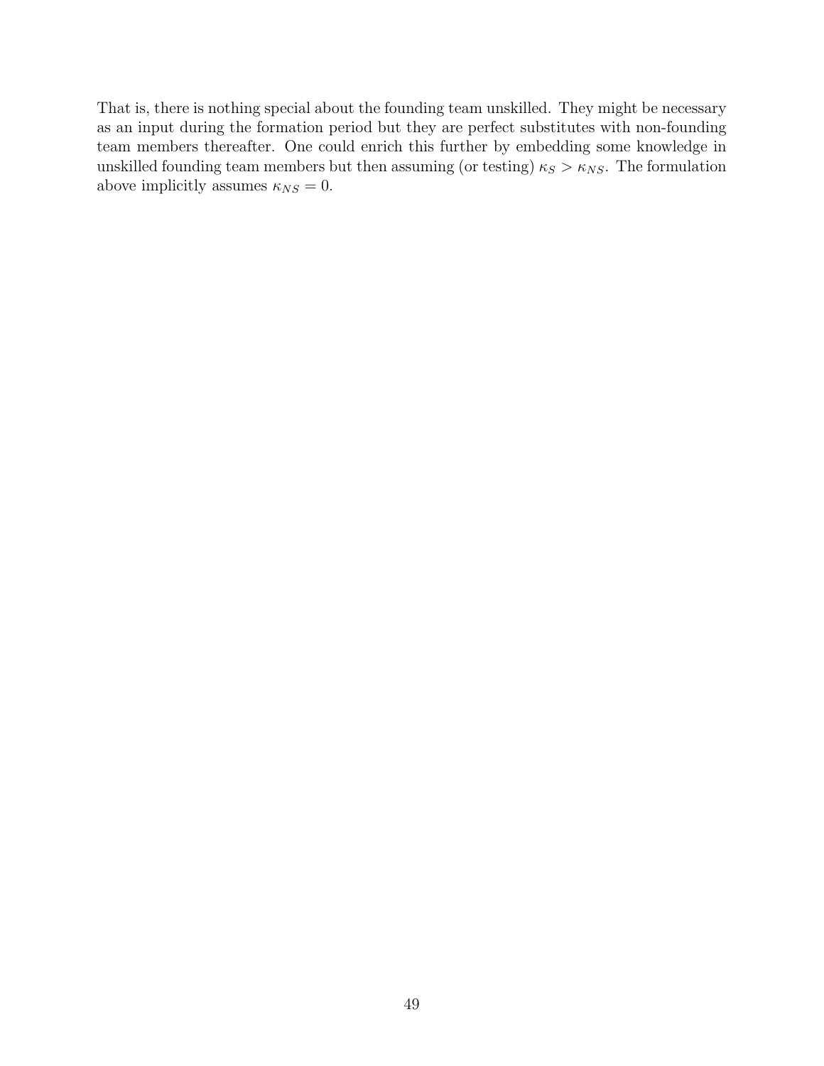That is, there is nothing special about the founding team unskilled. They might be necessary as an input during the formation period but they are perfect substitutes with non-founding team members thereafter. One could enrich this further by embedding some knowledge in unskilled founding team members but then assuming (or testing) $\kappa_S > \kappa_{NS}$. The formulation above implicitly assumes $\kappa_{NS} = 0$.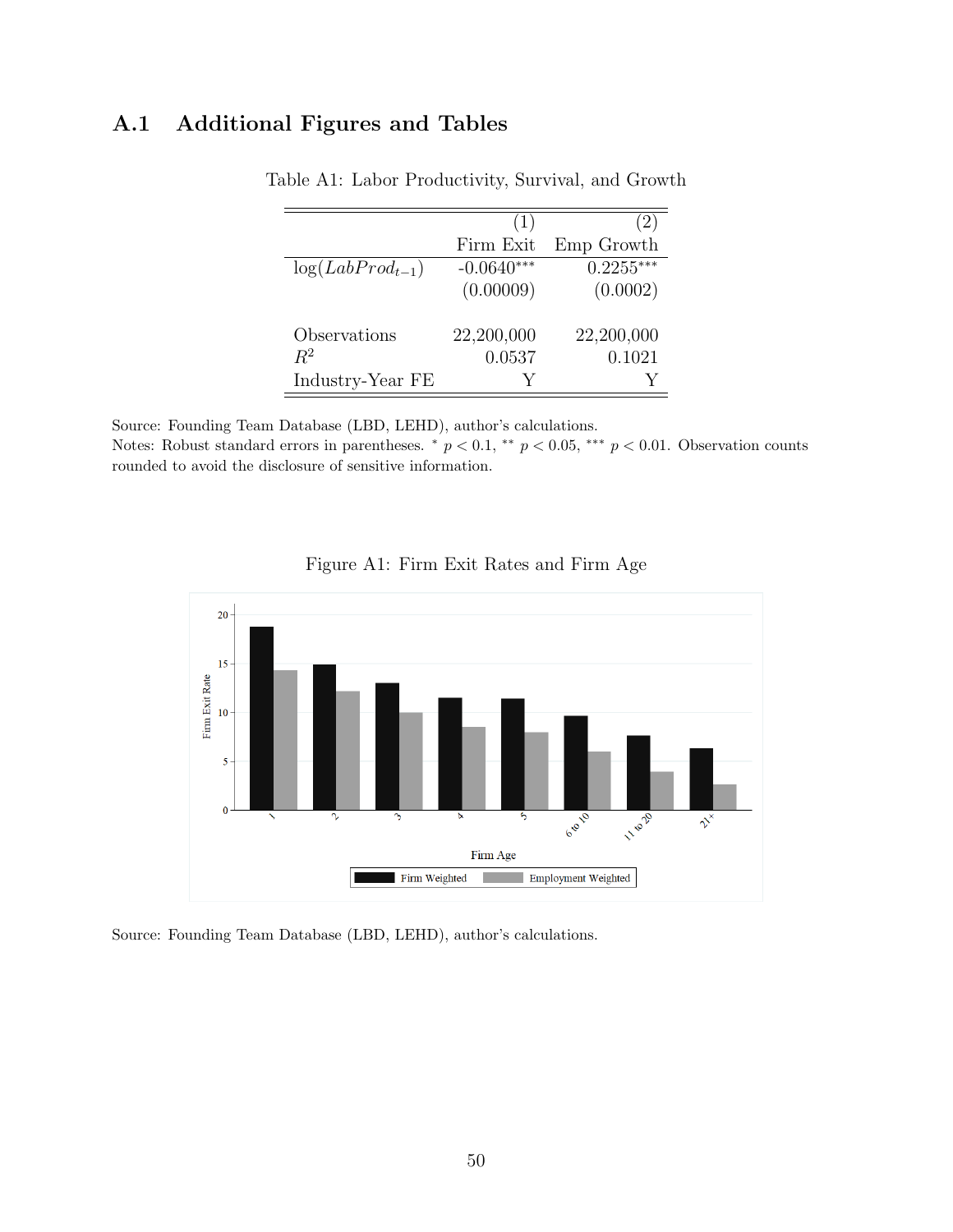## A.1 Additional Figures and Tables

Table A1: Labor Productivity, Survival, and Growth

| | (1) | (2) |
|---|---|---|
| | Firm Exit | Emp Growth |
| $\log(LabProd_{t-1})$ | -0.0640*** | 0.2255*** |
| | (0.00009) | (0.0002) |
| | | |
| Observations | 22,200,000 | 22,200,000 |
| $R^2$ | 0.0537 | 0.1021 |
| Industry-Year FE | Y | Y |

Source: Founding Team Database (LBD, LEHD), author's calculations.
Notes: Robust standard errors in parentheses. * $p < 0.1$, ** $p < 0.05$, *** $p < 0.01$. Observation counts rounded to avoid the disclosure of sensitive information.

Figure A1: Firm Exit Rates and Firm Age

Source: Founding Team Database (LBD, LEHD), author's calculations.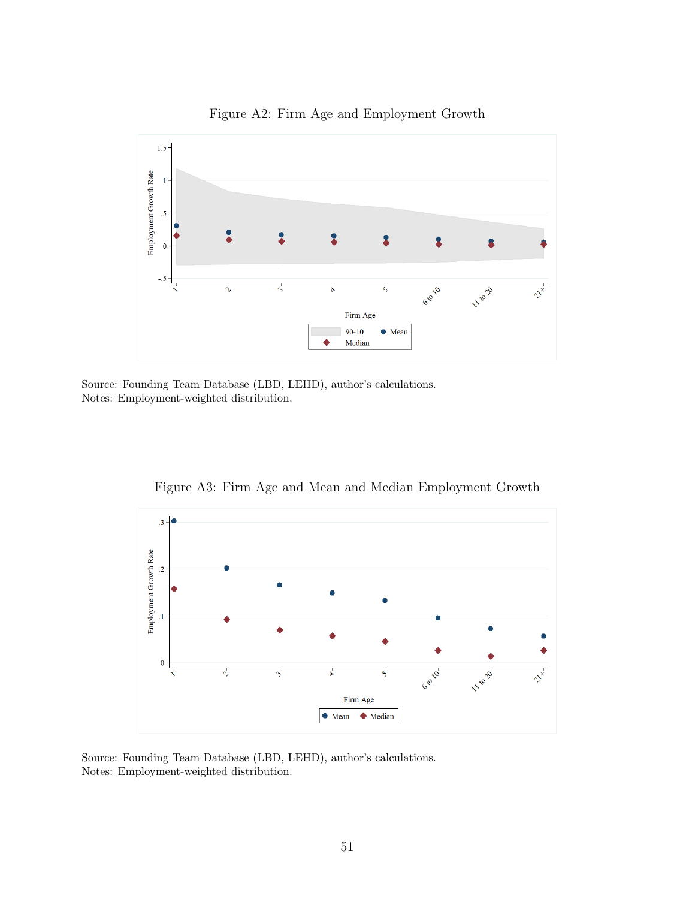Figure A2: Firm Age and Employment Growth

Employment Growth Rate

1.5

1

.5

0

-.5

1

2

3

4

5

6 to 10

11 to 20

21+

Firm Age

90-10

Mean

Median

Source: Founding Team Database (LBD, LEHD), author's calculations.
Notes: Employment-weighted distribution.

Figure A3: Firm Age and Mean and Median Employment Growth

Employment Growth Rate

.3

.2

.1

0

1

2

3

4

5

6 to 10

11 to 20

21+

Firm Age

Mean

Median

Source: Founding Team Database (LBD, LEHD), author's calculations.
Notes: Employment-weighted distribution.